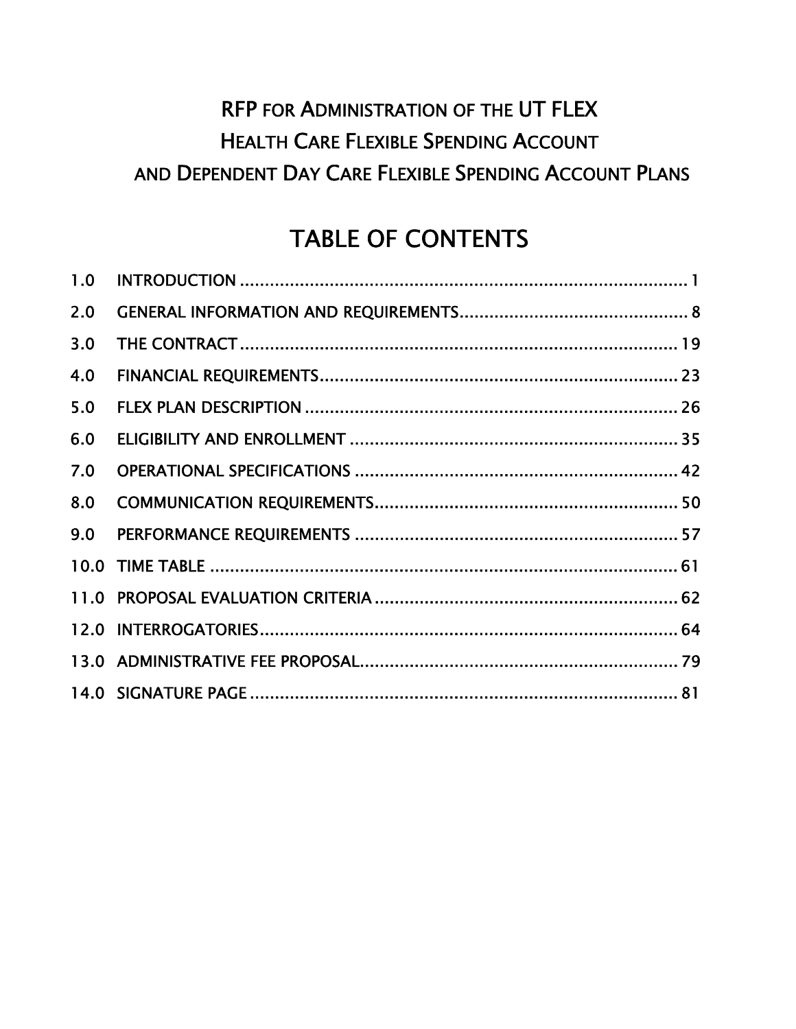# RFP FOR ADMINISTRATION OF THE UT FLEX HEALTH CARE FLEXIBLE SPENDING ACCOUNT AND DEPENDENT DAY CARE FLEXIBLE SPENDING ACCOUNT PLANS

## TABLE OF CONTENTS

| | | |
|---|---|---|
| 1.0 | INTRODUCTION | 1 |
| 2.0 | GENERAL INFORMATION AND REQUIREMENTS | 8 |
| 3.0 | THE CONTRACT | 19 |
| 4.0 | FINANCIAL REQUIREMENTS | 23 |
| 5.0 | FLEX PLAN DESCRIPTION | 26 |
| 6.0 | ELIGIBILITY AND ENROLLMENT | 35 |
| 7.0 | OPERATIONAL SPECIFICATIONS | 42 |
| 8.0 | COMMUNICATION REQUIREMENTS | 50 |
| 9.0 | PERFORMANCE REQUIREMENTS | 57 |
| 10.0 | TIME TABLE | 61 |
| 11.0 | PROPOSAL EVALUATION CRITERIA | 62 |
| 12.0 | INTERROGATORIES | 64 |
| 13.0 | ADMINISTRATIVE FEE PROPOSAL | 79 |
| 14.0 | SIGNATURE PAGE | 81 |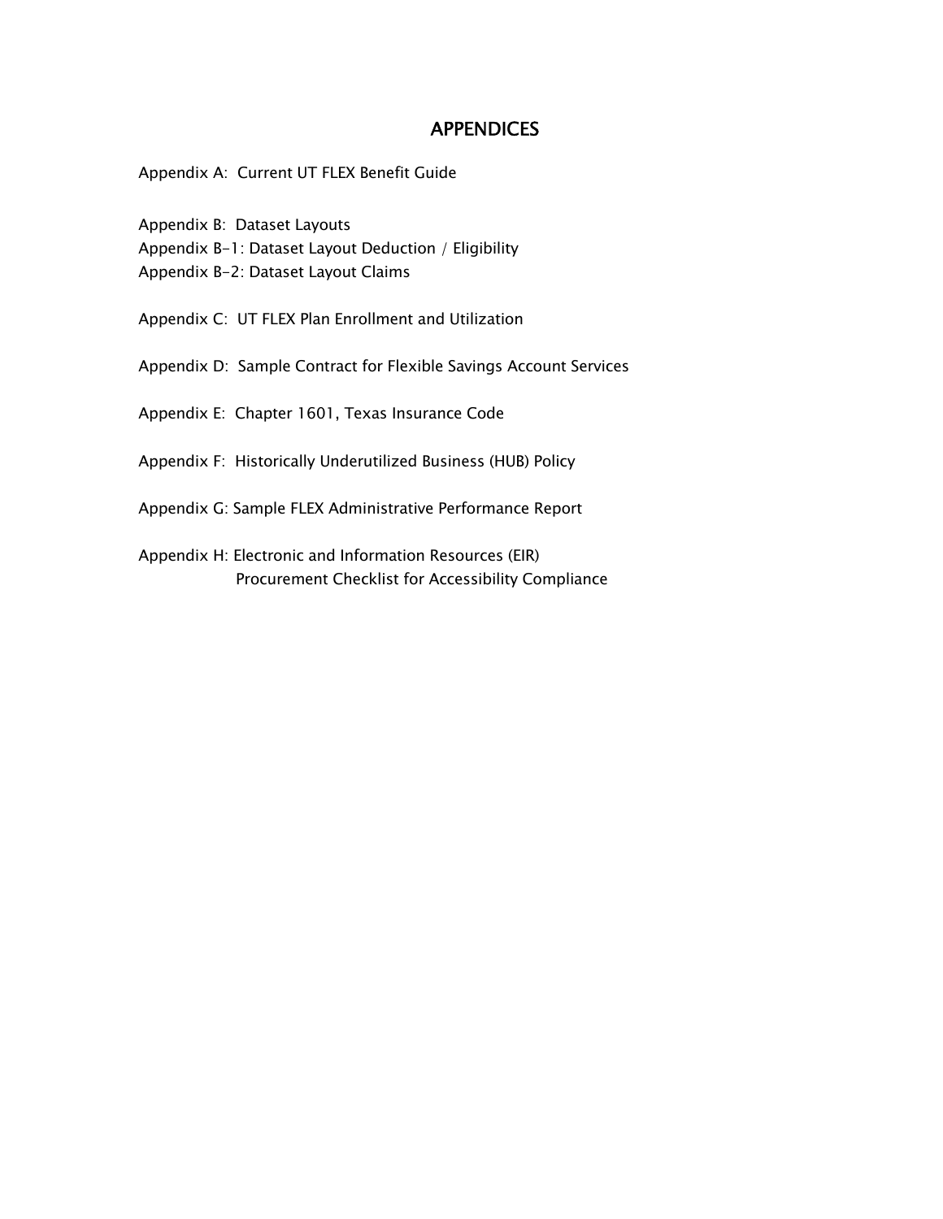# APPENDICES

Appendix A: Current UT FLEX Benefit Guide

Appendix B: Dataset Layouts
Appendix B-1: Dataset Layout Deduction / Eligibility
Appendix B-2: Dataset Layout Claims

Appendix C: UT FLEX Plan Enrollment and Utilization

Appendix D: Sample Contract for Flexible Savings Account Services

Appendix E: Chapter 1601, Texas Insurance Code

Appendix F: Historically Underutilized Business (HUB) Policy

Appendix G: Sample FLEX Administrative Performance Report

Appendix H: Electronic and Information Resources (EIR) Procurement Checklist for Accessibility Compliance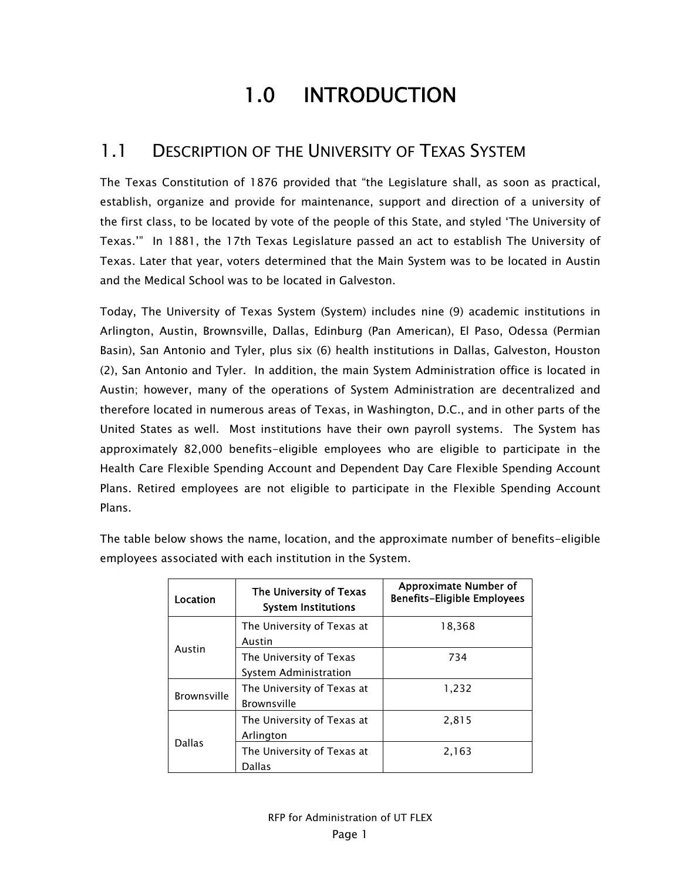# 1.0 INTRODUCTION

## 1.1 DESCRIPTION OF THE UNIVERSITY OF TEXAS SYSTEM

The Texas Constitution of 1876 provided that "the Legislature shall, as soon as practical, establish, organize and provide for maintenance, support and direction of a university of the first class, to be located by vote of the people of this State, and styled 'The University of Texas.'" In 1881, the 17th Texas Legislature passed an act to establish The University of Texas. Later that year, voters determined that the Main System was to be located in Austin and the Medical School was to be located in Galveston.

Today, The University of Texas System (System) includes nine (9) academic institutions in Arlington, Austin, Brownsville, Dallas, Edinburg (Pan American), El Paso, Odessa (Permian Basin), San Antonio and Tyler, plus six (6) health institutions in Dallas, Galveston, Houston (2), San Antonio and Tyler. In addition, the main System Administration office is located in Austin; however, many of the operations of System Administration are decentralized and therefore located in numerous areas of Texas, in Washington, D.C., and in other parts of the United States as well. Most institutions have their own payroll systems. The System has approximately 82,000 benefits-eligible employees who are eligible to participate in the Health Care Flexible Spending Account and Dependent Day Care Flexible Spending Account Plans. Retired employees are not eligible to participate in the Flexible Spending Account Plans.

The table below shows the name, location, and the approximate number of benefits-eligible employees associated with each institution in the System.

| Location | The University of Texas System Institutions | Approximate Number of Benefits-Eligible Employees |
|---|---|---|
| Austin | The University of Texas at Austin | 18,368 |
| | The University of Texas System Administration | 734 |
| Brownsville | The University of Texas at Brownsville | 1,232 |
| Dallas | The University of Texas at Arlington | 2,815 |
| | The University of Texas at Dallas | 2,163 |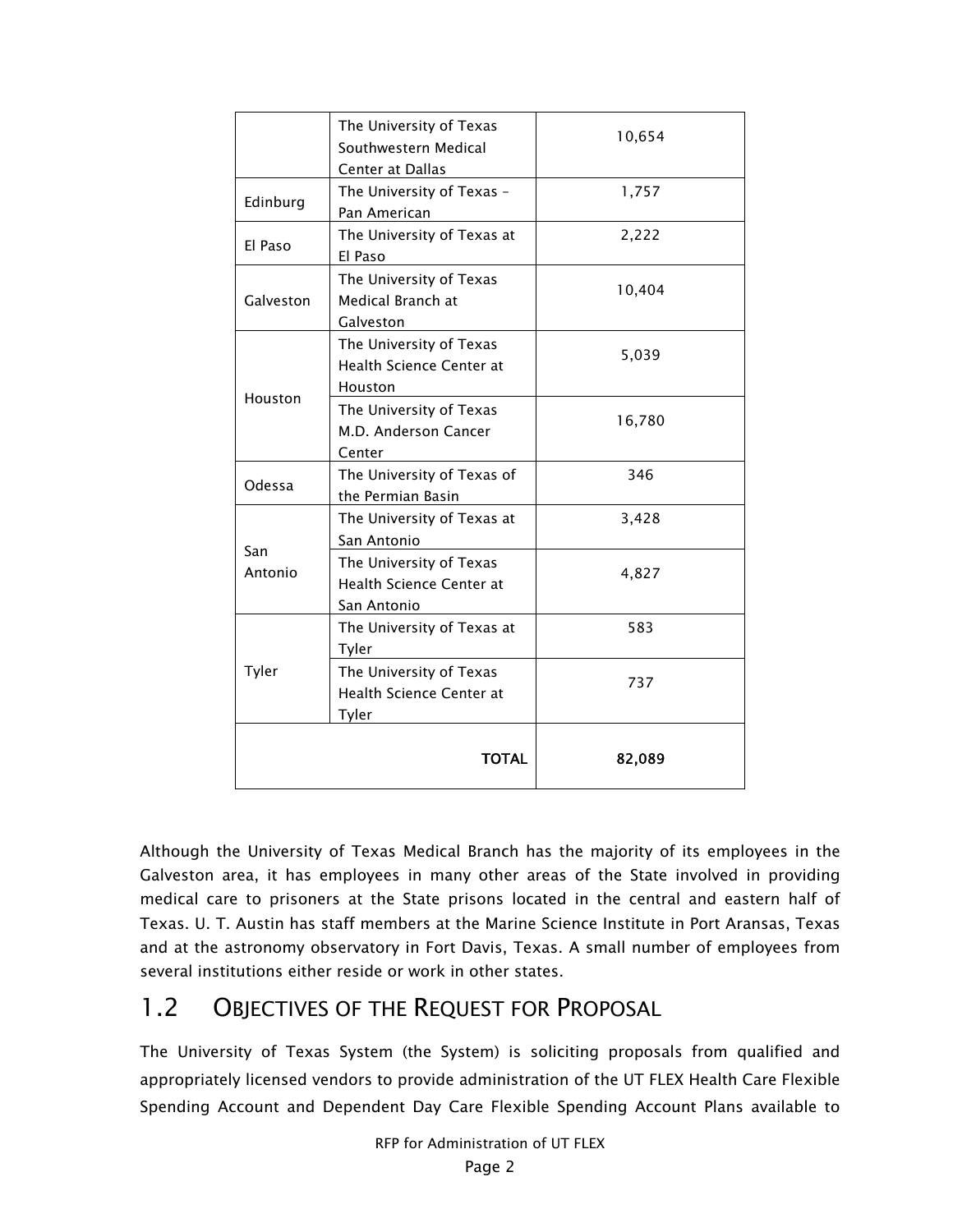| | | |
|---|---|---|
| | The University of Texas Southwestern Medical Center at Dallas | 10,654 |
| Edinburg | The University of Texas – Pan American | 1,757 |
| El Paso | The University of Texas at El Paso | 2,222 |
| Galveston | The University of Texas Medical Branch at Galveston | 10,404 |
| Houston | The University of Texas Health Science Center at Houston | 5,039 |
| | The University of Texas M.D. Anderson Cancer Center | 16,780 |
| Odessa | The University of Texas of the Permian Basin | 346 |
| San Antonio | The University of Texas at San Antonio | 3,428 |
| | The University of Texas Health Science Center at San Antonio | 4,827 |
| Tyler | The University of Texas at Tyler | 583 |
| | The University of Texas Health Science Center at Tyler | 737 |
| | **TOTAL** | **82,089** |

Although the University of Texas Medical Branch has the majority of its employees in the Galveston area, it has employees in many other areas of the State involved in providing medical care to prisoners at the State prisons located in the central and eastern half of Texas. U. T. Austin has staff members at the Marine Science Institute in Port Aransas, Texas and at the astronomy observatory in Fort Davis, Texas. A small number of employees from several institutions either reside or work in other states.

## 1.2 OBJECTIVES OF THE REQUEST FOR PROPOSAL

The University of Texas System (the System) is soliciting proposals from qualified and appropriately licensed vendors to provide administration of the UT FLEX Health Care Flexible Spending Account and Dependent Day Care Flexible Spending Account Plans available to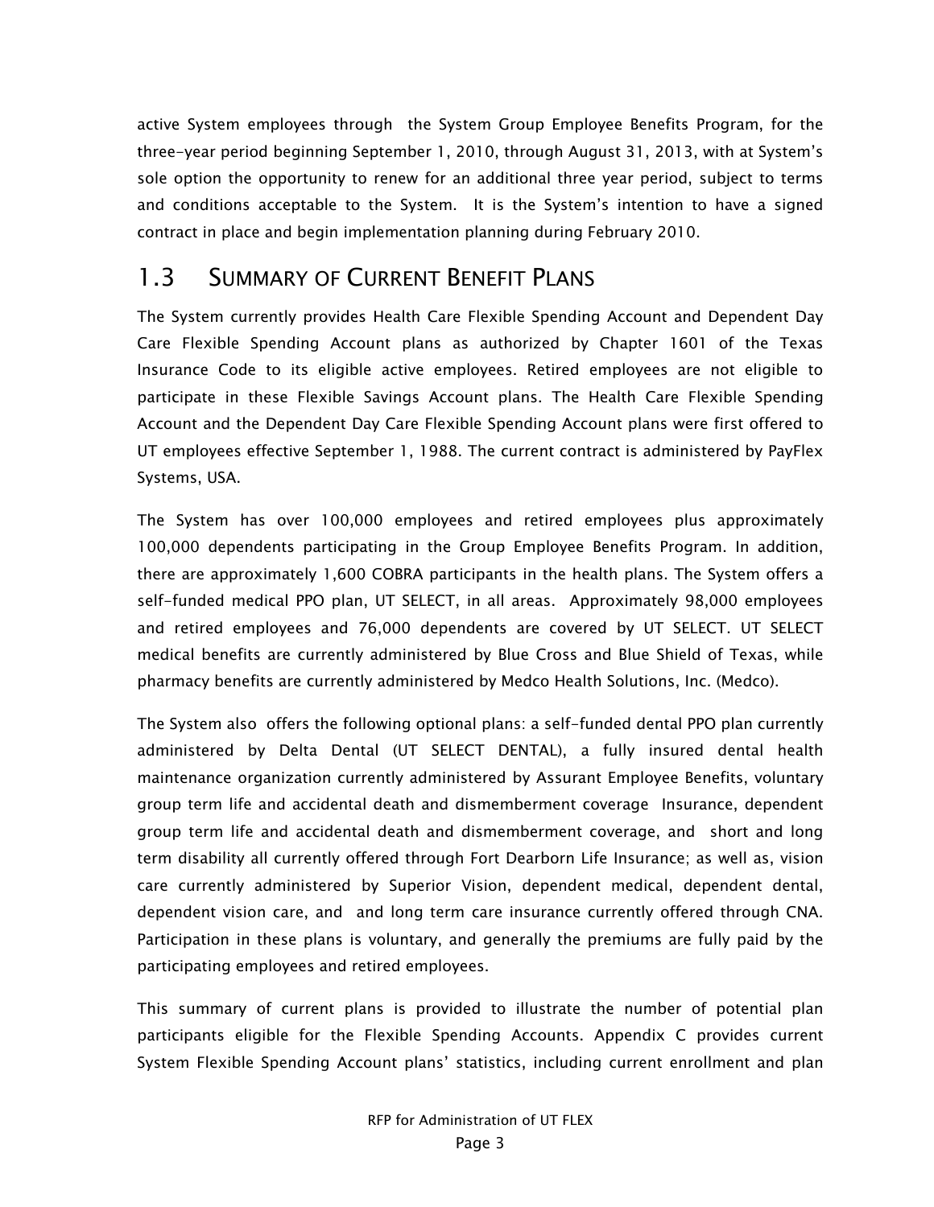active System employees through the System Group Employee Benefits Program, for the three-year period beginning September 1, 2010, through August 31, 2013, with at System's sole option the opportunity to renew for an additional three year period, subject to terms and conditions acceptable to the System. It is the System's intention to have a signed contract in place and begin implementation planning during February 2010.

## 1.3 SUMMARY OF CURRENT BENEFIT PLANS

The System currently provides Health Care Flexible Spending Account and Dependent Day Care Flexible Spending Account plans as authorized by Chapter 1601 of the Texas Insurance Code to its eligible active employees. Retired employees are not eligible to participate in these Flexible Savings Account plans. The Health Care Flexible Spending Account and the Dependent Day Care Flexible Spending Account plans were first offered to UT employees effective September 1, 1988. The current contract is administered by PayFlex Systems, USA.

The System has over 100,000 employees and retired employees plus approximately 100,000 dependents participating in the Group Employee Benefits Program. In addition, there are approximately 1,600 COBRA participants in the health plans. The System offers a self-funded medical PPO plan, UT SELECT, in all areas. Approximately 98,000 employees and retired employees and 76,000 dependents are covered by UT SELECT. UT SELECT medical benefits are currently administered by Blue Cross and Blue Shield of Texas, while pharmacy benefits are currently administered by Medco Health Solutions, Inc. (Medco).

The System also offers the following optional plans: a self-funded dental PPO plan currently administered by Delta Dental (UT SELECT DENTAL), a fully insured dental health maintenance organization currently administered by Assurant Employee Benefits, voluntary group term life and accidental death and dismemberment coverage Insurance, dependent group term life and accidental death and dismemberment coverage, and short and long term disability all currently offered through Fort Dearborn Life Insurance; as well as, vision care currently administered by Superior Vision, dependent medical, dependent dental, dependent vision care, and and long term care insurance currently offered through CNA. Participation in these plans is voluntary, and generally the premiums are fully paid by the participating employees and retired employees.

This summary of current plans is provided to illustrate the number of potential plan participants eligible for the Flexible Spending Accounts. Appendix C provides current System Flexible Spending Account plans' statistics, including current enrollment and plan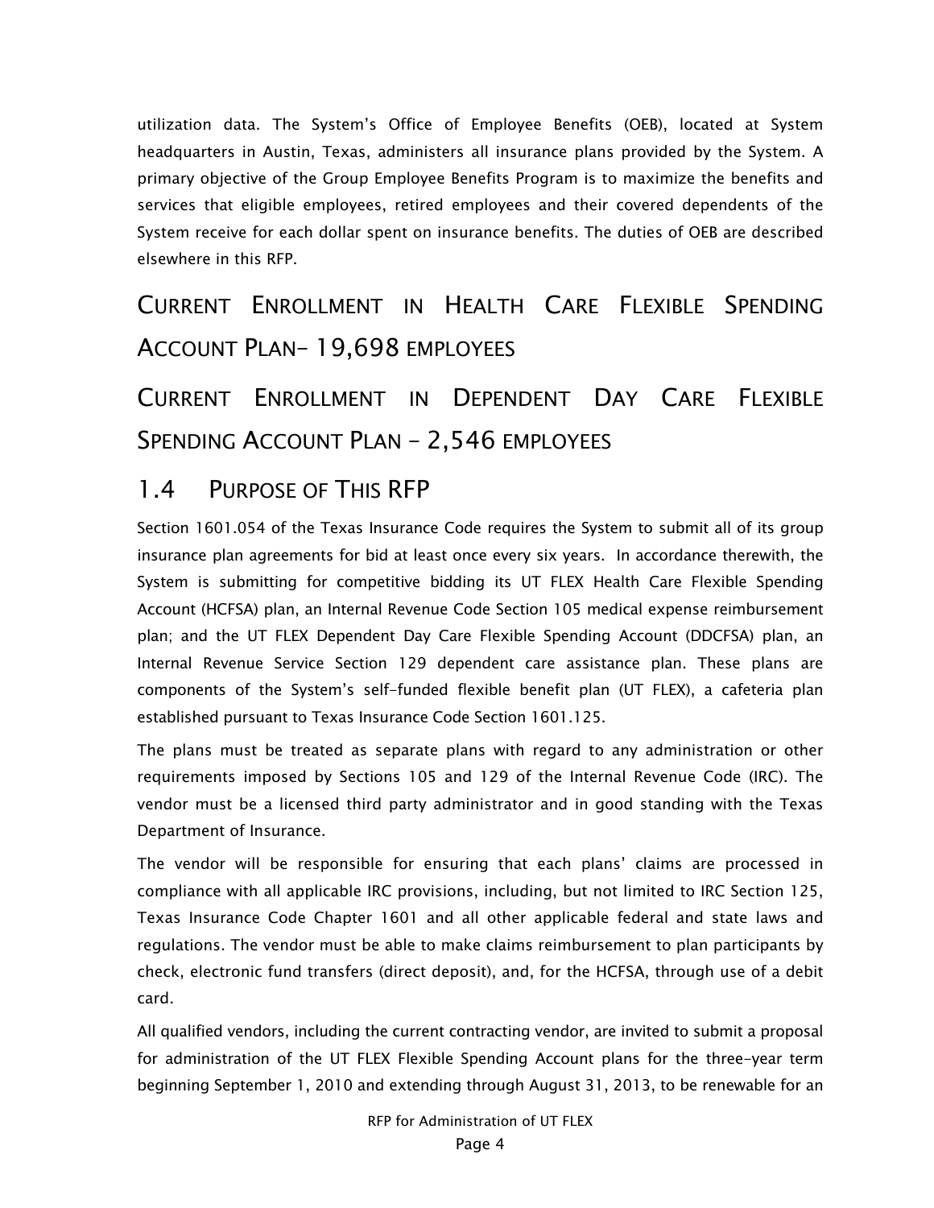utilization data. The System's Office of Employee Benefits (OEB), located at System headquarters in Austin, Texas, administers all insurance plans provided by the System. A primary objective of the Group Employee Benefits Program is to maximize the benefits and services that eligible employees, retired employees and their covered dependents of the System receive for each dollar spent on insurance benefits. The duties of OEB are described elsewhere in this RFP.

## Current Enrollment in Health Care Flexible Spending Account Plan– 19,698 employees

## Current Enrollment in Dependent Day Care Flexible Spending Account Plan – 2,546 employees

## 1.4 Purpose of This RFP

Section 1601.054 of the Texas Insurance Code requires the System to submit all of its group insurance plan agreements for bid at least once every six years. In accordance therewith, the System is submitting for competitive bidding its UT FLEX Health Care Flexible Spending Account (HCFSA) plan, an Internal Revenue Code Section 105 medical expense reimbursement plan; and the UT FLEX Dependent Day Care Flexible Spending Account (DDCFSA) plan, an Internal Revenue Service Section 129 dependent care assistance plan. These plans are components of the System's self-funded flexible benefit plan (UT FLEX), a cafeteria plan established pursuant to Texas Insurance Code Section 1601.125.

The plans must be treated as separate plans with regard to any administration or other requirements imposed by Sections 105 and 129 of the Internal Revenue Code (IRC). The vendor must be a licensed third party administrator and in good standing with the Texas Department of Insurance.

The vendor will be responsible for ensuring that each plans' claims are processed in compliance with all applicable IRC provisions, including, but not limited to IRC Section 125, Texas Insurance Code Chapter 1601 and all other applicable federal and state laws and regulations. The vendor must be able to make claims reimbursement to plan participants by check, electronic fund transfers (direct deposit), and, for the HCFSA, through use of a debit card.

All qualified vendors, including the current contracting vendor, are invited to submit a proposal for administration of the UT FLEX Flexible Spending Account plans for the three-year term beginning September 1, 2010 and extending through August 31, 2013, to be renewable for an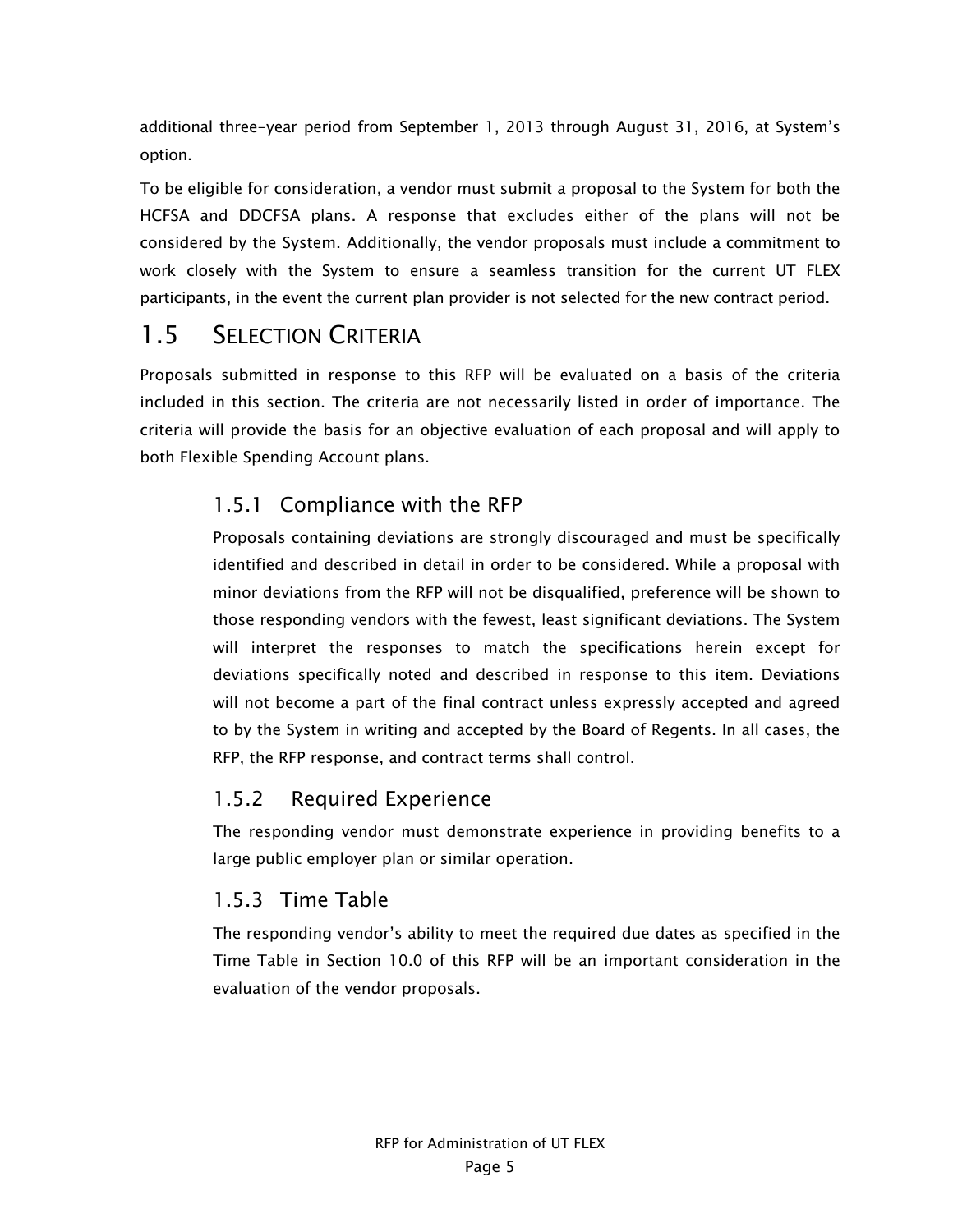additional three-year period from September 1, 2013 through August 31, 2016, at System's option.

To be eligible for consideration, a vendor must submit a proposal to the System for both the HCFSA and DDCFSA plans. A response that excludes either of the plans will not be considered by the System. Additionally, the vendor proposals must include a commitment to work closely with the System to ensure a seamless transition for the current UT FLEX participants, in the event the current plan provider is not selected for the new contract period.

## 1.5 Selection Criteria

Proposals submitted in response to this RFP will be evaluated on a basis of the criteria included in this section. The criteria are not necessarily listed in order of importance. The criteria will provide the basis for an objective evaluation of each proposal and will apply to both Flexible Spending Account plans.

### 1.5.1 Compliance with the RFP

Proposals containing deviations are strongly discouraged and must be specifically identified and described in detail in order to be considered. While a proposal with minor deviations from the RFP will not be disqualified, preference will be shown to those responding vendors with the fewest, least significant deviations. The System will interpret the responses to match the specifications herein except for deviations specifically noted and described in response to this item. Deviations will not become a part of the final contract unless expressly accepted and agreed to by the System in writing and accepted by the Board of Regents. In all cases, the RFP, the RFP response, and contract terms shall control.

### 1.5.2 Required Experience

The responding vendor must demonstrate experience in providing benefits to a large public employer plan or similar operation.

### 1.5.3 Time Table

The responding vendor's ability to meet the required due dates as specified in the Time Table in Section 10.0 of this RFP will be an important consideration in the evaluation of the vendor proposals.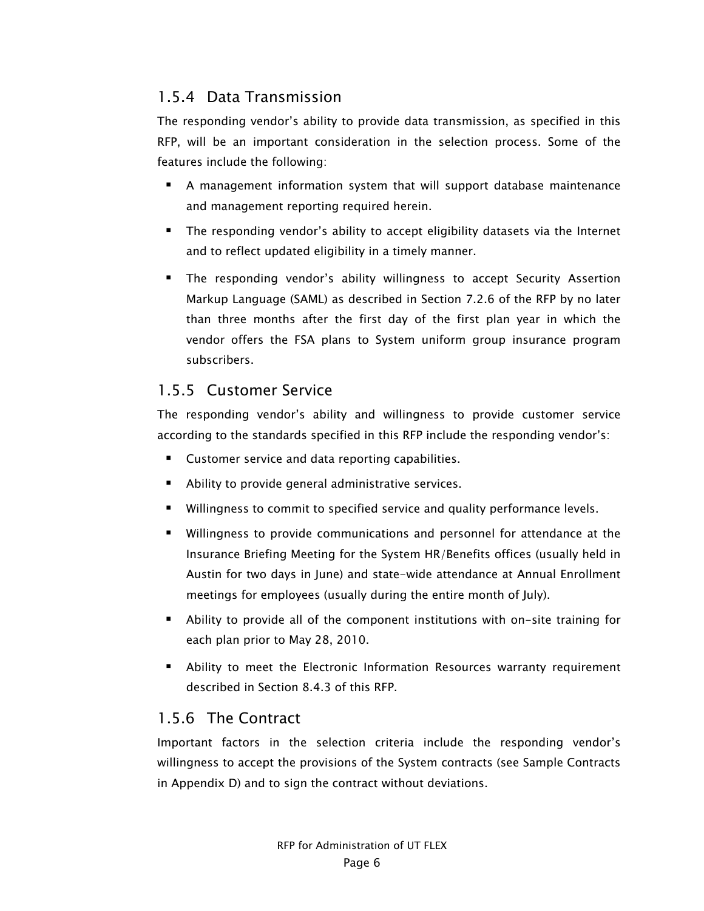### 1.5.4 Data Transmission

The responding vendor's ability to provide data transmission, as specified in this RFP, will be an important consideration in the selection process. Some of the features include the following:

- A management information system that will support database maintenance and management reporting required herein.
- The responding vendor's ability to accept eligibility datasets via the Internet and to reflect updated eligibility in a timely manner.
- The responding vendor's ability willingness to accept Security Assertion Markup Language (SAML) as described in Section 7.2.6 of the RFP by no later than three months after the first day of the first plan year in which the vendor offers the FSA plans to System uniform group insurance program subscribers.

### 1.5.5 Customer Service

The responding vendor's ability and willingness to provide customer service according to the standards specified in this RFP include the responding vendor's:

- Customer service and data reporting capabilities.
- Ability to provide general administrative services.
- Willingness to commit to specified service and quality performance levels.
- Willingness to provide communications and personnel for attendance at the Insurance Briefing Meeting for the System HR/Benefits offices (usually held in Austin for two days in June) and state-wide attendance at Annual Enrollment meetings for employees (usually during the entire month of July).
- Ability to provide all of the component institutions with on-site training for each plan prior to May 28, 2010.
- Ability to meet the Electronic Information Resources warranty requirement described in Section 8.4.3 of this RFP.

### 1.5.6 The Contract

Important factors in the selection criteria include the responding vendor's willingness to accept the provisions of the System contracts (see Sample Contracts in Appendix D) and to sign the contract without deviations.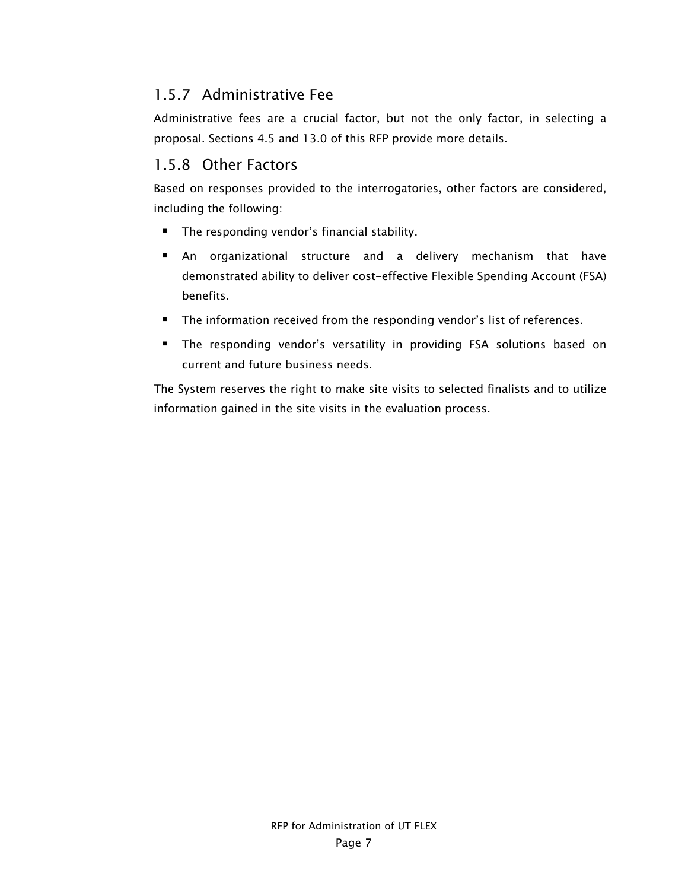### 1.5.7 Administrative Fee

Administrative fees are a crucial factor, but not the only factor, in selecting a proposal. Sections 4.5 and 13.0 of this RFP provide more details.

### 1.5.8 Other Factors

Based on responses provided to the interrogatories, other factors are considered, including the following:

- The responding vendor's financial stability.
- An organizational structure and a delivery mechanism that have demonstrated ability to deliver cost-effective Flexible Spending Account (FSA) benefits.
- The information received from the responding vendor's list of references.
- The responding vendor's versatility in providing FSA solutions based on current and future business needs.

The System reserves the right to make site visits to selected finalists and to utilize information gained in the site visits in the evaluation process.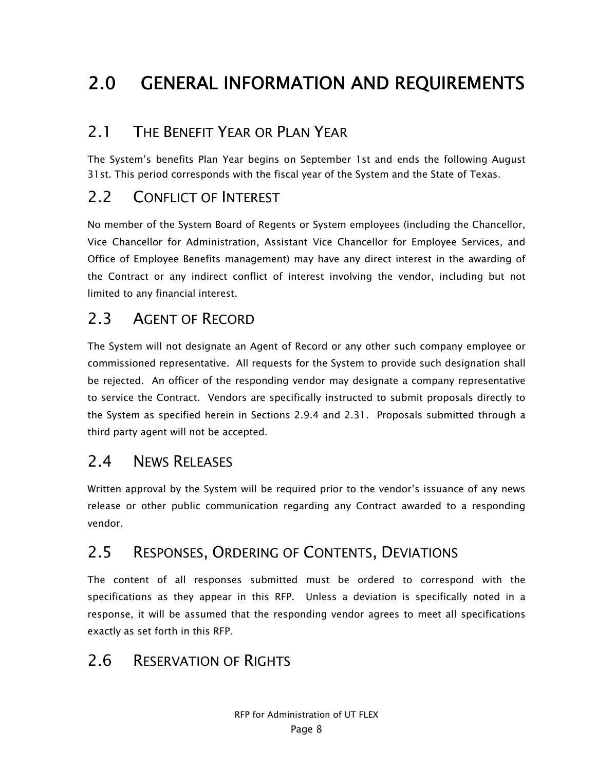# 2.0 GENERAL INFORMATION AND REQUIREMENTS

## 2.1 THE BENEFIT YEAR OR PLAN YEAR

The System's benefits Plan Year begins on September 1st and ends the following August 31st. This period corresponds with the fiscal year of the System and the State of Texas.

## 2.2 CONFLICT OF INTEREST

No member of the System Board of Regents or System employees (including the Chancellor, Vice Chancellor for Administration, Assistant Vice Chancellor for Employee Services, and Office of Employee Benefits management) may have any direct interest in the awarding of the Contract or any indirect conflict of interest involving the vendor, including but not limited to any financial interest.

## 2.3 AGENT OF RECORD

The System will not designate an Agent of Record or any other such company employee or commissioned representative. All requests for the System to provide such designation shall be rejected. An officer of the responding vendor may designate a company representative to service the Contract. Vendors are specifically instructed to submit proposals directly to the System as specified herein in Sections 2.9.4 and 2.31. Proposals submitted through a third party agent will not be accepted.

## 2.4 NEWS RELEASES

Written approval by the System will be required prior to the vendor's issuance of any news release or other public communication regarding any Contract awarded to a responding vendor.

## 2.5 RESPONSES, ORDERING OF CONTENTS, DEVIATIONS

The content of all responses submitted must be ordered to correspond with the specifications as they appear in this RFP. Unless a deviation is specifically noted in a response, it will be assumed that the responding vendor agrees to meet all specifications exactly as set forth in this RFP.

## 2.6 RESERVATION OF RIGHTS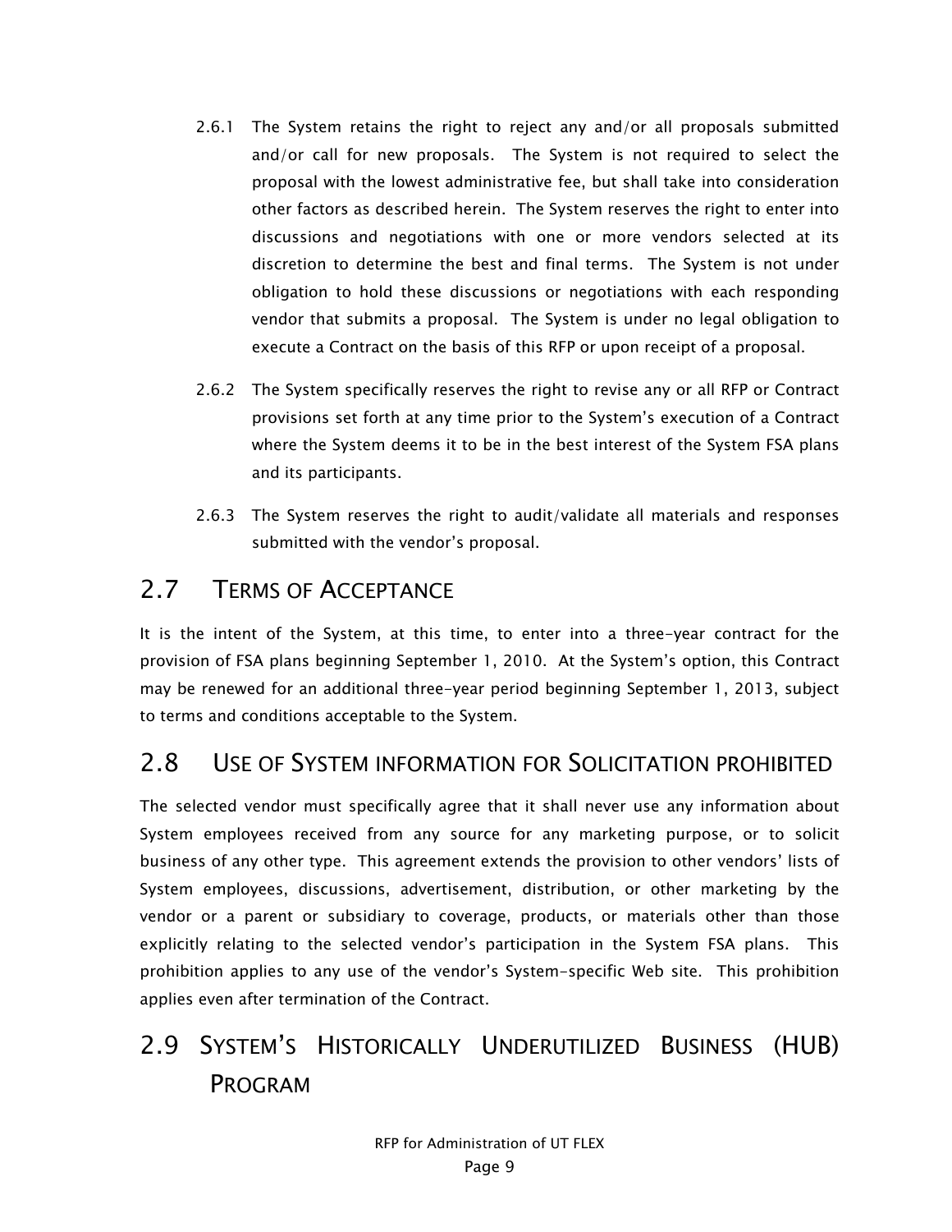2.6.1 The System retains the right to reject any and/or all proposals submitted and/or call for new proposals. The System is not required to select the proposal with the lowest administrative fee, but shall take into consideration other factors as described herein. The System reserves the right to enter into discussions and negotiations with one or more vendors selected at its discretion to determine the best and final terms. The System is not under obligation to hold these discussions or negotiations with each responding vendor that submits a proposal. The System is under no legal obligation to execute a Contract on the basis of this RFP or upon receipt of a proposal.

2.6.2 The System specifically reserves the right to revise any or all RFP or Contract provisions set forth at any time prior to the System's execution of a Contract where the System deems it to be in the best interest of the System FSA plans and its participants.

2.6.3 The System reserves the right to audit/validate all materials and responses submitted with the vendor's proposal.

## 2.7 TERMS OF ACCEPTANCE

It is the intent of the System, at this time, to enter into a three-year contract for the provision of FSA plans beginning September 1, 2010. At the System's option, this Contract may be renewed for an additional three-year period beginning September 1, 2013, subject to terms and conditions acceptable to the System.

## 2.8 USE OF SYSTEM INFORMATION FOR SOLICITATION PROHIBITED

The selected vendor must specifically agree that it shall never use any information about System employees received from any source for any marketing purpose, or to solicit business of any other type. This agreement extends the provision to other vendors' lists of System employees, discussions, advertisement, distribution, or other marketing by the vendor or a parent or subsidiary to coverage, products, or materials other than those explicitly relating to the selected vendor's participation in the System FSA plans. This prohibition applies to any use of the vendor's System-specific Web site. This prohibition applies even after termination of the Contract.

## 2.9 SYSTEM'S HISTORICALLY UNDERUTILIZED BUSINESS (HUB) PROGRAM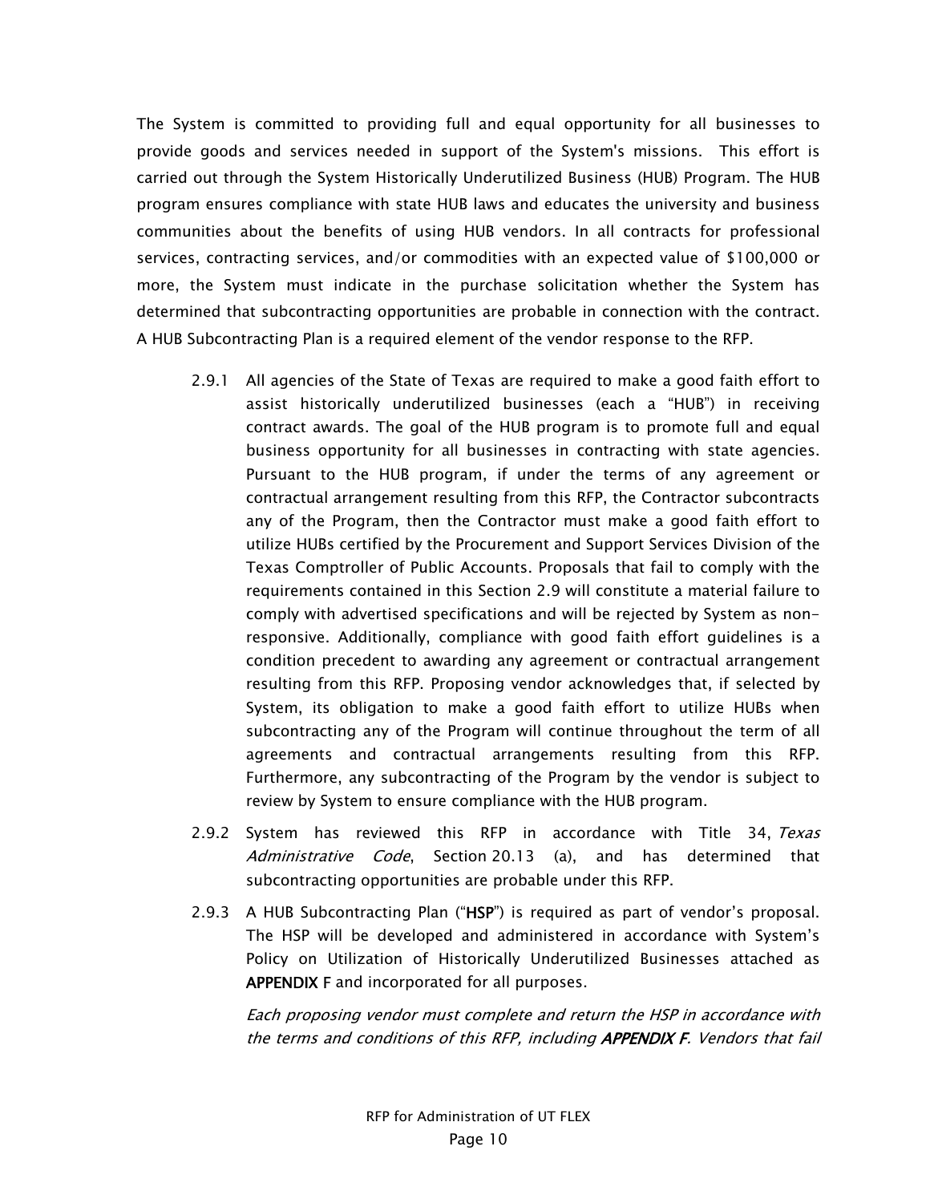The System is committed to providing full and equal opportunity for all businesses to provide goods and services needed in support of the System's missions. This effort is carried out through the System Historically Underutilized Business (HUB) Program. The HUB program ensures compliance with state HUB laws and educates the university and business communities about the benefits of using HUB vendors. In all contracts for professional services, contracting services, and/or commodities with an expected value of $100,000 or more, the System must indicate in the purchase solicitation whether the System has determined that subcontracting opportunities are probable in connection with the contract. A HUB Subcontracting Plan is a required element of the vendor response to the RFP.

2.9.1 All agencies of the State of Texas are required to make a good faith effort to assist historically underutilized businesses (each a "HUB") in receiving contract awards. The goal of the HUB program is to promote full and equal business opportunity for all businesses in contracting with state agencies. Pursuant to the HUB program, if under the terms of any agreement or contractual arrangement resulting from this RFP, the Contractor subcontracts any of the Program, then the Contractor must make a good faith effort to utilize HUBs certified by the Procurement and Support Services Division of the Texas Comptroller of Public Accounts. Proposals that fail to comply with the requirements contained in this Section 2.9 will constitute a material failure to comply with advertised specifications and will be rejected by System as non-responsive. Additionally, compliance with good faith effort guidelines is a condition precedent to awarding any agreement or contractual arrangement resulting from this RFP. Proposing vendor acknowledges that, if selected by System, its obligation to make a good faith effort to utilize HUBs when subcontracting any of the Program will continue throughout the term of all agreements and contractual arrangements resulting from this RFP. Furthermore, any subcontracting of the Program by the vendor is subject to review by System to ensure compliance with the HUB program.

2.9.2 System has reviewed this RFP in accordance with Title 34, *Texas Administrative Code*, Section 20.13 (a), and has determined that subcontracting opportunities are probable under this RFP.

2.9.3 A HUB Subcontracting Plan ("**HSP**") is required as part of vendor's proposal. The HSP will be developed and administered in accordance with System's Policy on Utilization of Historically Underutilized Businesses attached as **APPENDIX** F and incorporated for all purposes.

*Each proposing vendor must complete and return the HSP in accordance with the terms and conditions of this RFP, including* ***APPENDIX F****. Vendors that fail*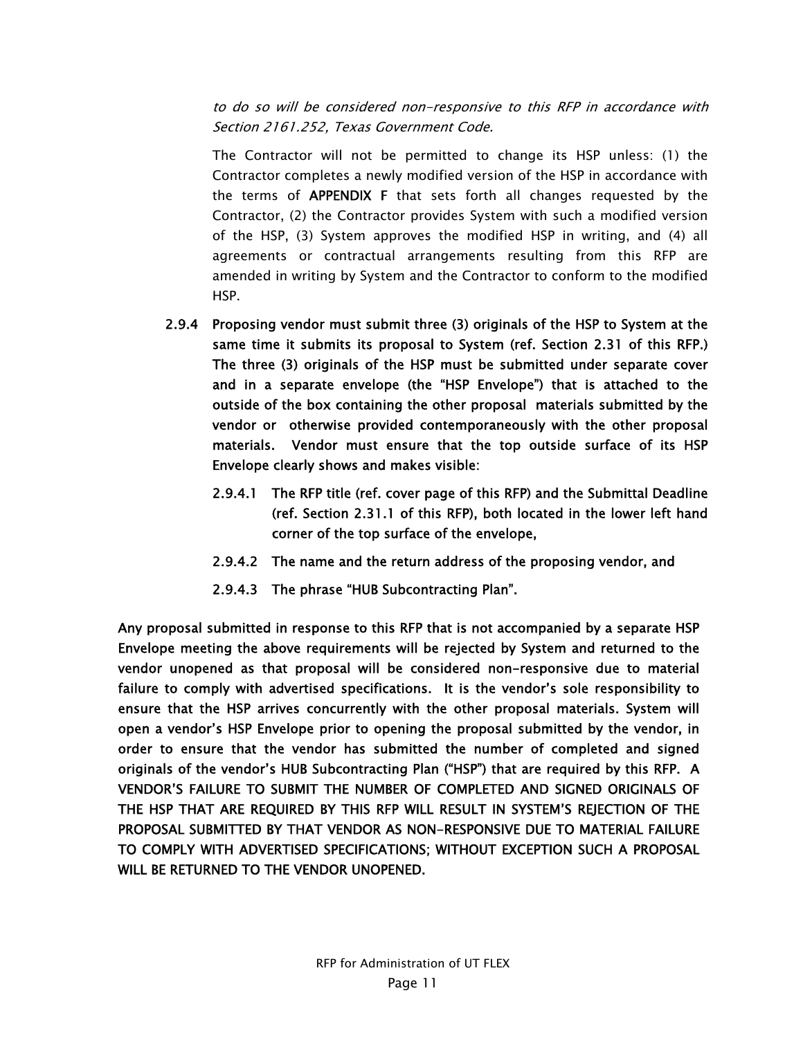*to do so will be considered non-responsive to this RFP in accordance with Section 2161.252, Texas Government Code.*

The Contractor will not be permitted to change its HSP unless: (1) the Contractor completes a newly modified version of the HSP in accordance with the terms of **APPENDIX F** that sets forth all changes requested by the Contractor, (2) the Contractor provides System with such a modified version of the HSP, (3) System approves the modified HSP in writing, and (4) all agreements or contractual arrangements resulting from this RFP are amended in writing by System and the Contractor to conform to the modified HSP.

**2.9.4 Proposing vendor must submit three (3) originals of the HSP to System at the same time it submits its proposal to System (ref. Section 2.31 of this RFP.) The three (3) originals of the HSP must be submitted under separate cover and in a separate envelope (the "HSP Envelope") that is attached to the outside of the box containing the other proposal materials submitted by the vendor or otherwise provided contemporaneously with the other proposal materials. Vendor must ensure that the top outside surface of its HSP Envelope clearly shows and makes visible:**

**2.9.4.1 The RFP title (ref. cover page of this RFP) and the Submittal Deadline (ref. Section 2.31.1 of this RFP), both located in the lower left hand corner of the top surface of the envelope,**

**2.9.4.2 The name and the return address of the proposing vendor, and**

**2.9.4.3 The phrase "HUB Subcontracting Plan".**

**Any proposal submitted in response to this RFP that is not accompanied by a separate HSP Envelope meeting the above requirements will be rejected by System and returned to the vendor unopened as that proposal will be considered non-responsive due to material failure to comply with advertised specifications. It is the vendor's sole responsibility to ensure that the HSP arrives concurrently with the other proposal materials. System will open a vendor's HSP Envelope prior to opening the proposal submitted by the vendor, in order to ensure that the vendor has submitted the number of completed and signed originals of the vendor's HUB Subcontracting Plan ("HSP") that are required by this RFP. A VENDOR'S FAILURE TO SUBMIT THE NUMBER OF COMPLETED AND SIGNED ORIGINALS OF THE HSP THAT ARE REQUIRED BY THIS RFP WILL RESULT IN SYSTEM'S REJECTION OF THE PROPOSAL SUBMITTED BY THAT VENDOR AS NON-RESPONSIVE DUE TO MATERIAL FAILURE TO COMPLY WITH ADVERTISED SPECIFICATIONS; WITHOUT EXCEPTION SUCH A PROPOSAL WILL BE RETURNED TO THE VENDOR UNOPENED.**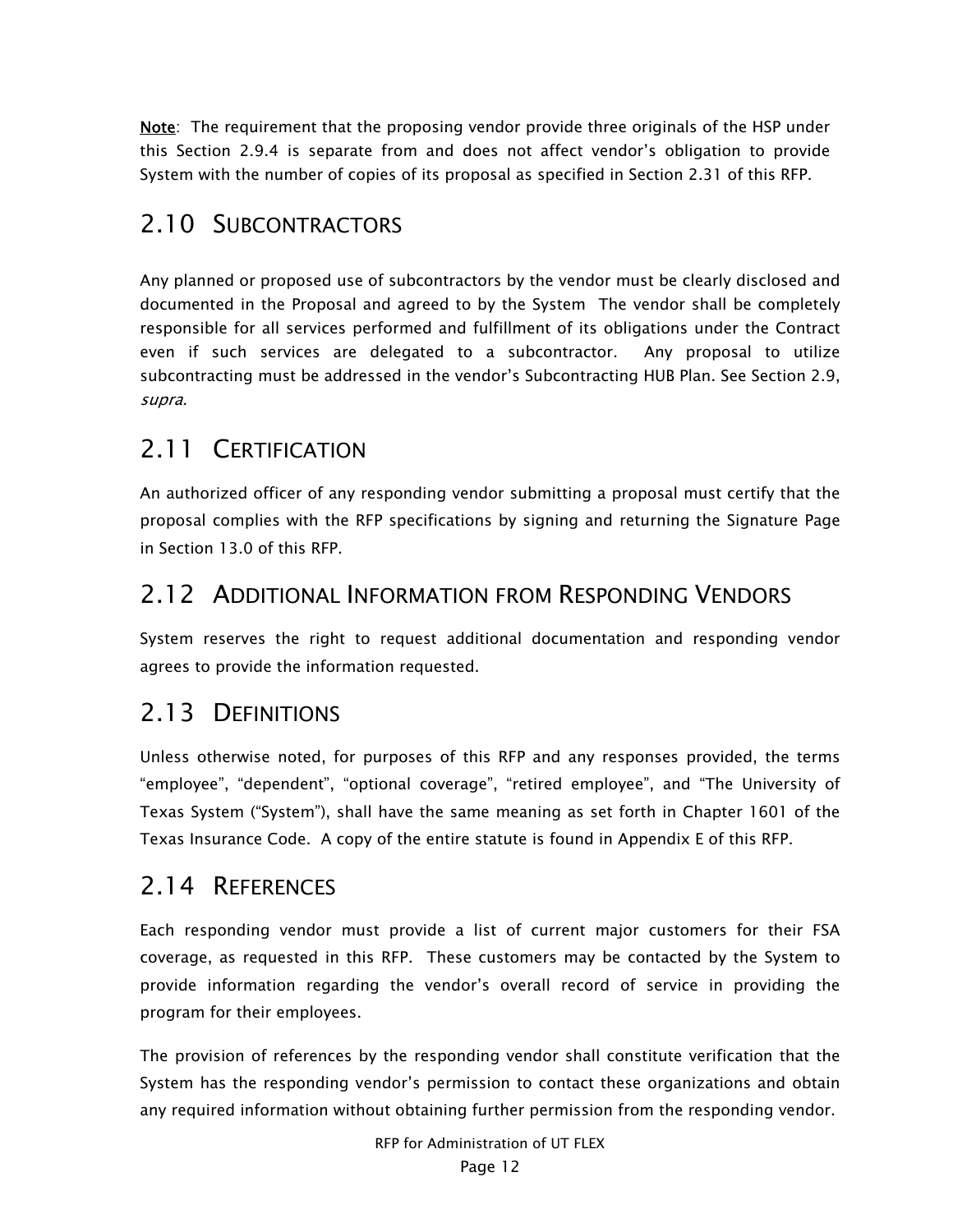**Note**: The requirement that the proposing vendor provide three originals of the HSP under this Section 2.9.4 is separate from and does not affect vendor's obligation to provide System with the number of copies of its proposal as specified in Section 2.31 of this RFP.

## 2.10 SUBCONTRACTORS

Any planned or proposed use of subcontractors by the vendor must be clearly disclosed and documented in the Proposal and agreed to by the System The vendor shall be completely responsible for all services performed and fulfillment of its obligations under the Contract even if such services are delegated to a subcontractor. Any proposal to utilize subcontracting must be addressed in the vendor's Subcontracting HUB Plan. See Section 2.9, *supra.*

## 2.11 CERTIFICATION

An authorized officer of any responding vendor submitting a proposal must certify that the proposal complies with the RFP specifications by signing and returning the Signature Page in Section 13.0 of this RFP.

## 2.12 ADDITIONAL INFORMATION FROM RESPONDING VENDORS

System reserves the right to request additional documentation and responding vendor agrees to provide the information requested.

## 2.13 DEFINITIONS

Unless otherwise noted, for purposes of this RFP and any responses provided, the terms "employee", "dependent", "optional coverage", "retired employee", and "The University of Texas System ("System"), shall have the same meaning as set forth in Chapter 1601 of the Texas Insurance Code. A copy of the entire statute is found in Appendix E of this RFP.

## 2.14 REFERENCES

Each responding vendor must provide a list of current major customers for their FSA coverage, as requested in this RFP. These customers may be contacted by the System to provide information regarding the vendor's overall record of service in providing the program for their employees.

The provision of references by the responding vendor shall constitute verification that the System has the responding vendor's permission to contact these organizations and obtain any required information without obtaining further permission from the responding vendor.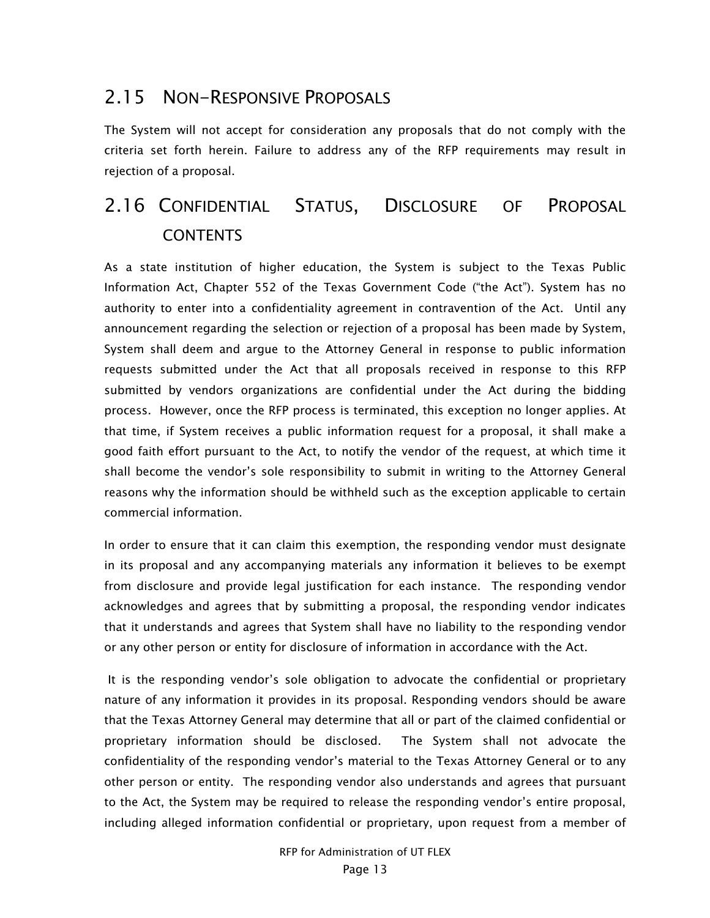## 2.15 NON-RESPONSIVE PROPOSALS

The System will not accept for consideration any proposals that do not comply with the criteria set forth herein. Failure to address any of the RFP requirements may result in rejection of a proposal.

## 2.16 CONFIDENTIAL STATUS, DISCLOSURE OF PROPOSAL CONTENTS

As a state institution of higher education, the System is subject to the Texas Public Information Act, Chapter 552 of the Texas Government Code ("the Act"). System has no authority to enter into a confidentiality agreement in contravention of the Act. Until any announcement regarding the selection or rejection of a proposal has been made by System, System shall deem and argue to the Attorney General in response to public information requests submitted under the Act that all proposals received in response to this RFP submitted by vendors organizations are confidential under the Act during the bidding process. However, once the RFP process is terminated, this exception no longer applies. At that time, if System receives a public information request for a proposal, it shall make a good faith effort pursuant to the Act, to notify the vendor of the request, at which time it shall become the vendor's sole responsibility to submit in writing to the Attorney General reasons why the information should be withheld such as the exception applicable to certain commercial information.

In order to ensure that it can claim this exemption, the responding vendor must designate in its proposal and any accompanying materials any information it believes to be exempt from disclosure and provide legal justification for each instance. The responding vendor acknowledges and agrees that by submitting a proposal, the responding vendor indicates that it understands and agrees that System shall have no liability to the responding vendor or any other person or entity for disclosure of information in accordance with the Act.

It is the responding vendor's sole obligation to advocate the confidential or proprietary nature of any information it provides in its proposal. Responding vendors should be aware that the Texas Attorney General may determine that all or part of the claimed confidential or proprietary information should be disclosed. The System shall not advocate the confidentiality of the responding vendor's material to the Texas Attorney General or to any other person or entity. The responding vendor also understands and agrees that pursuant to the Act, the System may be required to release the responding vendor's entire proposal, including alleged information confidential or proprietary, upon request from a member of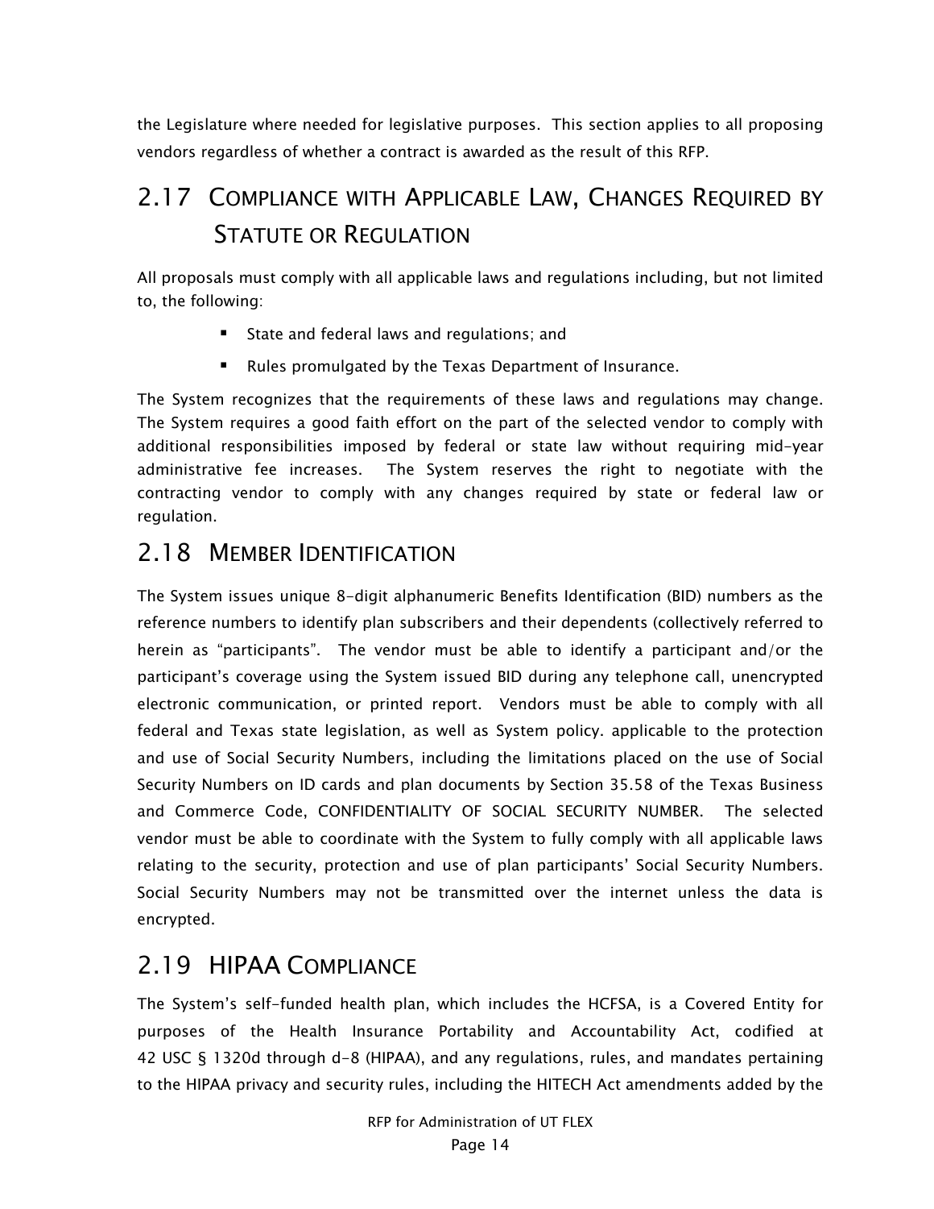the Legislature where needed for legislative purposes. This section applies to all proposing vendors regardless of whether a contract is awarded as the result of this RFP.

## 2.17 COMPLIANCE WITH APPLICABLE LAW, CHANGES REQUIRED BY STATUTE OR REGULATION

All proposals must comply with all applicable laws and regulations including, but not limited to, the following:

- State and federal laws and regulations; and
- Rules promulgated by the Texas Department of Insurance.

The System recognizes that the requirements of these laws and regulations may change. The System requires a good faith effort on the part of the selected vendor to comply with additional responsibilities imposed by federal or state law without requiring mid-year administrative fee increases. The System reserves the right to negotiate with the contracting vendor to comply with any changes required by state or federal law or regulation.

## 2.18 MEMBER IDENTIFICATION

The System issues unique 8-digit alphanumeric Benefits Identification (BID) numbers as the reference numbers to identify plan subscribers and their dependents (collectively referred to herein as "participants". The vendor must be able to identify a participant and/or the participant's coverage using the System issued BID during any telephone call, unencrypted electronic communication, or printed report. Vendors must be able to comply with all federal and Texas state legislation, as well as System policy. applicable to the protection and use of Social Security Numbers, including the limitations placed on the use of Social Security Numbers on ID cards and plan documents by Section 35.58 of the Texas Business and Commerce Code, CONFIDENTIALITY OF SOCIAL SECURITY NUMBER. The selected vendor must be able to coordinate with the System to fully comply with all applicable laws relating to the security, protection and use of plan participants' Social Security Numbers. Social Security Numbers may not be transmitted over the internet unless the data is encrypted.

## 2.19 HIPAA COMPLIANCE

The System's self-funded health plan, which includes the HCFSA, is a Covered Entity for purposes of the Health Insurance Portability and Accountability Act, codified at 42 USC § 1320d through d-8 (HIPAA), and any regulations, rules, and mandates pertaining to the HIPAA privacy and security rules, including the HITECH Act amendments added by the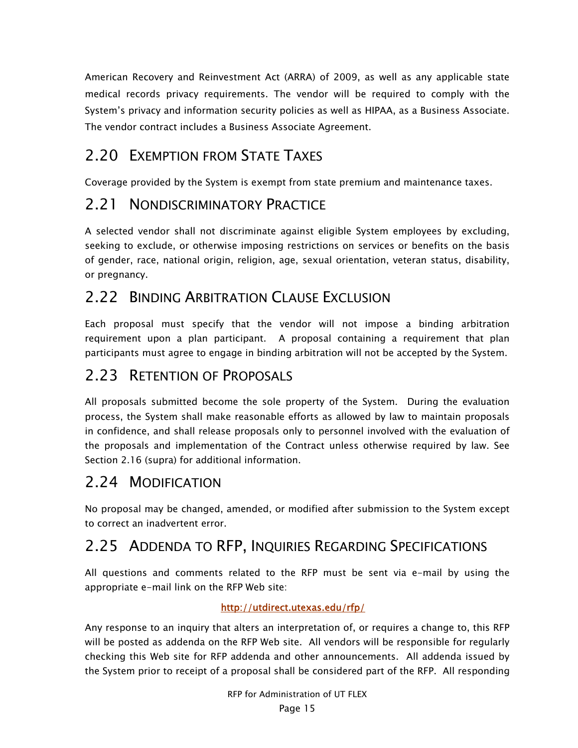American Recovery and Reinvestment Act (ARRA) of 2009, as well as any applicable state medical records privacy requirements. The vendor will be required to comply with the System's privacy and information security policies as well as HIPAA, as a Business Associate. The vendor contract includes a Business Associate Agreement.

## 2.20 Exemption from State Taxes

Coverage provided by the System is exempt from state premium and maintenance taxes.

## 2.21 Nondiscriminatory Practice

A selected vendor shall not discriminate against eligible System employees by excluding, seeking to exclude, or otherwise imposing restrictions on services or benefits on the basis of gender, race, national origin, religion, age, sexual orientation, veteran status, disability, or pregnancy.

## 2.22 Binding Arbitration Clause Exclusion

Each proposal must specify that the vendor will not impose a binding arbitration requirement upon a plan participant. A proposal containing a requirement that plan participants must agree to engage in binding arbitration will not be accepted by the System.

## 2.23 Retention of Proposals

All proposals submitted become the sole property of the System. During the evaluation process, the System shall make reasonable efforts as allowed by law to maintain proposals in confidence, and shall release proposals only to personnel involved with the evaluation of the proposals and implementation of the Contract unless otherwise required by law. See Section 2.16 (supra) for additional information.

## 2.24 Modification

No proposal may be changed, amended, or modified after submission to the System except to correct an inadvertent error.

## 2.25 Addenda to RFP, Inquiries Regarding Specifications

All questions and comments related to the RFP must be sent via e-mail by using the appropriate e-mail link on the RFP Web site:

http://utdirect.utexas.edu/rfp/

Any response to an inquiry that alters an interpretation of, or requires a change to, this RFP will be posted as addenda on the RFP Web site. All vendors will be responsible for regularly checking this Web site for RFP addenda and other announcements. All addenda issued by the System prior to receipt of a proposal shall be considered part of the RFP. All responding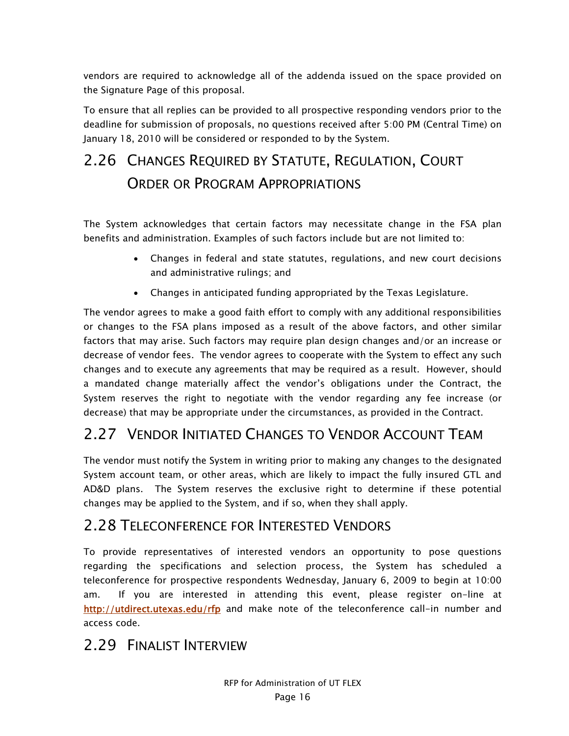vendors are required to acknowledge all of the addenda issued on the space provided on the Signature Page of this proposal.

To ensure that all replies can be provided to all prospective responding vendors prior to the deadline for submission of proposals, no questions received after 5:00 PM (Central Time) on January 18, 2010 will be considered or responded to by the System.

## 2.26 Changes Required by Statute, Regulation, Court Order or Program Appropriations

The System acknowledges that certain factors may necessitate change in the FSA plan benefits and administration. Examples of such factors include but are not limited to:

- Changes in federal and state statutes, regulations, and new court decisions and administrative rulings; and
- Changes in anticipated funding appropriated by the Texas Legislature.

The vendor agrees to make a good faith effort to comply with any additional responsibilities or changes to the FSA plans imposed as a result of the above factors, and other similar factors that may arise. Such factors may require plan design changes and/or an increase or decrease of vendor fees. The vendor agrees to cooperate with the System to effect any such changes and to execute any agreements that may be required as a result. However, should a mandated change materially affect the vendor's obligations under the Contract, the System reserves the right to negotiate with the vendor regarding any fee increase (or decrease) that may be appropriate under the circumstances, as provided in the Contract.

## 2.27 Vendor Initiated Changes to Vendor Account Team

The vendor must notify the System in writing prior to making any changes to the designated System account team, or other areas, which are likely to impact the fully insured GTL and AD&D plans. The System reserves the exclusive right to determine if these potential changes may be applied to the System, and if so, when they shall apply.

## 2.28 Teleconference for Interested Vendors

To provide representatives of interested vendors an opportunity to pose questions regarding the specifications and selection process, the System has scheduled a teleconference for prospective respondents Wednesday, January 6, 2009 to begin at 10:00 am. If you are interested in attending this event, please register on-line at http://utdirect.utexas.edu/rfp and make note of the teleconference call-in number and access code.

## 2.29 Finalist Interview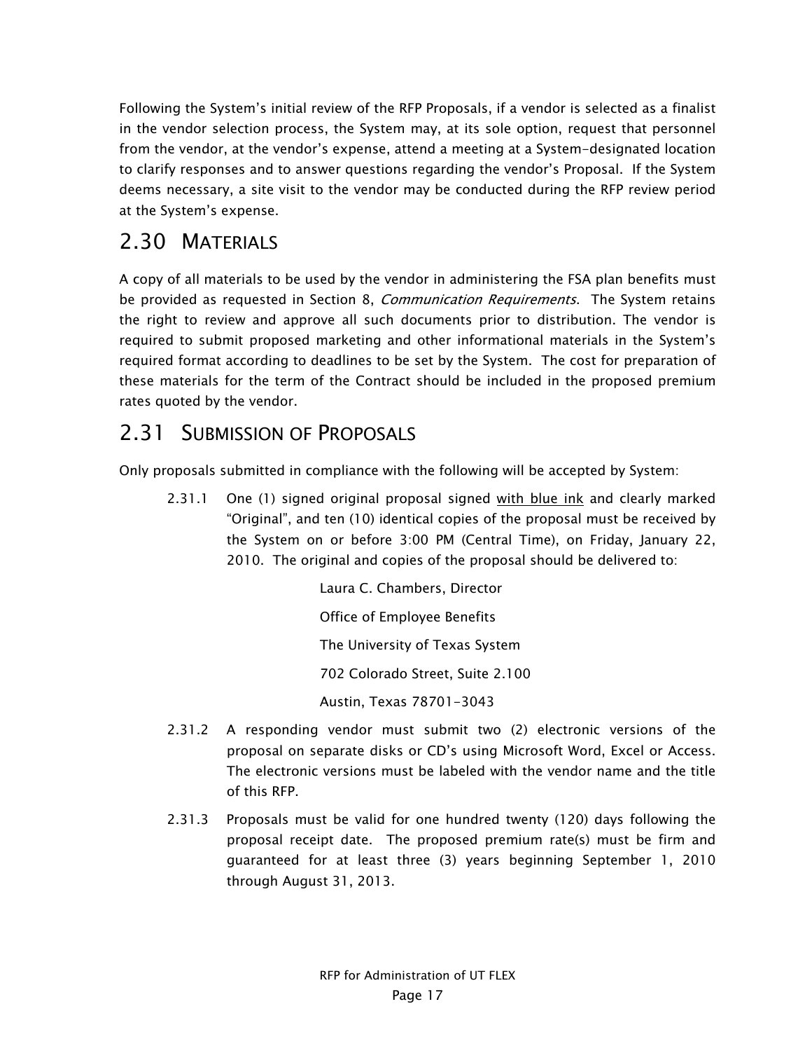Following the System's initial review of the RFP Proposals, if a vendor is selected as a finalist in the vendor selection process, the System may, at its sole option, request that personnel from the vendor, at the vendor's expense, attend a meeting at a System-designated location to clarify responses and to answer questions regarding the vendor's Proposal. If the System deems necessary, a site visit to the vendor may be conducted during the RFP review period at the System's expense.

## 2.30 MATERIALS

A copy of all materials to be used by the vendor in administering the FSA plan benefits must be provided as requested in Section 8, *Communication Requirements*. The System retains the right to review and approve all such documents prior to distribution. The vendor is required to submit proposed marketing and other informational materials in the System's required format according to deadlines to be set by the System. The cost for preparation of these materials for the term of the Contract should be included in the proposed premium rates quoted by the vendor.

## 2.31 SUBMISSION OF PROPOSALS

Only proposals submitted in compliance with the following will be accepted by System:

2.31.1 One (1) signed original proposal signed <u>with blue ink</u> and clearly marked "Original", and ten (10) identical copies of the proposal must be received by the System on or before 3:00 PM (Central Time), on Friday, January 22, 2010. The original and copies of the proposal should be delivered to:

Laura C. Chambers, Director

Office of Employee Benefits

The University of Texas System

702 Colorado Street, Suite 2.100

Austin, Texas 78701-3043

2.31.2 A responding vendor must submit two (2) electronic versions of the proposal on separate disks or CD's using Microsoft Word, Excel or Access. The electronic versions must be labeled with the vendor name and the title of this RFP.

2.31.3 Proposals must be valid for one hundred twenty (120) days following the proposal receipt date. The proposed premium rate(s) must be firm and guaranteed for at least three (3) years beginning September 1, 2010 through August 31, 2013.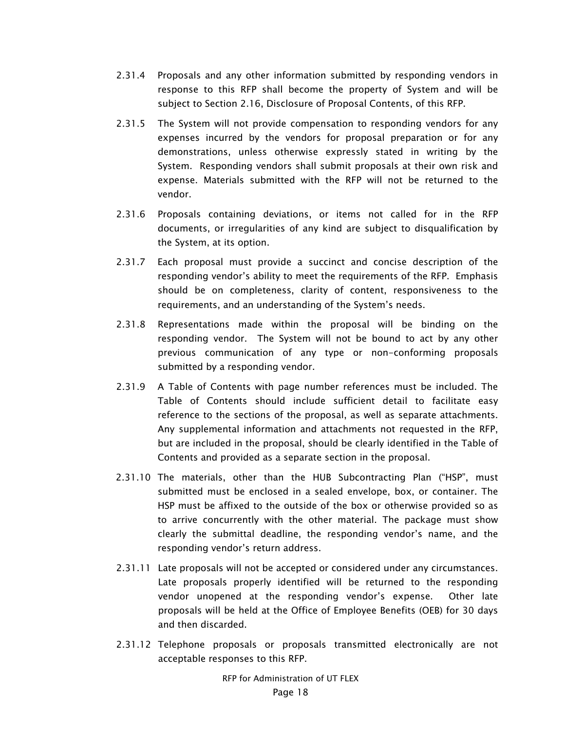2.31.4 Proposals and any other information submitted by responding vendors in response to this RFP shall become the property of System and will be subject to Section 2.16, Disclosure of Proposal Contents, of this RFP.

2.31.5 The System will not provide compensation to responding vendors for any expenses incurred by the vendors for proposal preparation or for any demonstrations, unless otherwise expressly stated in writing by the System. Responding vendors shall submit proposals at their own risk and expense. Materials submitted with the RFP will not be returned to the vendor.

2.31.6 Proposals containing deviations, or items not called for in the RFP documents, or irregularities of any kind are subject to disqualification by the System, at its option.

2.31.7 Each proposal must provide a succinct and concise description of the responding vendor's ability to meet the requirements of the RFP. Emphasis should be on completeness, clarity of content, responsiveness to the requirements, and an understanding of the System's needs.

2.31.8 Representations made within the proposal will be binding on the responding vendor. The System will not be bound to act by any other previous communication of any type or non-conforming proposals submitted by a responding vendor.

2.31.9 A Table of Contents with page number references must be included. The Table of Contents should include sufficient detail to facilitate easy reference to the sections of the proposal, as well as separate attachments. Any supplemental information and attachments not requested in the RFP, but are included in the proposal, should be clearly identified in the Table of Contents and provided as a separate section in the proposal.

2.31.10 The materials, other than the HUB Subcontracting Plan ("HSP", must submitted must be enclosed in a sealed envelope, box, or container. The HSP must be affixed to the outside of the box or otherwise provided so as to arrive concurrently with the other material. The package must show clearly the submittal deadline, the responding vendor's name, and the responding vendor's return address.

2.31.11 Late proposals will not be accepted or considered under any circumstances. Late proposals properly identified will be returned to the responding vendor unopened at the responding vendor's expense. Other late proposals will be held at the Office of Employee Benefits (OEB) for 30 days and then discarded.

2.31.12 Telephone proposals or proposals transmitted electronically are not acceptable responses to this RFP.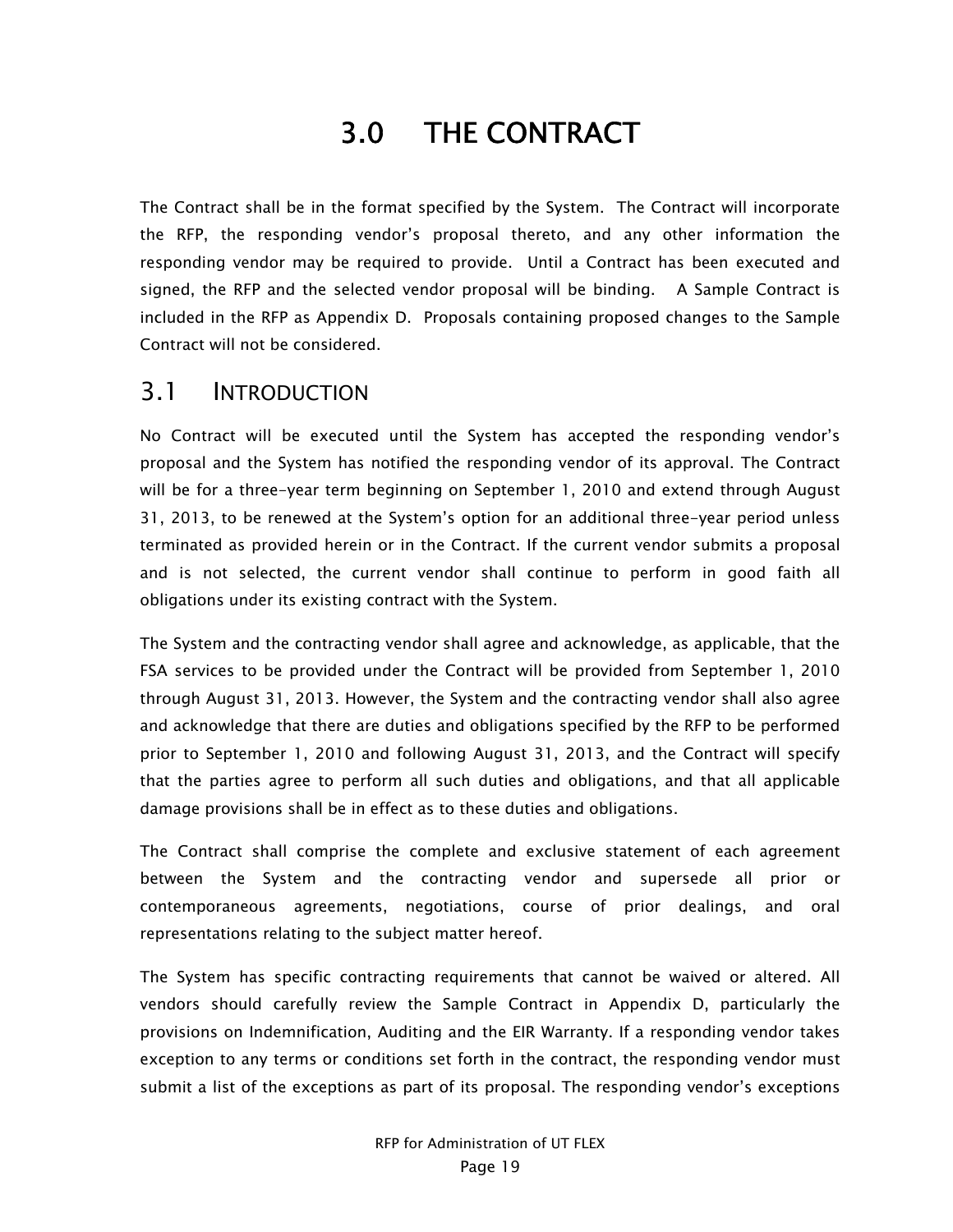# 3.0 THE CONTRACT

The Contract shall be in the format specified by the System. The Contract will incorporate the RFP, the responding vendor's proposal thereto, and any other information the responding vendor may be required to provide. Until a Contract has been executed and signed, the RFP and the selected vendor proposal will be binding. A Sample Contract is included in the RFP as Appendix D. Proposals containing proposed changes to the Sample Contract will not be considered.

## 3.1 INTRODUCTION

No Contract will be executed until the System has accepted the responding vendor's proposal and the System has notified the responding vendor of its approval. The Contract will be for a three-year term beginning on September 1, 2010 and extend through August 31, 2013, to be renewed at the System's option for an additional three-year period unless terminated as provided herein or in the Contract. If the current vendor submits a proposal and is not selected, the current vendor shall continue to perform in good faith all obligations under its existing contract with the System.

The System and the contracting vendor shall agree and acknowledge, as applicable, that the FSA services to be provided under the Contract will be provided from September 1, 2010 through August 31, 2013. However, the System and the contracting vendor shall also agree and acknowledge that there are duties and obligations specified by the RFP to be performed prior to September 1, 2010 and following August 31, 2013, and the Contract will specify that the parties agree to perform all such duties and obligations, and that all applicable damage provisions shall be in effect as to these duties and obligations.

The Contract shall comprise the complete and exclusive statement of each agreement between the System and the contracting vendor and supersede all prior or contemporaneous agreements, negotiations, course of prior dealings, and oral representations relating to the subject matter hereof.

The System has specific contracting requirements that cannot be waived or altered. All vendors should carefully review the Sample Contract in Appendix D, particularly the provisions on Indemnification, Auditing and the EIR Warranty. If a responding vendor takes exception to any terms or conditions set forth in the contract, the responding vendor must submit a list of the exceptions as part of its proposal. The responding vendor's exceptions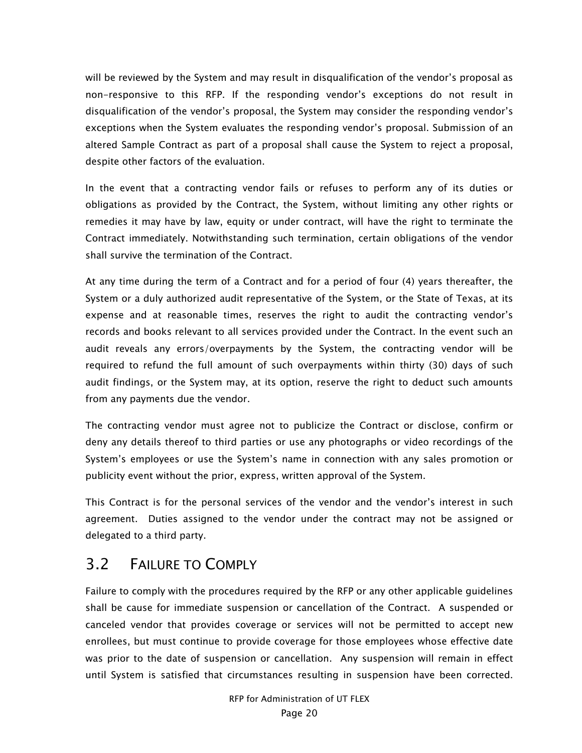will be reviewed by the System and may result in disqualification of the vendor's proposal as non-responsive to this RFP. If the responding vendor's exceptions do not result in disqualification of the vendor's proposal, the System may consider the responding vendor's exceptions when the System evaluates the responding vendor's proposal. Submission of an altered Sample Contract as part of a proposal shall cause the System to reject a proposal, despite other factors of the evaluation.

In the event that a contracting vendor fails or refuses to perform any of its duties or obligations as provided by the Contract, the System, without limiting any other rights or remedies it may have by law, equity or under contract, will have the right to terminate the Contract immediately. Notwithstanding such termination, certain obligations of the vendor shall survive the termination of the Contract.

At any time during the term of a Contract and for a period of four (4) years thereafter, the System or a duly authorized audit representative of the System, or the State of Texas, at its expense and at reasonable times, reserves the right to audit the contracting vendor's records and books relevant to all services provided under the Contract. In the event such an audit reveals any errors/overpayments by the System, the contracting vendor will be required to refund the full amount of such overpayments within thirty (30) days of such audit findings, or the System may, at its option, reserve the right to deduct such amounts from any payments due the vendor.

The contracting vendor must agree not to publicize the Contract or disclose, confirm or deny any details thereof to third parties or use any photographs or video recordings of the System's employees or use the System's name in connection with any sales promotion or publicity event without the prior, express, written approval of the System.

This Contract is for the personal services of the vendor and the vendor's interest in such agreement. Duties assigned to the vendor under the contract may not be assigned or delegated to a third party.

## 3.2 FAILURE TO COMPLY

Failure to comply with the procedures required by the RFP or any other applicable guidelines shall be cause for immediate suspension or cancellation of the Contract. A suspended or canceled vendor that provides coverage or services will not be permitted to accept new enrollees, but must continue to provide coverage for those employees whose effective date was prior to the date of suspension or cancellation. Any suspension will remain in effect until System is satisfied that circumstances resulting in suspension have been corrected.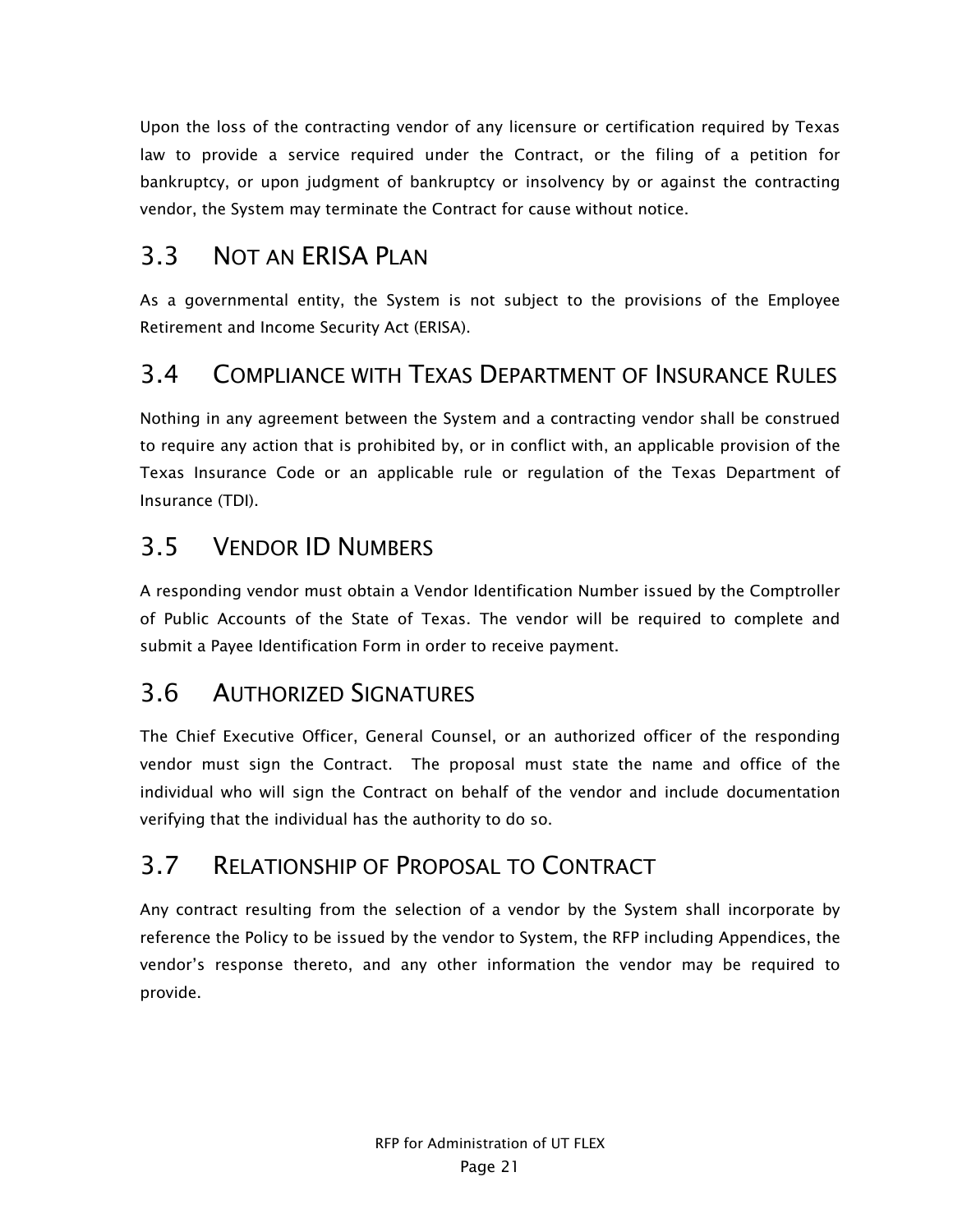Upon the loss of the contracting vendor of any licensure or certification required by Texas law to provide a service required under the Contract, or the filing of a petition for bankruptcy, or upon judgment of bankruptcy or insolvency by or against the contracting vendor, the System may terminate the Contract for cause without notice.

## 3.3 NOT AN ERISA PLAN

As a governmental entity, the System is not subject to the provisions of the Employee Retirement and Income Security Act (ERISA).

## 3.4 COMPLIANCE WITH TEXAS DEPARTMENT OF INSURANCE RULES

Nothing in any agreement between the System and a contracting vendor shall be construed to require any action that is prohibited by, or in conflict with, an applicable provision of the Texas Insurance Code or an applicable rule or regulation of the Texas Department of Insurance (TDI).

## 3.5 VENDOR ID NUMBERS

A responding vendor must obtain a Vendor Identification Number issued by the Comptroller of Public Accounts of the State of Texas. The vendor will be required to complete and submit a Payee Identification Form in order to receive payment.

## 3.6 AUTHORIZED SIGNATURES

The Chief Executive Officer, General Counsel, or an authorized officer of the responding vendor must sign the Contract. The proposal must state the name and office of the individual who will sign the Contract on behalf of the vendor and include documentation verifying that the individual has the authority to do so.

## 3.7 RELATIONSHIP OF PROPOSAL TO CONTRACT

Any contract resulting from the selection of a vendor by the System shall incorporate by reference the Policy to be issued by the vendor to System, the RFP including Appendices, the vendor's response thereto, and any other information the vendor may be required to provide.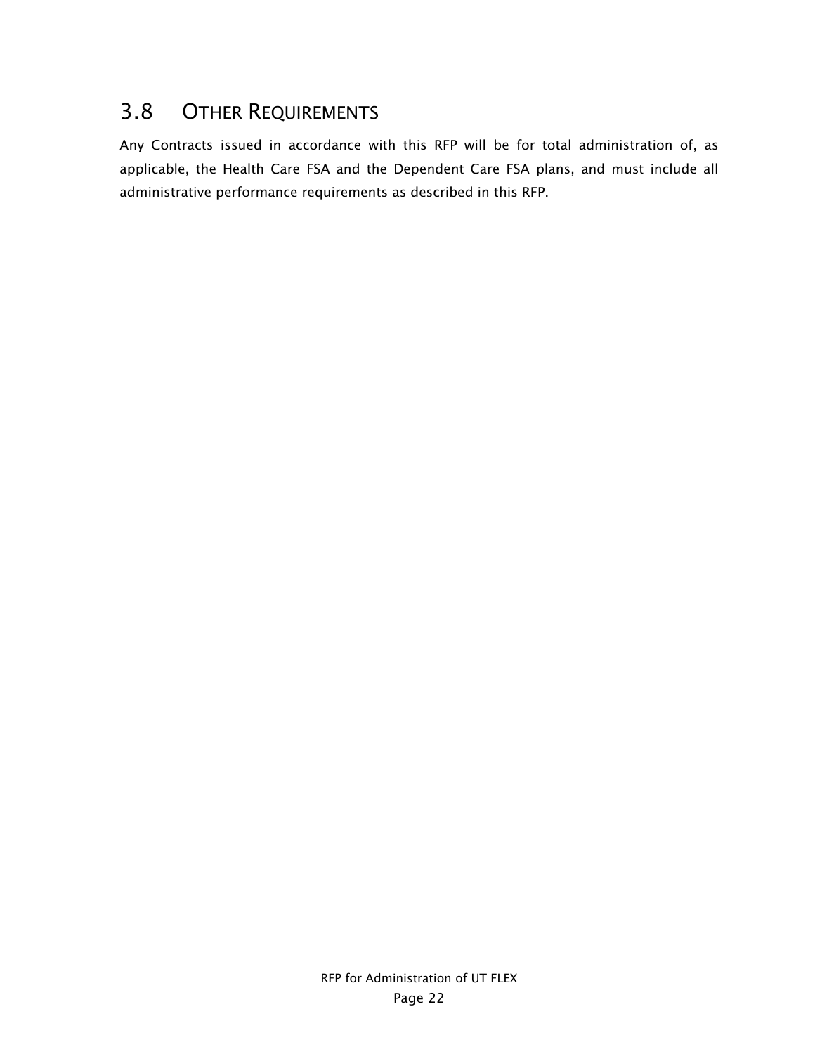## 3.8 OTHER REQUIREMENTS

Any Contracts issued in accordance with this RFP will be for total administration of, as applicable, the Health Care FSA and the Dependent Care FSA plans, and must include all administrative performance requirements as described in this RFP.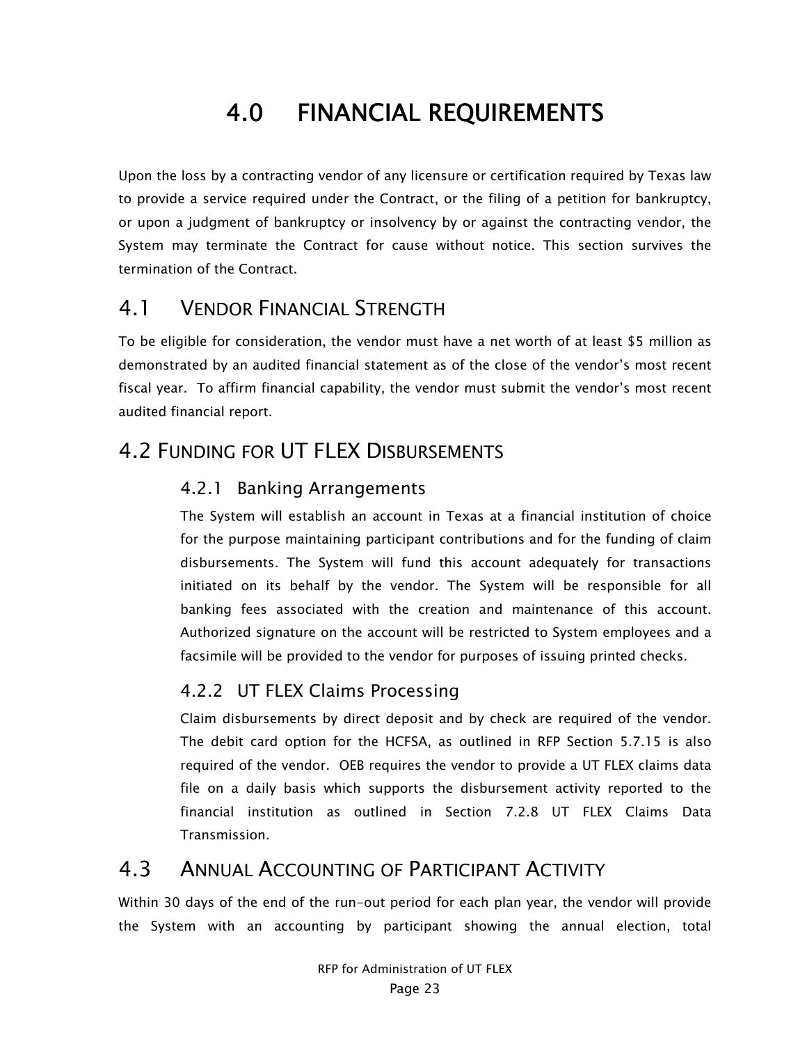# 4.0 FINANCIAL REQUIREMENTS

Upon the loss by a contracting vendor of any licensure or certification required by Texas law to provide a service required under the Contract, or the filing of a petition for bankruptcy, or upon a judgment of bankruptcy or insolvency by or against the contracting vendor, the System may terminate the Contract for cause without notice. This section survives the termination of the Contract.

## 4.1 VENDOR FINANCIAL STRENGTH

To be eligible for consideration, the vendor must have a net worth of at least $5 million as demonstrated by an audited financial statement as of the close of the vendor's most recent fiscal year. To affirm financial capability, the vendor must submit the vendor's most recent audited financial report.

## 4.2 FUNDING FOR UT FLEX DISBURSEMENTS

### 4.2.1 Banking Arrangements

The System will establish an account in Texas at a financial institution of choice for the purpose maintaining participant contributions and for the funding of claim disbursements. The System will fund this account adequately for transactions initiated on its behalf by the vendor. The System will be responsible for all banking fees associated with the creation and maintenance of this account. Authorized signature on the account will be restricted to System employees and a facsimile will be provided to the vendor for purposes of issuing printed checks.

### 4.2.2 UT FLEX Claims Processing

Claim disbursements by direct deposit and by check are required of the vendor. The debit card option for the HCFSA, as outlined in RFP Section 5.7.15 is also required of the vendor. OEB requires the vendor to provide a UT FLEX claims data file on a daily basis which supports the disbursement activity reported to the financial institution as outlined in Section 7.2.8 UT FLEX Claims Data Transmission.

## 4.3 ANNUAL ACCOUNTING OF PARTICIPANT ACTIVITY

Within 30 days of the end of the run-out period for each plan year, the vendor will provide the System with an accounting by participant showing the annual election, total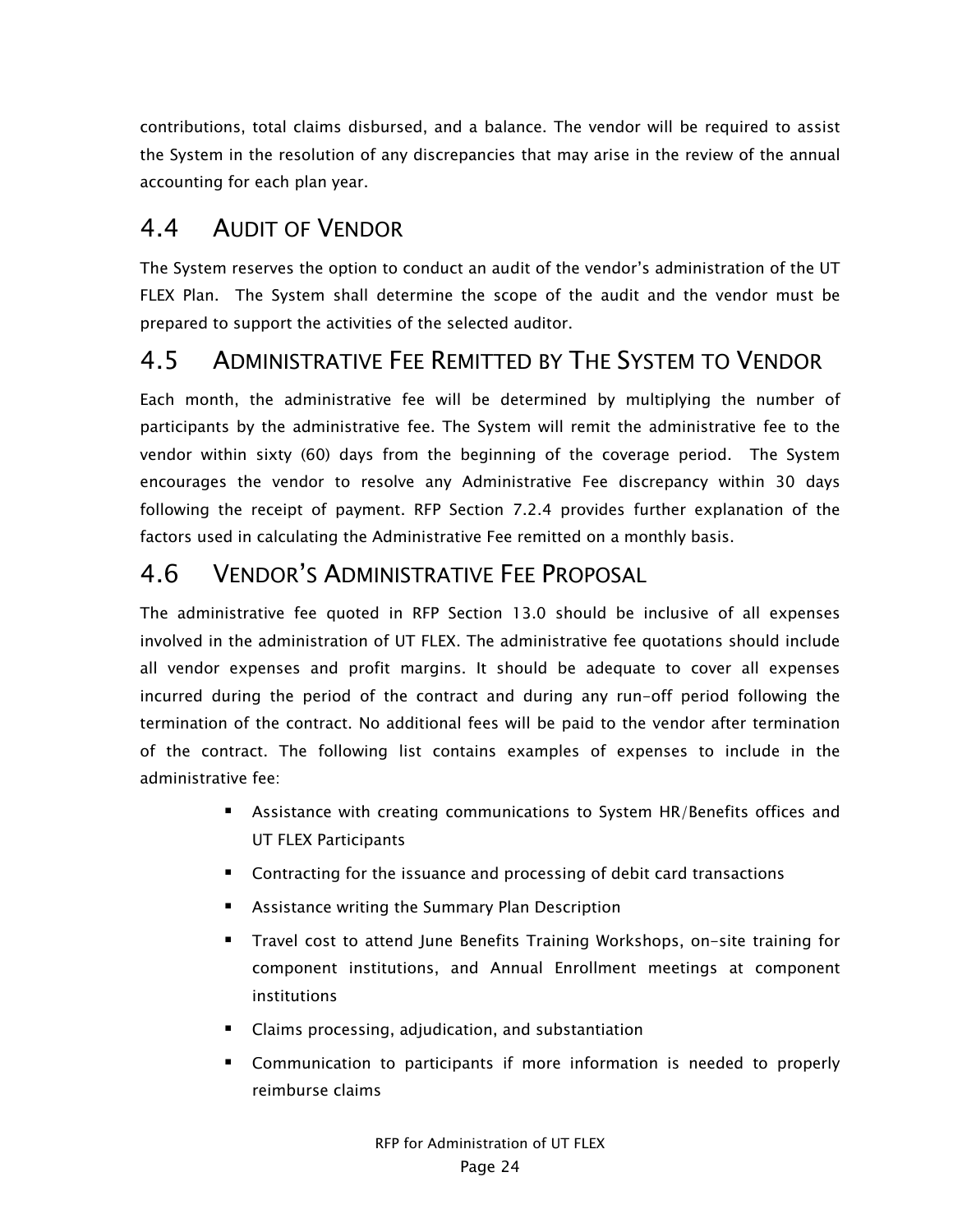contributions, total claims disbursed, and a balance. The vendor will be required to assist the System in the resolution of any discrepancies that may arise in the review of the annual accounting for each plan year.

## 4.4 Audit of Vendor

The System reserves the option to conduct an audit of the vendor's administration of the UT FLEX Plan. The System shall determine the scope of the audit and the vendor must be prepared to support the activities of the selected auditor.

## 4.5 Administrative Fee Remitted by The System to Vendor

Each month, the administrative fee will be determined by multiplying the number of participants by the administrative fee. The System will remit the administrative fee to the vendor within sixty (60) days from the beginning of the coverage period. The System encourages the vendor to resolve any Administrative Fee discrepancy within 30 days following the receipt of payment. RFP Section 7.2.4 provides further explanation of the factors used in calculating the Administrative Fee remitted on a monthly basis.

## 4.6 Vendor's Administrative Fee Proposal

The administrative fee quoted in RFP Section 13.0 should be inclusive of all expenses involved in the administration of UT FLEX. The administrative fee quotations should include all vendor expenses and profit margins. It should be adequate to cover all expenses incurred during the period of the contract and during any run-off period following the termination of the contract. No additional fees will be paid to the vendor after termination of the contract. The following list contains examples of expenses to include in the administrative fee:

- Assistance with creating communications to System HR/Benefits offices and UT FLEX Participants
- Contracting for the issuance and processing of debit card transactions
- Assistance writing the Summary Plan Description
- Travel cost to attend June Benefits Training Workshops, on-site training for component institutions, and Annual Enrollment meetings at component institutions
- Claims processing, adjudication, and substantiation
- Communication to participants if more information is needed to properly reimburse claims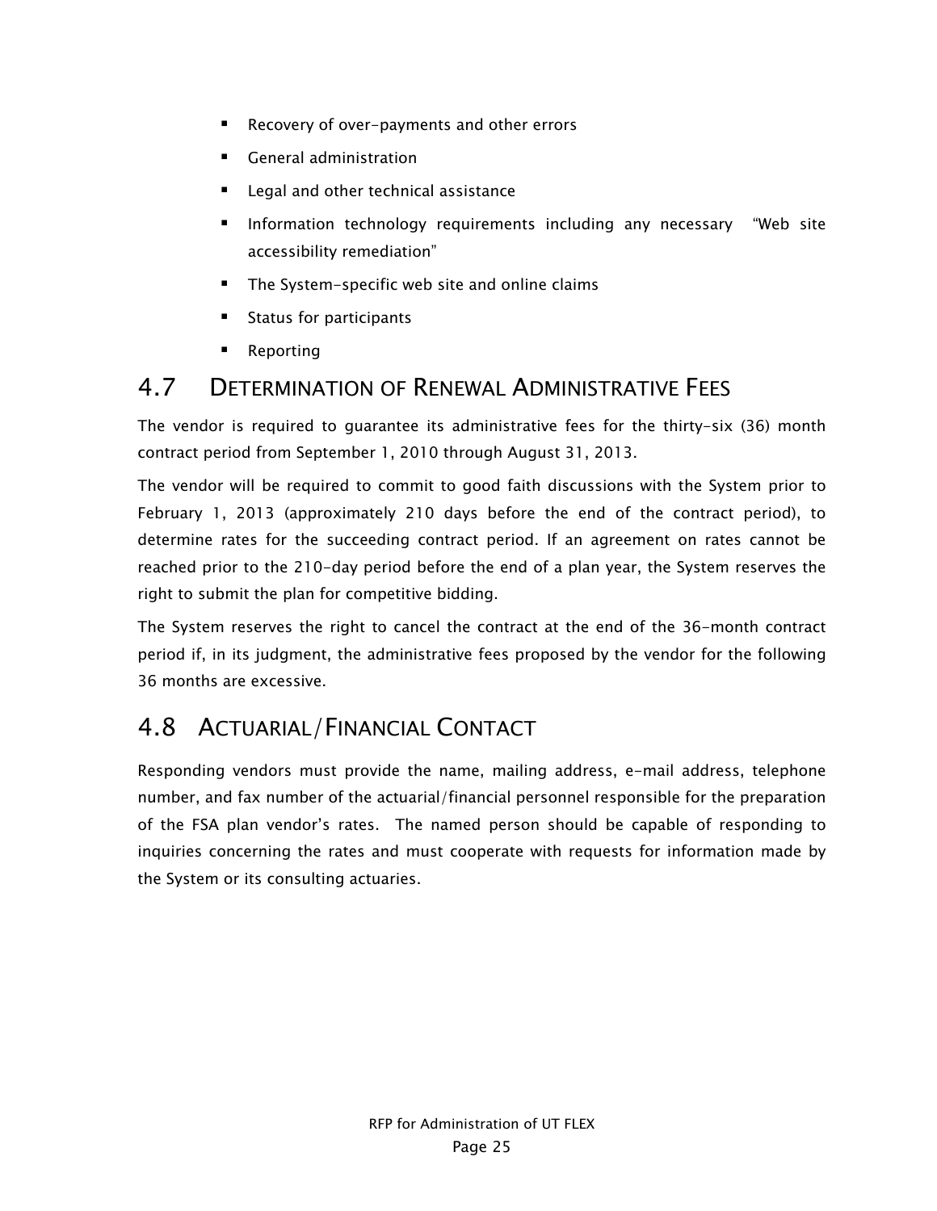- Recovery of over-payments and other errors
- General administration
- Legal and other technical assistance
- Information technology requirements including any necessary "Web site accessibility remediation"
- The System-specific web site and online claims
- Status for participants
- Reporting

## 4.7 Determination of Renewal Administrative Fees

The vendor is required to guarantee its administrative fees for the thirty-six (36) month contract period from September 1, 2010 through August 31, 2013.

The vendor will be required to commit to good faith discussions with the System prior to February 1, 2013 (approximately 210 days before the end of the contract period), to determine rates for the succeeding contract period. If an agreement on rates cannot be reached prior to the 210-day period before the end of a plan year, the System reserves the right to submit the plan for competitive bidding.

The System reserves the right to cancel the contract at the end of the 36-month contract period if, in its judgment, the administrative fees proposed by the vendor for the following 36 months are excessive.

## 4.8 Actuarial/Financial Contact

Responding vendors must provide the name, mailing address, e-mail address, telephone number, and fax number of the actuarial/financial personnel responsible for the preparation of the FSA plan vendor's rates. The named person should be capable of responding to inquiries concerning the rates and must cooperate with requests for information made by the System or its consulting actuaries.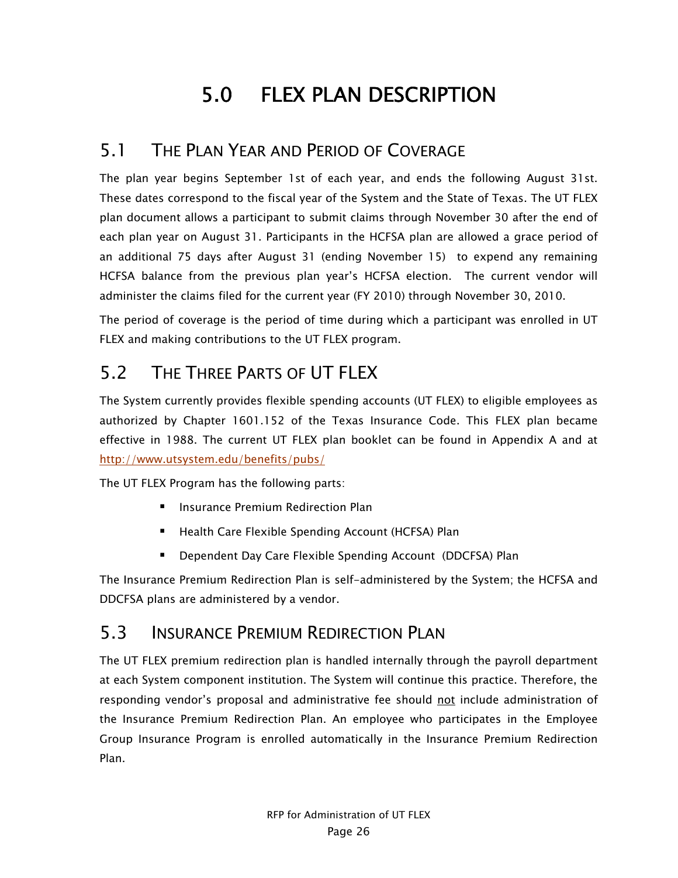# 5.0 FLEX PLAN DESCRIPTION

## 5.1 THE PLAN YEAR AND PERIOD OF COVERAGE

The plan year begins September 1st of each year, and ends the following August 31st. These dates correspond to the fiscal year of the System and the State of Texas. The UT FLEX plan document allows a participant to submit claims through November 30 after the end of each plan year on August 31. Participants in the HCFSA plan are allowed a grace period of an additional 75 days after August 31 (ending November 15) to expend any remaining HCFSA balance from the previous plan year's HCFSA election. The current vendor will administer the claims filed for the current year (FY 2010) through November 30, 2010.

The period of coverage is the period of time during which a participant was enrolled in UT FLEX and making contributions to the UT FLEX program.

## 5.2 THE THREE PARTS OF UT FLEX

The System currently provides flexible spending accounts (UT FLEX) to eligible employees as authorized by Chapter 1601.152 of the Texas Insurance Code. This FLEX plan became effective in 1988. The current UT FLEX plan booklet can be found in Appendix A and at http://www.utsystem.edu/benefits/pubs/

The UT FLEX Program has the following parts:

- Insurance Premium Redirection Plan
- Health Care Flexible Spending Account (HCFSA) Plan
- Dependent Day Care Flexible Spending Account (DDCFSA) Plan

The Insurance Premium Redirection Plan is self-administered by the System; the HCFSA and DDCFSA plans are administered by a vendor.

## 5.3 INSURANCE PREMIUM REDIRECTION PLAN

The UT FLEX premium redirection plan is handled internally through the payroll department at each System component institution. The System will continue this practice. Therefore, the responding vendor's proposal and administrative fee should not include administration of the Insurance Premium Redirection Plan. An employee who participates in the Employee Group Insurance Program is enrolled automatically in the Insurance Premium Redirection Plan.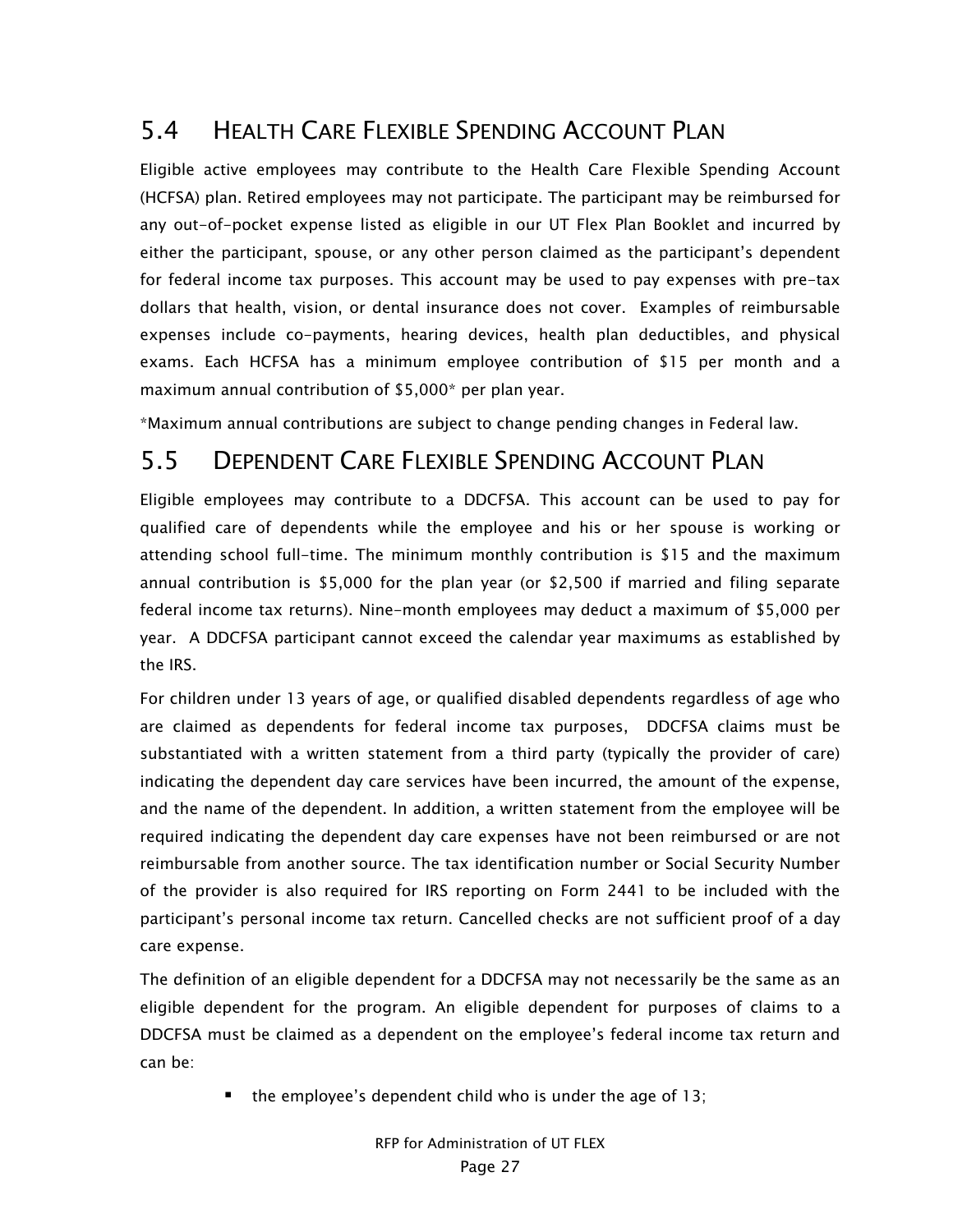## 5.4 HEALTH CARE FLEXIBLE SPENDING ACCOUNT PLAN

Eligible active employees may contribute to the Health Care Flexible Spending Account (HCFSA) plan. Retired employees may not participate. The participant may be reimbursed for any out-of-pocket expense listed as eligible in our UT Flex Plan Booklet and incurred by either the participant, spouse, or any other person claimed as the participant's dependent for federal income tax purposes. This account may be used to pay expenses with pre-tax dollars that health, vision, or dental insurance does not cover. Examples of reimbursable expenses include co-payments, hearing devices, health plan deductibles, and physical exams. Each HCFSA has a minimum employee contribution of $15 per month and a maximum annual contribution of $5,000* per plan year.

*Maximum annual contributions are subject to change pending changes in Federal law.

## 5.5 DEPENDENT CARE FLEXIBLE SPENDING ACCOUNT PLAN

Eligible employees may contribute to a DDCFSA. This account can be used to pay for qualified care of dependents while the employee and his or her spouse is working or attending school full-time. The minimum monthly contribution is $15 and the maximum annual contribution is $5,000 for the plan year (or $2,500 if married and filing separate federal income tax returns). Nine-month employees may deduct a maximum of $5,000 per year. A DDCFSA participant cannot exceed the calendar year maximums as established by the IRS.

For children under 13 years of age, or qualified disabled dependents regardless of age who are claimed as dependents for federal income tax purposes, DDCFSA claims must be substantiated with a written statement from a third party (typically the provider of care) indicating the dependent day care services have been incurred, the amount of the expense, and the name of the dependent. In addition, a written statement from the employee will be required indicating the dependent day care expenses have not been reimbursed or are not reimbursable from another source. The tax identification number or Social Security Number of the provider is also required for IRS reporting on Form 2441 to be included with the participant's personal income tax return. Cancelled checks are not sufficient proof of a day care expense.

The definition of an eligible dependent for a DDCFSA may not necessarily be the same as an eligible dependent for the program. An eligible dependent for purposes of claims to a DDCFSA must be claimed as a dependent on the employee's federal income tax return and can be:

- the employee's dependent child who is under the age of 13;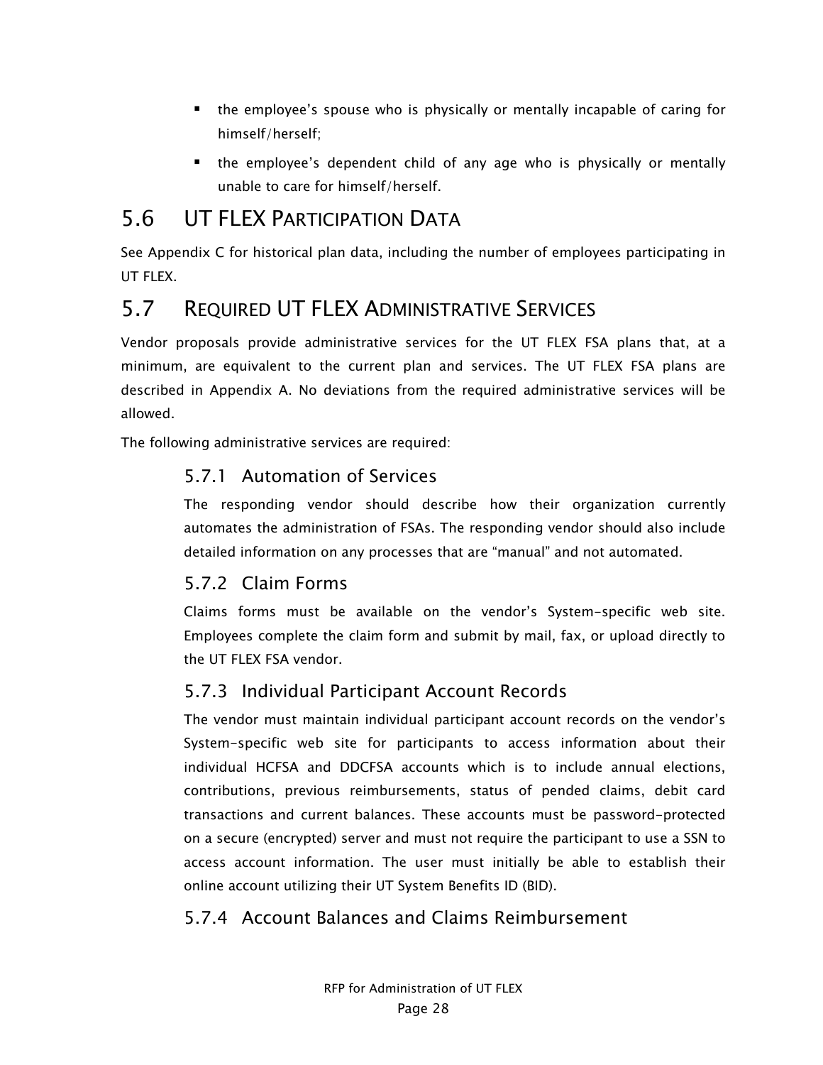- the employee's spouse who is physically or mentally incapable of caring for himself/herself;
- the employee's dependent child of any age who is physically or mentally unable to care for himself/herself.

## 5.6 UT FLEX Participation Data

See Appendix C for historical plan data, including the number of employees participating in UT FLEX.

## 5.7 Required UT FLEX Administrative Services

Vendor proposals provide administrative services for the UT FLEX FSA plans that, at a minimum, are equivalent to the current plan and services. The UT FLEX FSA plans are described in Appendix A. No deviations from the required administrative services will be allowed.

The following administrative services are required:

### 5.7.1 Automation of Services

The responding vendor should describe how their organization currently automates the administration of FSAs. The responding vendor should also include detailed information on any processes that are "manual" and not automated.

### 5.7.2 Claim Forms

Claims forms must be available on the vendor's System-specific web site. Employees complete the claim form and submit by mail, fax, or upload directly to the UT FLEX FSA vendor.

### 5.7.3 Individual Participant Account Records

The vendor must maintain individual participant account records on the vendor's System-specific web site for participants to access information about their individual HCFSA and DDCFSA accounts which is to include annual elections, contributions, previous reimbursements, status of pended claims, debit card transactions and current balances. These accounts must be password-protected on a secure (encrypted) server and must not require the participant to use a SSN to access account information. The user must initially be able to establish their online account utilizing their UT System Benefits ID (BID).

### 5.7.4 Account Balances and Claims Reimbursement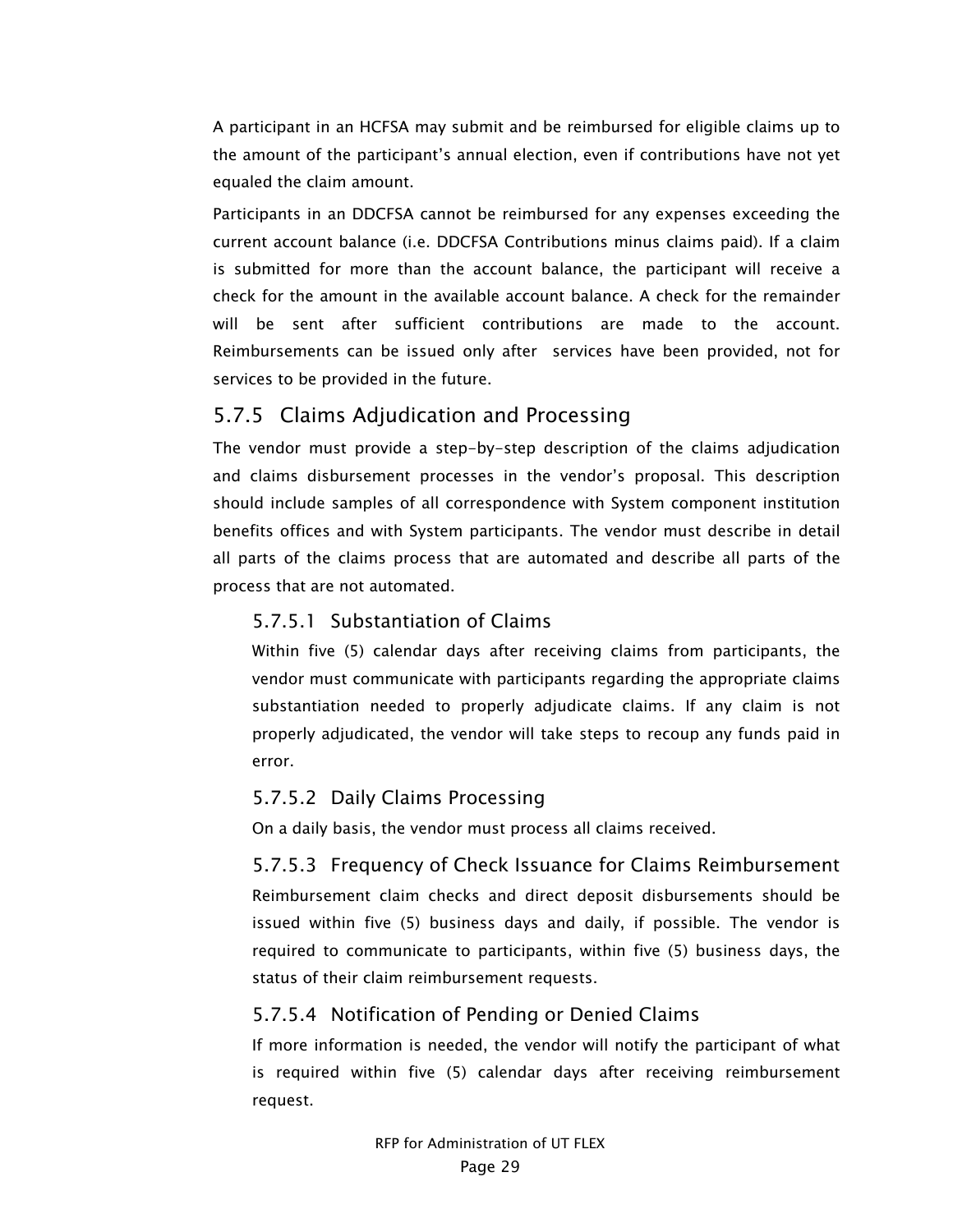A participant in an HCFSA may submit and be reimbursed for eligible claims up to the amount of the participant's annual election, even if contributions have not yet equaled the claim amount.

Participants in an DDCFSA cannot be reimbursed for any expenses exceeding the current account balance (i.e. DDCFSA Contributions minus claims paid). If a claim is submitted for more than the account balance, the participant will receive a check for the amount in the available account balance. A check for the remainder will be sent after sufficient contributions are made to the account. Reimbursements can be issued only after services have been provided, not for services to be provided in the future.

### 5.7.5 Claims Adjudication and Processing

The vendor must provide a step-by-step description of the claims adjudication and claims disbursement processes in the vendor's proposal. This description should include samples of all correspondence with System component institution benefits offices and with System participants. The vendor must describe in detail all parts of the claims process that are automated and describe all parts of the process that are not automated.

#### 5.7.5.1 Substantiation of Claims

Within five (5) calendar days after receiving claims from participants, the vendor must communicate with participants regarding the appropriate claims substantiation needed to properly adjudicate claims. If any claim is not properly adjudicated, the vendor will take steps to recoup any funds paid in error.

#### 5.7.5.2 Daily Claims Processing

On a daily basis, the vendor must process all claims received.

#### 5.7.5.3 Frequency of Check Issuance for Claims Reimbursement

Reimbursement claim checks and direct deposit disbursements should be issued within five (5) business days and daily, if possible. The vendor is required to communicate to participants, within five (5) business days, the status of their claim reimbursement requests.

#### 5.7.5.4 Notification of Pending or Denied Claims

If more information is needed, the vendor will notify the participant of what is required within five (5) calendar days after receiving reimbursement request.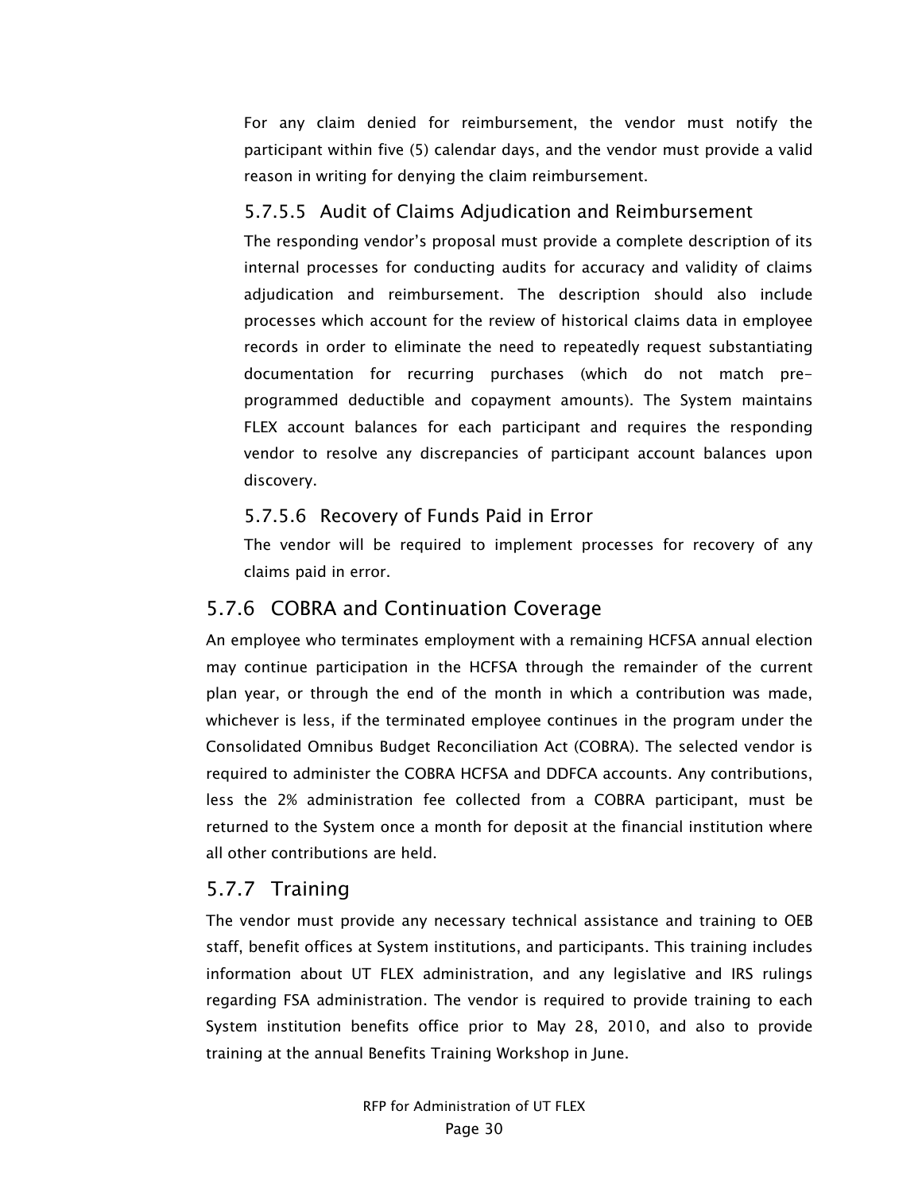For any claim denied for reimbursement, the vendor must notify the participant within five (5) calendar days, and the vendor must provide a valid reason in writing for denying the claim reimbursement.

#### 5.7.5.5 Audit of Claims Adjudication and Reimbursement

The responding vendor's proposal must provide a complete description of its internal processes for conducting audits for accuracy and validity of claims adjudication and reimbursement. The description should also include processes which account for the review of historical claims data in employee records in order to eliminate the need to repeatedly request substantiating documentation for recurring purchases (which do not match pre-programmed deductible and copayment amounts). The System maintains FLEX account balances for each participant and requires the responding vendor to resolve any discrepancies of participant account balances upon discovery.

#### 5.7.5.6 Recovery of Funds Paid in Error

The vendor will be required to implement processes for recovery of any claims paid in error.

### 5.7.6 COBRA and Continuation Coverage

An employee who terminates employment with a remaining HCFSA annual election may continue participation in the HCFSA through the remainder of the current plan year, or through the end of the month in which a contribution was made, whichever is less, if the terminated employee continues in the program under the Consolidated Omnibus Budget Reconciliation Act (COBRA). The selected vendor is required to administer the COBRA HCFSA and DDFCA accounts. Any contributions, less the 2% administration fee collected from a COBRA participant, must be returned to the System once a month for deposit at the financial institution where all other contributions are held.

### 5.7.7 Training

The vendor must provide any necessary technical assistance and training to OEB staff, benefit offices at System institutions, and participants. This training includes information about UT FLEX administration, and any legislative and IRS rulings regarding FSA administration. The vendor is required to provide training to each System institution benefits office prior to May 28, 2010, and also to provide training at the annual Benefits Training Workshop in June.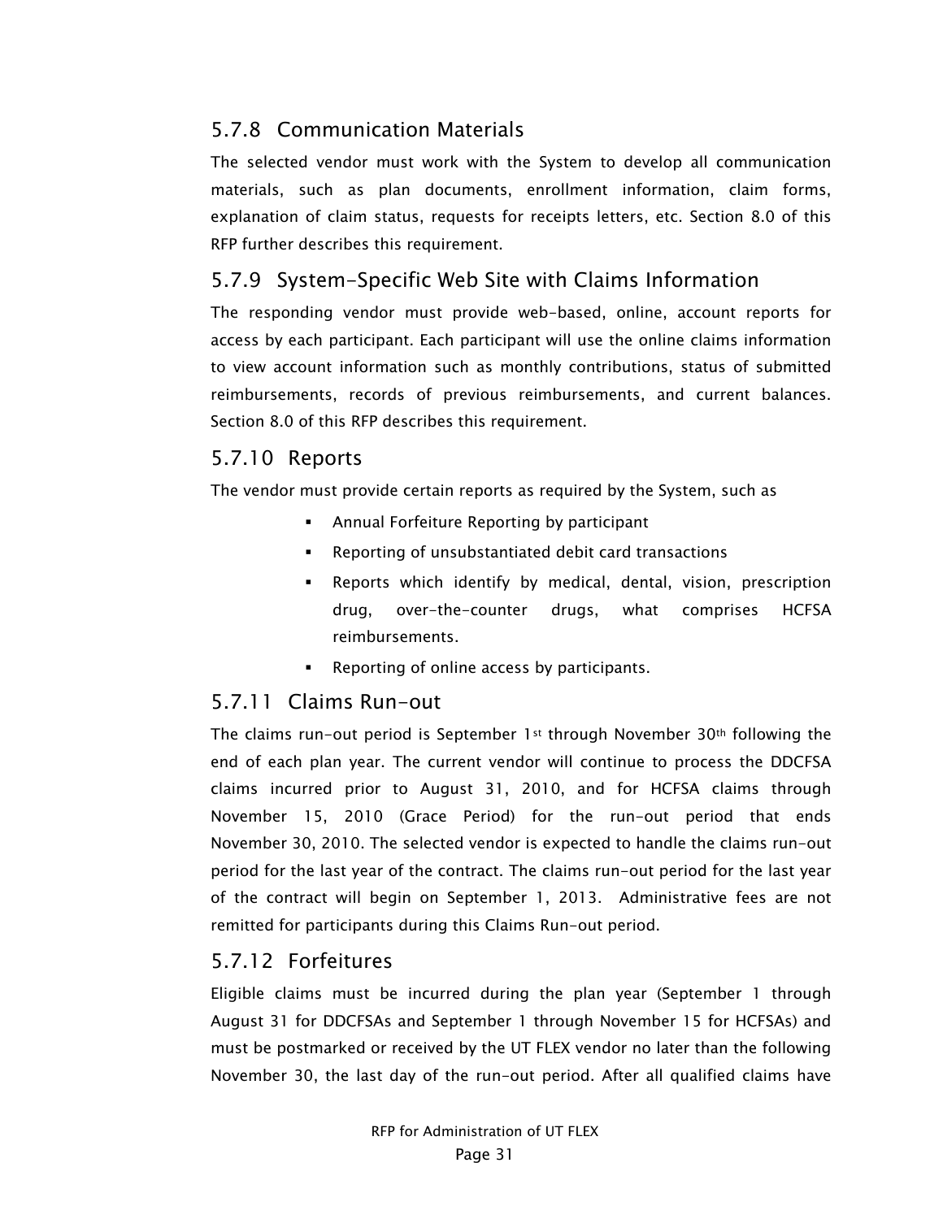### 5.7.8 Communication Materials

The selected vendor must work with the System to develop all communication materials, such as plan documents, enrollment information, claim forms, explanation of claim status, requests for receipts letters, etc. Section 8.0 of this RFP further describes this requirement.

### 5.7.9 System-Specific Web Site with Claims Information

The responding vendor must provide web-based, online, account reports for access by each participant. Each participant will use the online claims information to view account information such as monthly contributions, status of submitted reimbursements, records of previous reimbursements, and current balances. Section 8.0 of this RFP describes this requirement.

### 5.7.10 Reports

The vendor must provide certain reports as required by the System, such as

- Annual Forfeiture Reporting by participant
- Reporting of unsubstantiated debit card transactions
- Reports which identify by medical, dental, vision, prescription drug, over-the-counter drugs, what comprises HCFSA reimbursements.
- Reporting of online access by participants.

### 5.7.11 Claims Run-out

The claims run-out period is September 1st through November 30th following the end of each plan year. The current vendor will continue to process the DDCFSA claims incurred prior to August 31, 2010, and for HCFSA claims through November 15, 2010 (Grace Period) for the run-out period that ends November 30, 2010. The selected vendor is expected to handle the claims run-out period for the last year of the contract. The claims run-out period for the last year of the contract will begin on September 1, 2013. Administrative fees are not remitted for participants during this Claims Run-out period.

### 5.7.12 Forfeitures

Eligible claims must be incurred during the plan year (September 1 through August 31 for DDCFSAs and September 1 through November 15 for HCFSAs) and must be postmarked or received by the UT FLEX vendor no later than the following November 30, the last day of the run-out period. After all qualified claims have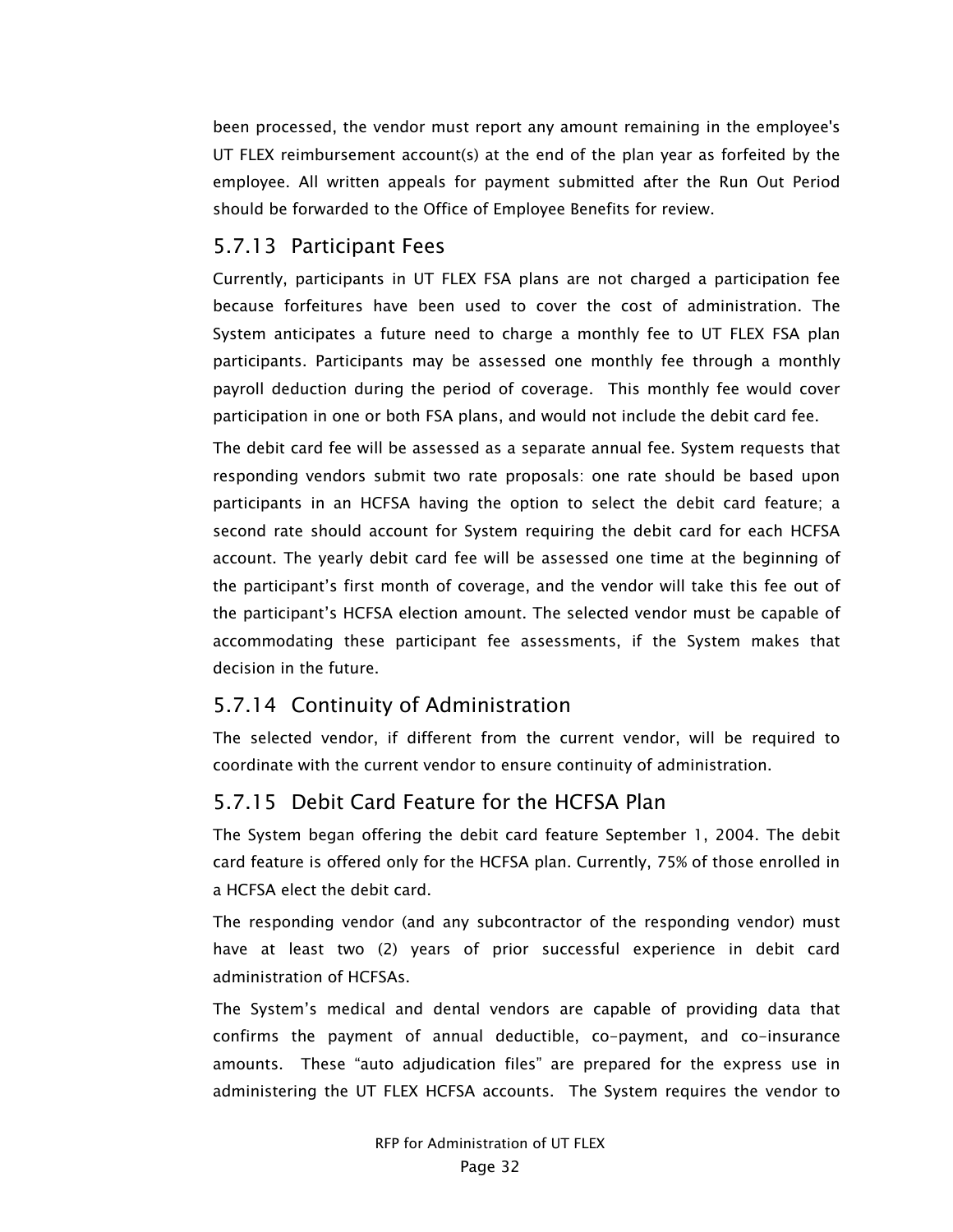been processed, the vendor must report any amount remaining in the employee's UT FLEX reimbursement account(s) at the end of the plan year as forfeited by the employee. All written appeals for payment submitted after the Run Out Period should be forwarded to the Office of Employee Benefits for review.

### 5.7.13 Participant Fees

Currently, participants in UT FLEX FSA plans are not charged a participation fee because forfeitures have been used to cover the cost of administration. The System anticipates a future need to charge a monthly fee to UT FLEX FSA plan participants. Participants may be assessed one monthly fee through a monthly payroll deduction during the period of coverage. This monthly fee would cover participation in one or both FSA plans, and would not include the debit card fee.

The debit card fee will be assessed as a separate annual fee. System requests that responding vendors submit two rate proposals: one rate should be based upon participants in an HCFSA having the option to select the debit card feature; a second rate should account for System requiring the debit card for each HCFSA account. The yearly debit card fee will be assessed one time at the beginning of the participant's first month of coverage, and the vendor will take this fee out of the participant's HCFSA election amount. The selected vendor must be capable of accommodating these participant fee assessments, if the System makes that decision in the future.

### 5.7.14 Continuity of Administration

The selected vendor, if different from the current vendor, will be required to coordinate with the current vendor to ensure continuity of administration.

### 5.7.15 Debit Card Feature for the HCFSA Plan

The System began offering the debit card feature September 1, 2004. The debit card feature is offered only for the HCFSA plan. Currently, 75% of those enrolled in a HCFSA elect the debit card.

The responding vendor (and any subcontractor of the responding vendor) must have at least two (2) years of prior successful experience in debit card administration of HCFSAs.

The System's medical and dental vendors are capable of providing data that confirms the payment of annual deductible, co-payment, and co-insurance amounts. These "auto adjudication files" are prepared for the express use in administering the UT FLEX HCFSA accounts. The System requires the vendor to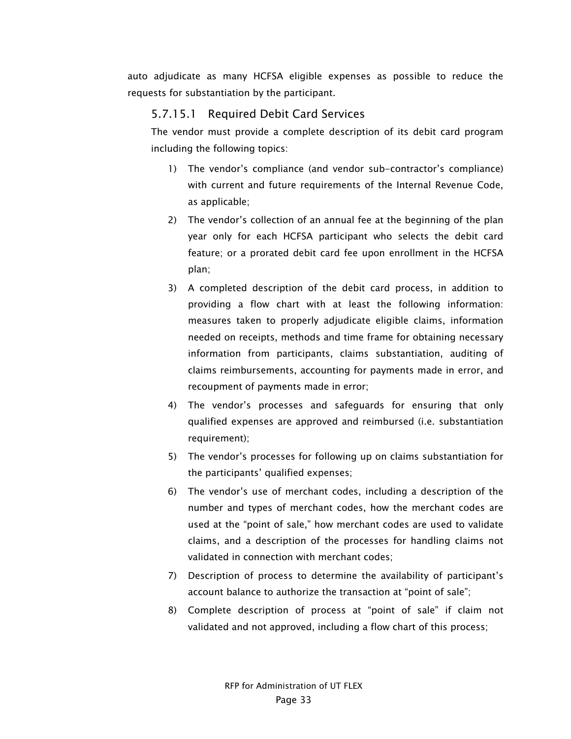auto adjudicate as many HCFSA eligible expenses as possible to reduce the requests for substantiation by the participant.

#### 5.7.15.1 Required Debit Card Services

The vendor must provide a complete description of its debit card program including the following topics:

1) The vendor's compliance (and vendor sub-contractor's compliance) with current and future requirements of the Internal Revenue Code, as applicable;
2) The vendor's collection of an annual fee at the beginning of the plan year only for each HCFSA participant who selects the debit card feature; or a prorated debit card fee upon enrollment in the HCFSA plan;
3) A completed description of the debit card process, in addition to providing a flow chart with at least the following information: measures taken to properly adjudicate eligible claims, information needed on receipts, methods and time frame for obtaining necessary information from participants, claims substantiation, auditing of claims reimbursements, accounting for payments made in error, and recoupment of payments made in error;
4) The vendor's processes and safeguards for ensuring that only qualified expenses are approved and reimbursed (i.e. substantiation requirement);
5) The vendor's processes for following up on claims substantiation for the participants' qualified expenses;
6) The vendor's use of merchant codes, including a description of the number and types of merchant codes, how the merchant codes are used at the "point of sale," how merchant codes are used to validate claims, and a description of the processes for handling claims not validated in connection with merchant codes;
7) Description of process to determine the availability of participant's account balance to authorize the transaction at "point of sale";
8) Complete description of process at "point of sale" if claim not validated and not approved, including a flow chart of this process;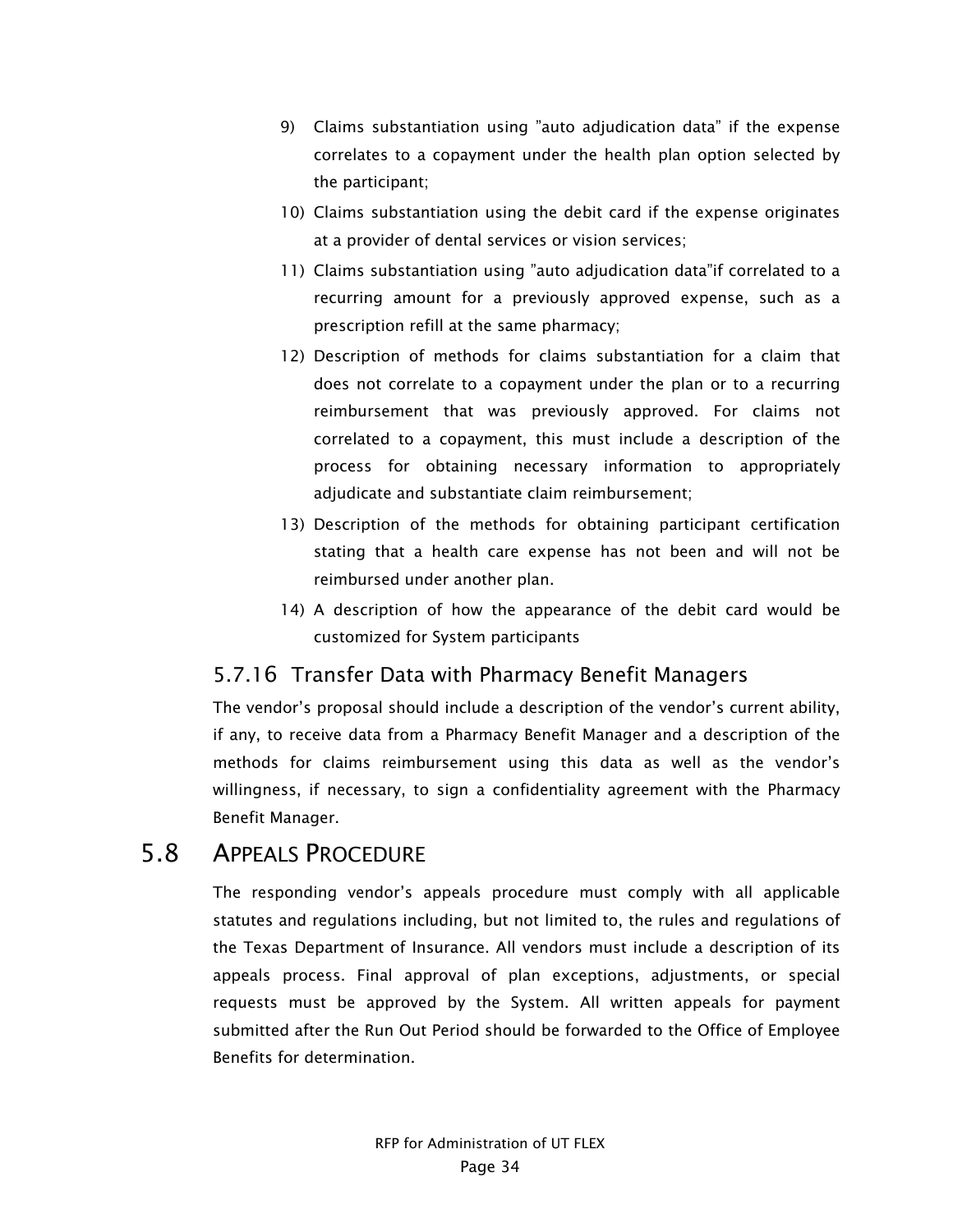9) Claims substantiation using "auto adjudication data" if the expense correlates to a copayment under the health plan option selected by the participant;
10) Claims substantiation using the debit card if the expense originates at a provider of dental services or vision services;
11) Claims substantiation using "auto adjudication data"if correlated to a recurring amount for a previously approved expense, such as a prescription refill at the same pharmacy;
12) Description of methods for claims substantiation for a claim that does not correlate to a copayment under the plan or to a recurring reimbursement that was previously approved. For claims not correlated to a copayment, this must include a description of the process for obtaining necessary information to appropriately adjudicate and substantiate claim reimbursement;
13) Description of the methods for obtaining participant certification stating that a health care expense has not been and will not be reimbursed under another plan.
14) A description of how the appearance of the debit card would be customized for System participants

### 5.7.16 Transfer Data with Pharmacy Benefit Managers

The vendor's proposal should include a description of the vendor's current ability, if any, to receive data from a Pharmacy Benefit Manager and a description of the methods for claims reimbursement using this data as well as the vendor's willingness, if necessary, to sign a confidentiality agreement with the Pharmacy Benefit Manager.

## 5.8 APPEALS PROCEDURE

The responding vendor's appeals procedure must comply with all applicable statutes and regulations including, but not limited to, the rules and regulations of the Texas Department of Insurance. All vendors must include a description of its appeals process. Final approval of plan exceptions, adjustments, or special requests must be approved by the System. All written appeals for payment submitted after the Run Out Period should be forwarded to the Office of Employee Benefits for determination.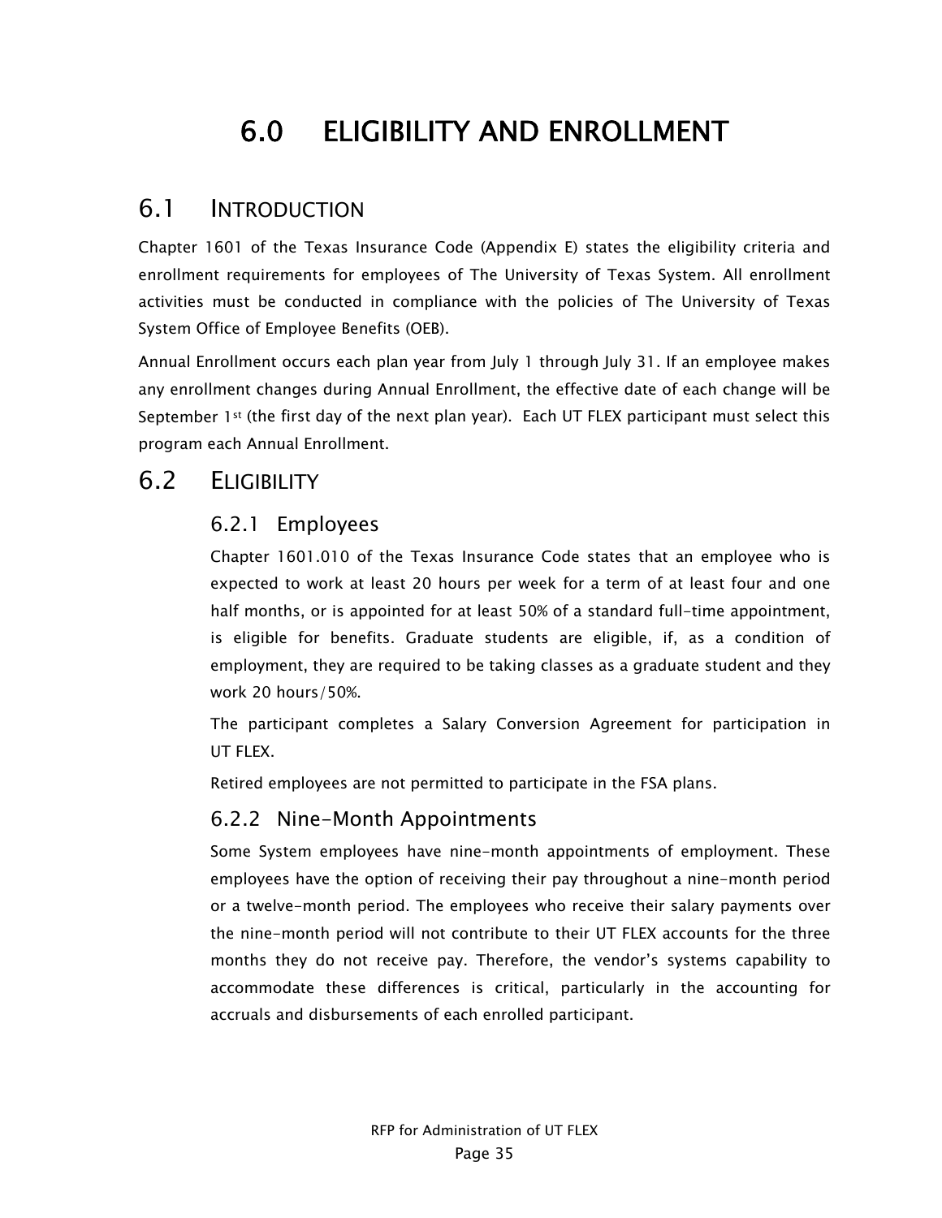# 6.0 ELIGIBILITY AND ENROLLMENT

## 6.1 INTRODUCTION

Chapter 1601 of the Texas Insurance Code (Appendix E) states the eligibility criteria and enrollment requirements for employees of The University of Texas System. All enrollment activities must be conducted in compliance with the policies of The University of Texas System Office of Employee Benefits (OEB).

Annual Enrollment occurs each plan year from July 1 through July 31. If an employee makes any enrollment changes during Annual Enrollment, the effective date of each change will be September 1st (the first day of the next plan year). Each UT FLEX participant must select this program each Annual Enrollment.

## 6.2 ELIGIBILITY

### 6.2.1 Employees

Chapter 1601.010 of the Texas Insurance Code states that an employee who is expected to work at least 20 hours per week for a term of at least four and one half months, or is appointed for at least 50% of a standard full-time appointment, is eligible for benefits. Graduate students are eligible, if, as a condition of employment, they are required to be taking classes as a graduate student and they work 20 hours/50%.

The participant completes a Salary Conversion Agreement for participation in UT FLEX.

Retired employees are not permitted to participate in the FSA plans.

### 6.2.2 Nine-Month Appointments

Some System employees have nine-month appointments of employment. These employees have the option of receiving their pay throughout a nine-month period or a twelve-month period. The employees who receive their salary payments over the nine-month period will not contribute to their UT FLEX accounts for the three months they do not receive pay. Therefore, the vendor's systems capability to accommodate these differences is critical, particularly in the accounting for accruals and disbursements of each enrolled participant.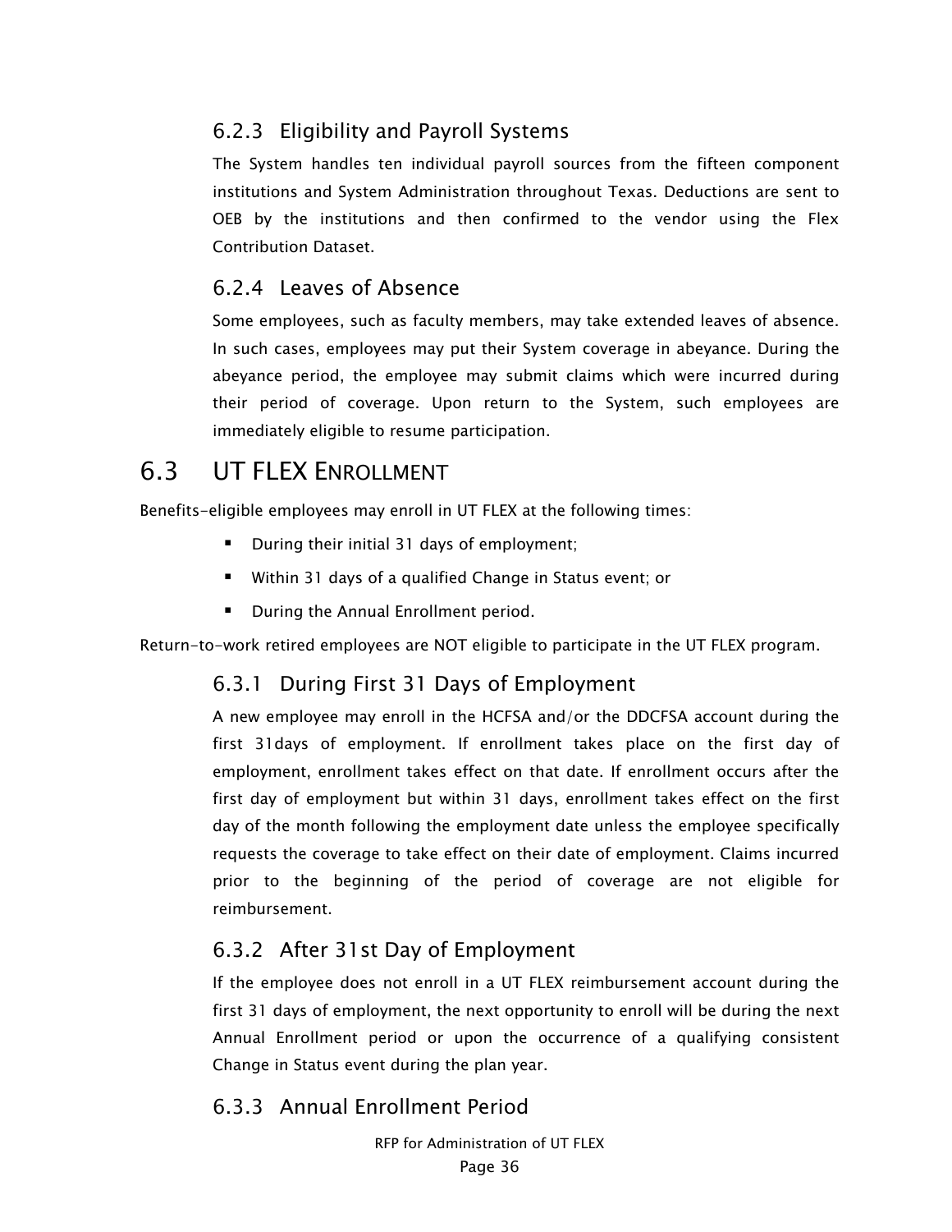### 6.2.3 Eligibility and Payroll Systems

The System handles ten individual payroll sources from the fifteen component institutions and System Administration throughout Texas. Deductions are sent to OEB by the institutions and then confirmed to the vendor using the Flex Contribution Dataset.

### 6.2.4 Leaves of Absence

Some employees, such as faculty members, may take extended leaves of absence. In such cases, employees may put their System coverage in abeyance. During the abeyance period, the employee may submit claims which were incurred during their period of coverage. Upon return to the System, such employees are immediately eligible to resume participation.

## 6.3 UT FLEX ENROLLMENT

Benefits-eligible employees may enroll in UT FLEX at the following times:

- During their initial 31 days of employment;
- Within 31 days of a qualified Change in Status event; or
- During the Annual Enrollment period.

Return-to-work retired employees are NOT eligible to participate in the UT FLEX program.

### 6.3.1 During First 31 Days of Employment

A new employee may enroll in the HCFSA and/or the DDCFSA account during the first 31days of employment. If enrollment takes place on the first day of employment, enrollment takes effect on that date. If enrollment occurs after the first day of employment but within 31 days, enrollment takes effect on the first day of the month following the employment date unless the employee specifically requests the coverage to take effect on their date of employment. Claims incurred prior to the beginning of the period of coverage are not eligible for reimbursement.

### 6.3.2 After 31st Day of Employment

If the employee does not enroll in a UT FLEX reimbursement account during the first 31 days of employment, the next opportunity to enroll will be during the next Annual Enrollment period or upon the occurrence of a qualifying consistent Change in Status event during the plan year.

### 6.3.3 Annual Enrollment Period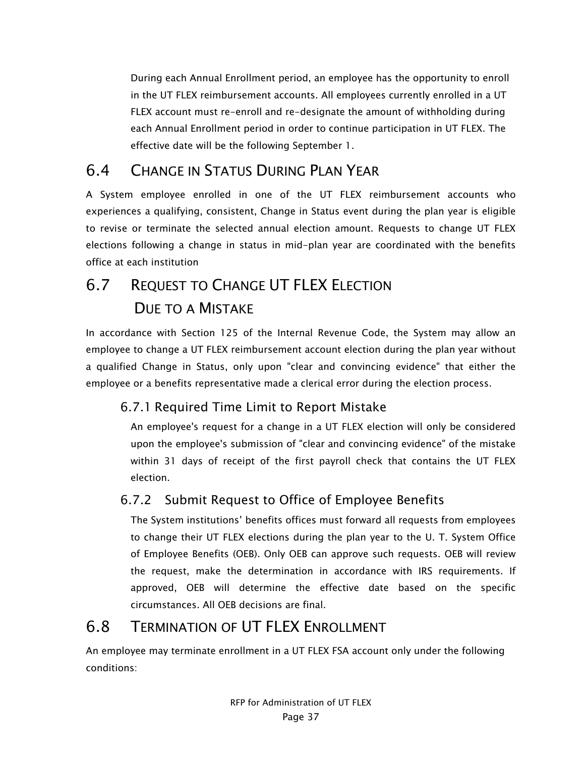During each Annual Enrollment period, an employee has the opportunity to enroll in the UT FLEX reimbursement accounts. All employees currently enrolled in a UT FLEX account must re-enroll and re-designate the amount of withholding during each Annual Enrollment period in order to continue participation in UT FLEX. The effective date will be the following September 1.

## 6.4 Change in Status During Plan Year

A System employee enrolled in one of the UT FLEX reimbursement accounts who experiences a qualifying, consistent, Change in Status event during the plan year is eligible to revise or terminate the selected annual election amount. Requests to change UT FLEX elections following a change in status in mid-plan year are coordinated with the benefits office at each institution

## 6.7 Request to Change UT FLEX Election Due to a Mistake

In accordance with Section 125 of the Internal Revenue Code, the System may allow an employee to change a UT FLEX reimbursement account election during the plan year without a qualified Change in Status, only upon "clear and convincing evidence" that either the employee or a benefits representative made a clerical error during the election process.

### 6.7.1 Required Time Limit to Report Mistake

An employee's request for a change in a UT FLEX election will only be considered upon the employee's submission of "clear and convincing evidence" of the mistake within 31 days of receipt of the first payroll check that contains the UT FLEX election.

### 6.7.2 Submit Request to Office of Employee Benefits

The System institutions' benefits offices must forward all requests from employees to change their UT FLEX elections during the plan year to the U. T. System Office of Employee Benefits (OEB). Only OEB can approve such requests. OEB will review the request, make the determination in accordance with IRS requirements. If approved, OEB will determine the effective date based on the specific circumstances. All OEB decisions are final.

## 6.8 Termination of UT FLEX Enrollment

An employee may terminate enrollment in a UT FLEX FSA account only under the following conditions: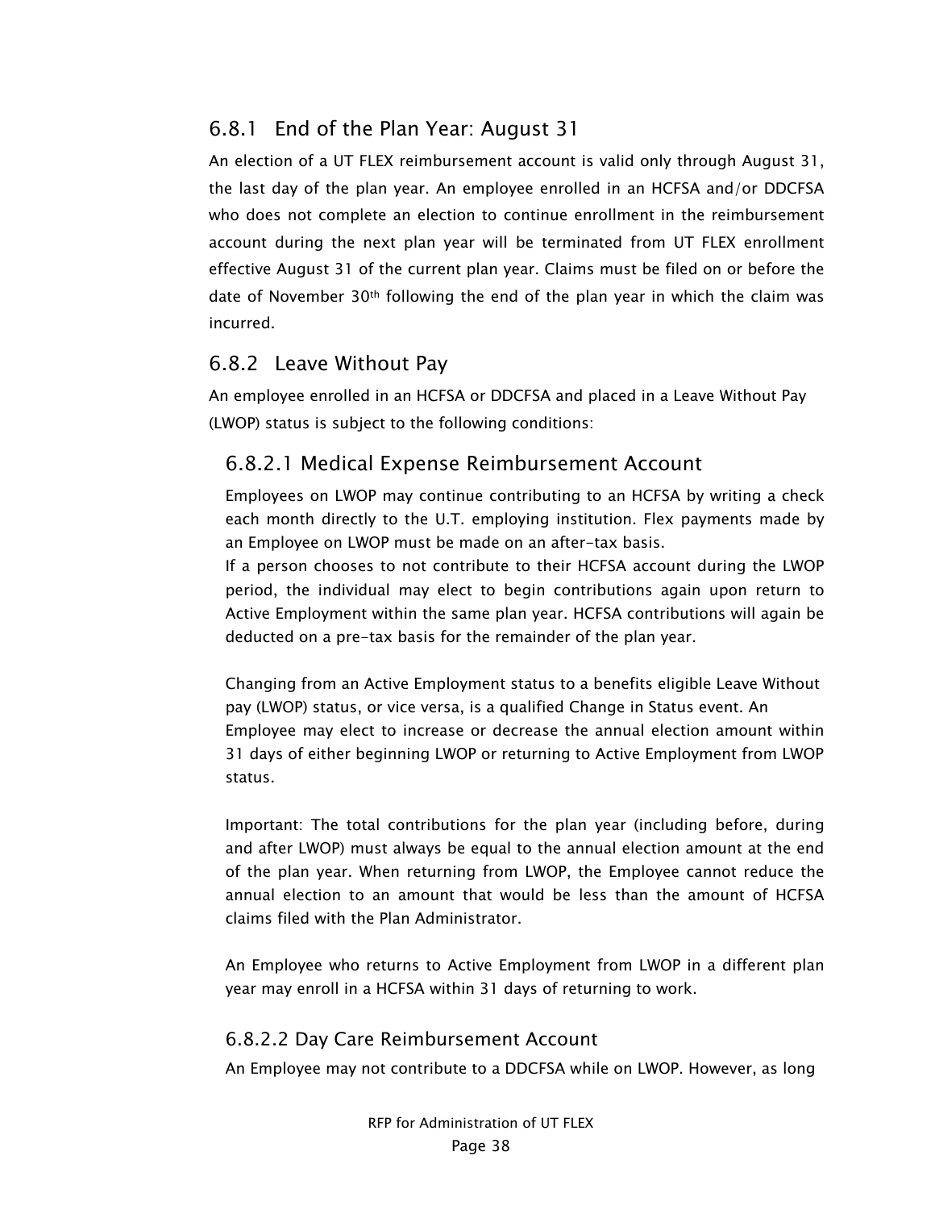### 6.8.1 End of the Plan Year: August 31

An election of a UT FLEX reimbursement account is valid only through August 31, the last day of the plan year. An employee enrolled in an HCFSA and/or DDCFSA who does not complete an election to continue enrollment in the reimbursement account during the next plan year will be terminated from UT FLEX enrollment effective August 31 of the current plan year. Claims must be filed on or before the date of November 30th following the end of the plan year in which the claim was incurred.

### 6.8.2 Leave Without Pay

An employee enrolled in an HCFSA or DDCFSA and placed in a Leave Without Pay (LWOP) status is subject to the following conditions:

#### 6.8.2.1 Medical Expense Reimbursement Account

Employees on LWOP may continue contributing to an HCFSA by writing a check each month directly to the U.T. employing institution. Flex payments made by an Employee on LWOP must be made on an after-tax basis.
If a person chooses to not contribute to their HCFSA account during the LWOP period, the individual may elect to begin contributions again upon return to Active Employment within the same plan year. HCFSA contributions will again be deducted on a pre-tax basis for the remainder of the plan year.

Changing from an Active Employment status to a benefits eligible Leave Without pay (LWOP) status, or vice versa, is a qualified Change in Status event. An Employee may elect to increase or decrease the annual election amount within 31 days of either beginning LWOP or returning to Active Employment from LWOP status.

Important: The total contributions for the plan year (including before, during and after LWOP) must always be equal to the annual election amount at the end of the plan year. When returning from LWOP, the Employee cannot reduce the annual election to an amount that would be less than the amount of HCFSA claims filed with the Plan Administrator.

An Employee who returns to Active Employment from LWOP in a different plan year may enroll in a HCFSA within 31 days of returning to work.

#### 6.8.2.2 Day Care Reimbursement Account

An Employee may not contribute to a DDCFSA while on LWOP. However, as long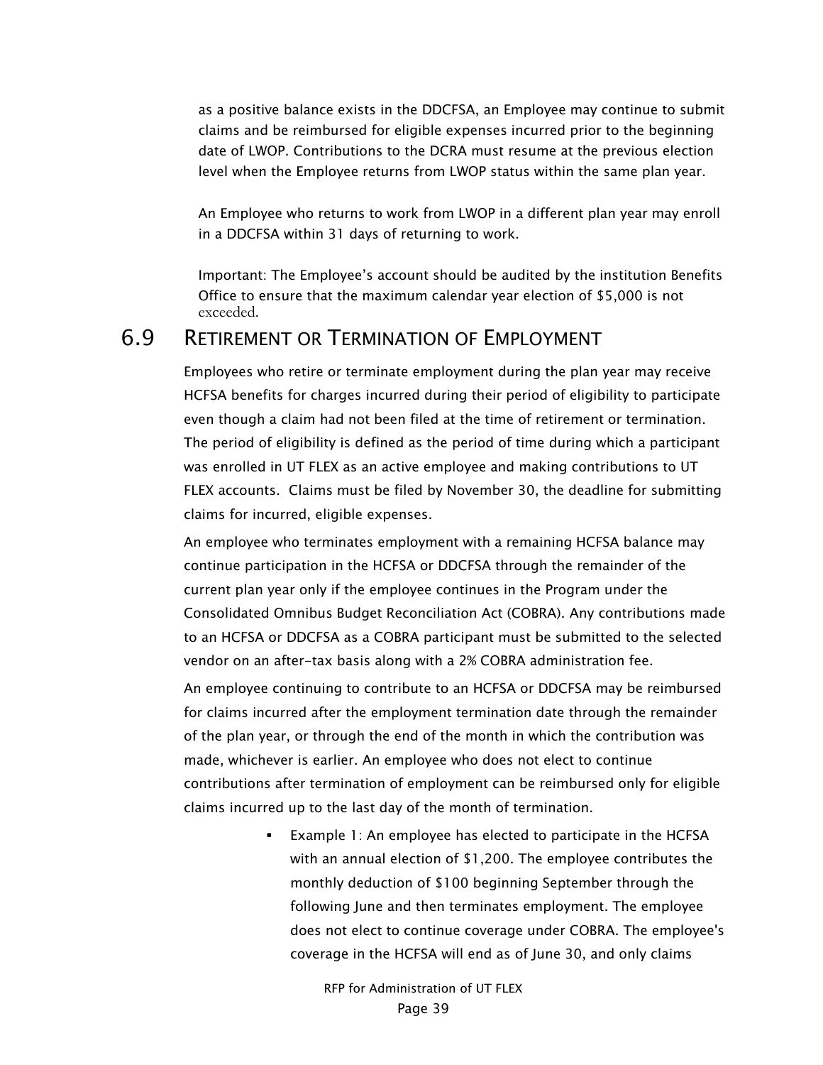as a positive balance exists in the DDCFSA, an Employee may continue to submit claims and be reimbursed for eligible expenses incurred prior to the beginning date of LWOP. Contributions to the DCRA must resume at the previous election level when the Employee returns from LWOP status within the same plan year.

An Employee who returns to work from LWOP in a different plan year may enroll in a DDCFSA within 31 days of returning to work.

Important: The Employee's account should be audited by the institution Benefits Office to ensure that the maximum calendar year election of $5,000 is not exceeded.

## 6.9 Retirement or Termination of Employment

Employees who retire or terminate employment during the plan year may receive HCFSA benefits for charges incurred during their period of eligibility to participate even though a claim had not been filed at the time of retirement or termination. The period of eligibility is defined as the period of time during which a participant was enrolled in UT FLEX as an active employee and making contributions to UT FLEX accounts. Claims must be filed by November 30, the deadline for submitting claims for incurred, eligible expenses.

An employee who terminates employment with a remaining HCFSA balance may continue participation in the HCFSA or DDCFSA through the remainder of the current plan year only if the employee continues in the Program under the Consolidated Omnibus Budget Reconciliation Act (COBRA). Any contributions made to an HCFSA or DDCFSA as a COBRA participant must be submitted to the selected vendor on an after-tax basis along with a 2% COBRA administration fee.

An employee continuing to contribute to an HCFSA or DDCFSA may be reimbursed for claims incurred after the employment termination date through the remainder of the plan year, or through the end of the month in which the contribution was made, whichever is earlier. An employee who does not elect to continue contributions after termination of employment can be reimbursed only for eligible claims incurred up to the last day of the month of termination.

- Example 1: An employee has elected to participate in the HCFSA with an annual election of $1,200. The employee contributes the monthly deduction of $100 beginning September through the following June and then terminates employment. The employee does not elect to continue coverage under COBRA. The employee's coverage in the HCFSA will end as of June 30, and only claims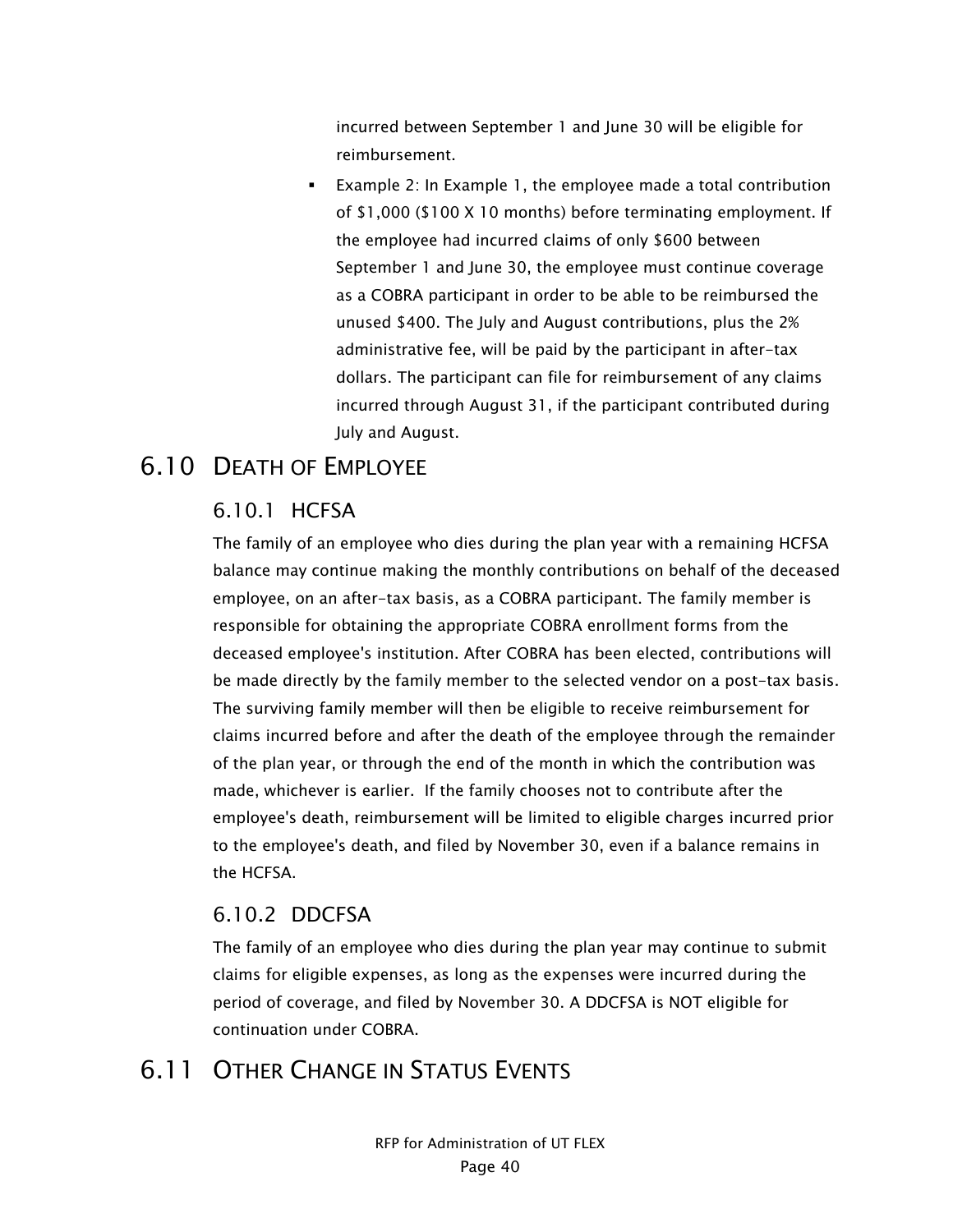incurred between September 1 and June 30 will be eligible for reimbursement.

- Example 2: In Example 1, the employee made a total contribution of $1,000 ($100 X 10 months) before terminating employment. If the employee had incurred claims of only $600 between September 1 and June 30, the employee must continue coverage as a COBRA participant in order to be able to be reimbursed the unused $400. The July and August contributions, plus the 2% administrative fee, will be paid by the participant in after-tax dollars. The participant can file for reimbursement of any claims incurred through August 31, if the participant contributed during July and August.

## 6.10 Death of Employee

### 6.10.1 HCFSA

The family of an employee who dies during the plan year with a remaining HCFSA balance may continue making the monthly contributions on behalf of the deceased employee, on an after-tax basis, as a COBRA participant. The family member is responsible for obtaining the appropriate COBRA enrollment forms from the deceased employee's institution. After COBRA has been elected, contributions will be made directly by the family member to the selected vendor on a post-tax basis. The surviving family member will then be eligible to receive reimbursement for claims incurred before and after the death of the employee through the remainder of the plan year, or through the end of the month in which the contribution was made, whichever is earlier. If the family chooses not to contribute after the employee's death, reimbursement will be limited to eligible charges incurred prior to the employee's death, and filed by November 30, even if a balance remains in the HCFSA.

### 6.10.2 DDCFSA

The family of an employee who dies during the plan year may continue to submit claims for eligible expenses, as long as the expenses were incurred during the period of coverage, and filed by November 30. A DDCFSA is NOT eligible for continuation under COBRA.

## 6.11 Other Change in Status Events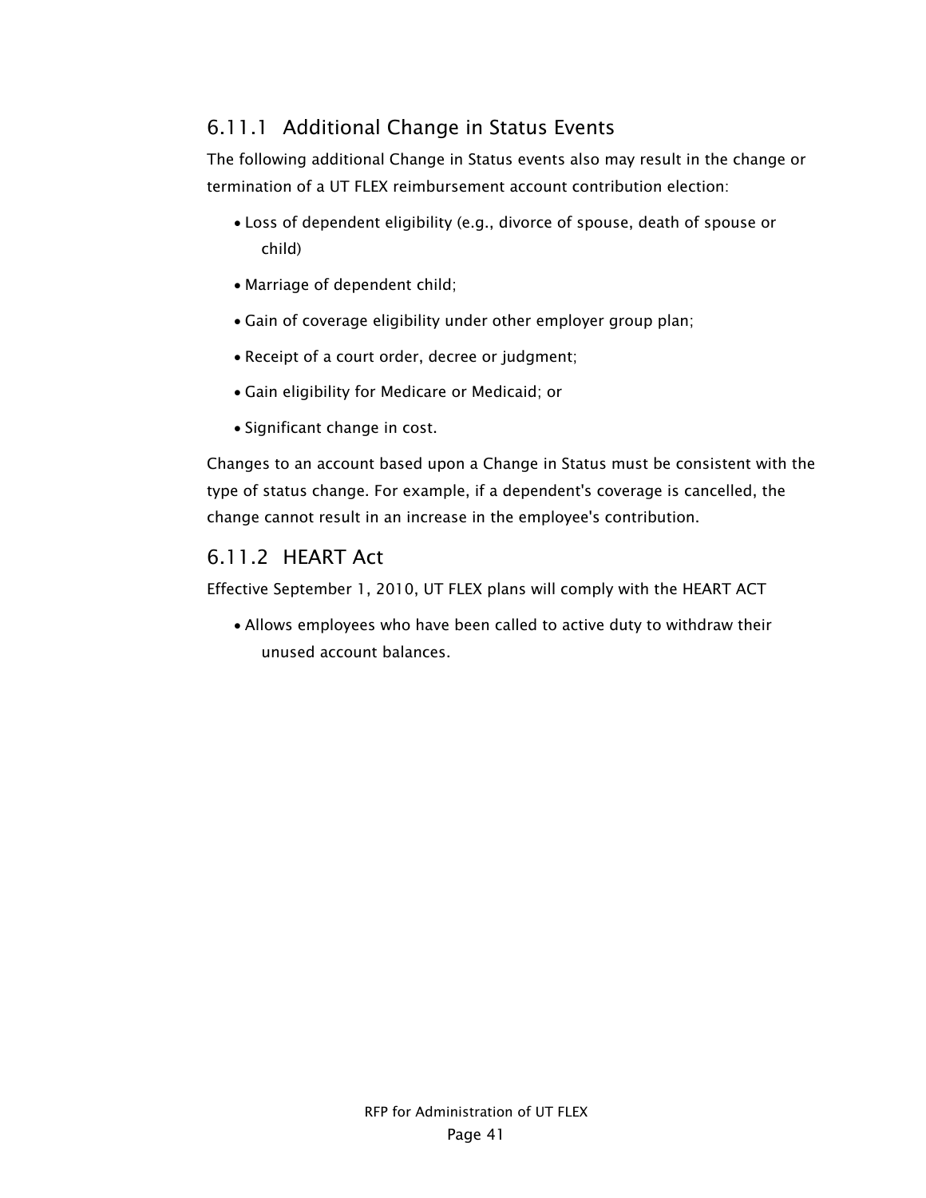### 6.11.1 Additional Change in Status Events

The following additional Change in Status events also may result in the change or termination of a UT FLEX reimbursement account contribution election:

- Loss of dependent eligibility (e.g., divorce of spouse, death of spouse or child)
- Marriage of dependent child;
- Gain of coverage eligibility under other employer group plan;
- Receipt of a court order, decree or judgment;
- Gain eligibility for Medicare or Medicaid; or
- Significant change in cost.

Changes to an account based upon a Change in Status must be consistent with the type of status change. For example, if a dependent's coverage is cancelled, the change cannot result in an increase in the employee's contribution.

### 6.11.2 HEART Act

Effective September 1, 2010, UT FLEX plans will comply with the HEART ACT

- Allows employees who have been called to active duty to withdraw their unused account balances.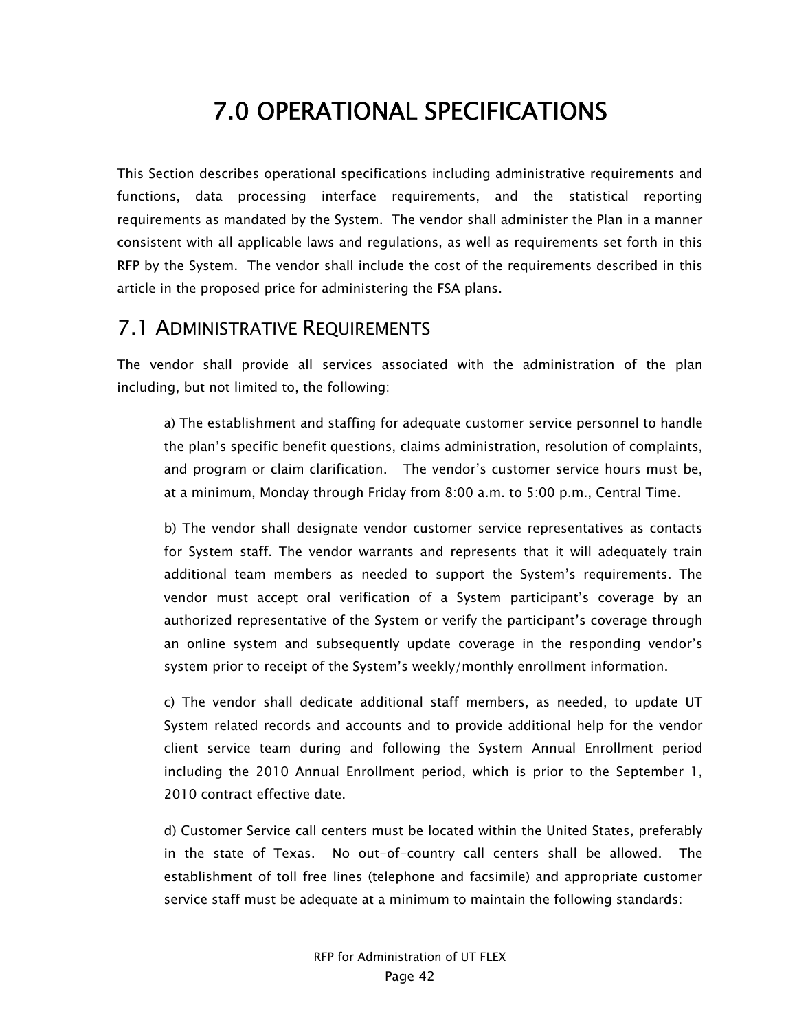# 7.0 OPERATIONAL SPECIFICATIONS

This Section describes operational specifications including administrative requirements and functions, data processing interface requirements, and the statistical reporting requirements as mandated by the System. The vendor shall administer the Plan in a manner consistent with all applicable laws and regulations, as well as requirements set forth in this RFP by the System. The vendor shall include the cost of the requirements described in this article in the proposed price for administering the FSA plans.

## 7.1 ADMINISTRATIVE REQUIREMENTS

The vendor shall provide all services associated with the administration of the plan including, but not limited to, the following:

a) The establishment and staffing for adequate customer service personnel to handle the plan's specific benefit questions, claims administration, resolution of complaints, and program or claim clarification. The vendor's customer service hours must be, at a minimum, Monday through Friday from 8:00 a.m. to 5:00 p.m., Central Time.

b) The vendor shall designate vendor customer service representatives as contacts for System staff. The vendor warrants and represents that it will adequately train additional team members as needed to support the System's requirements. The vendor must accept oral verification of a System participant's coverage by an authorized representative of the System or verify the participant's coverage through an online system and subsequently update coverage in the responding vendor's system prior to receipt of the System's weekly/monthly enrollment information.

c) The vendor shall dedicate additional staff members, as needed, to update UT System related records and accounts and to provide additional help for the vendor client service team during and following the System Annual Enrollment period including the 2010 Annual Enrollment period, which is prior to the September 1, 2010 contract effective date.

d) Customer Service call centers must be located within the United States, preferably in the state of Texas. No out-of-country call centers shall be allowed. The establishment of toll free lines (telephone and facsimile) and appropriate customer service staff must be adequate at a minimum to maintain the following standards: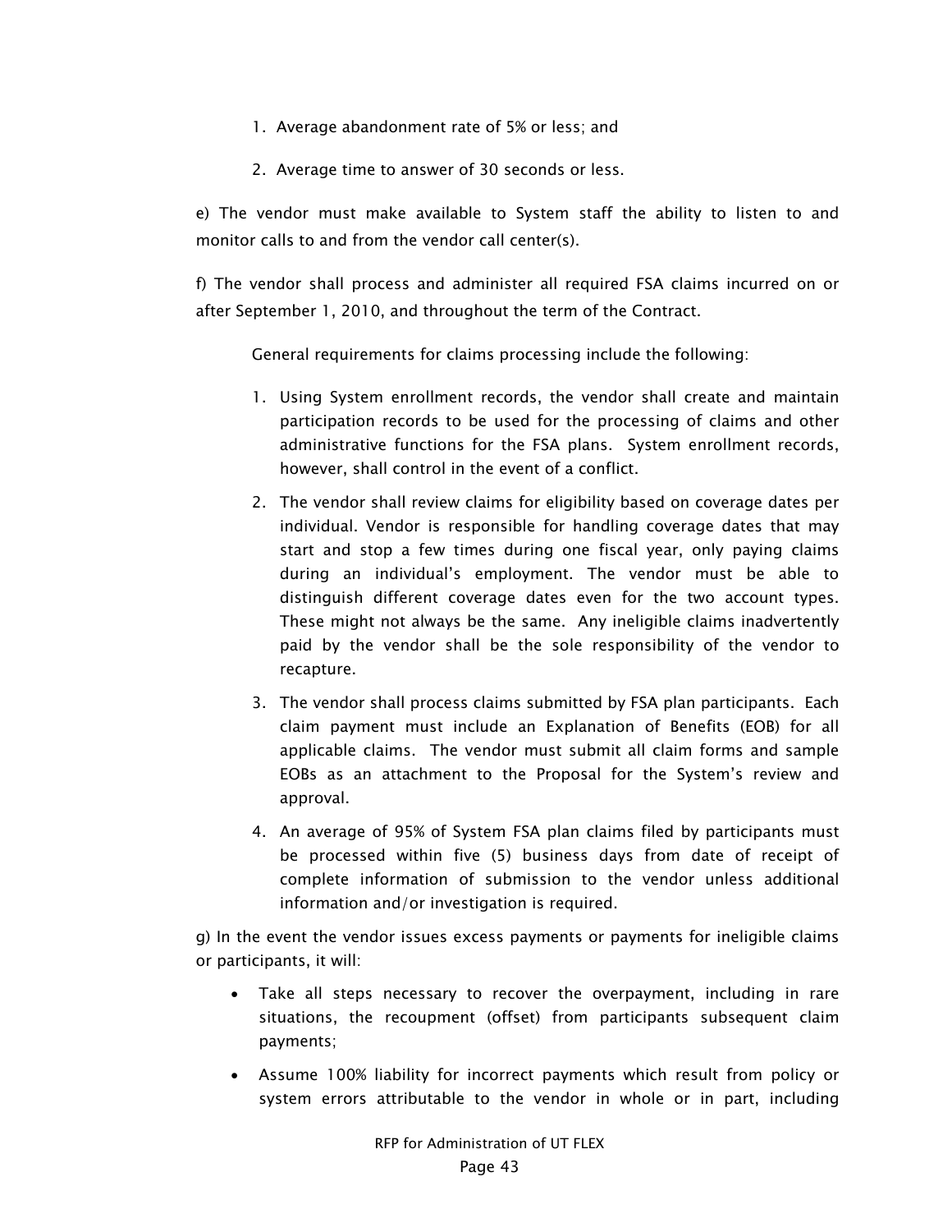1. Average abandonment rate of 5% or less; and

2. Average time to answer of 30 seconds or less.

e) The vendor must make available to System staff the ability to listen to and monitor calls to and from the vendor call center(s).

f) The vendor shall process and administer all required FSA claims incurred on or after September 1, 2010, and throughout the term of the Contract.

General requirements for claims processing include the following:

1. Using System enrollment records, the vendor shall create and maintain participation records to be used for the processing of claims and other administrative functions for the FSA plans. System enrollment records, however, shall control in the event of a conflict.

2. The vendor shall review claims for eligibility based on coverage dates per individual. Vendor is responsible for handling coverage dates that may start and stop a few times during one fiscal year, only paying claims during an individual's employment. The vendor must be able to distinguish different coverage dates even for the two account types. These might not always be the same. Any ineligible claims inadvertently paid by the vendor shall be the sole responsibility of the vendor to recapture.

3. The vendor shall process claims submitted by FSA plan participants. Each claim payment must include an Explanation of Benefits (EOB) for all applicable claims. The vendor must submit all claim forms and sample EOBs as an attachment to the Proposal for the System's review and approval.

4. An average of 95% of System FSA plan claims filed by participants must be processed within five (5) business days from date of receipt of complete information of submission to the vendor unless additional information and/or investigation is required.

g) In the event the vendor issues excess payments or payments for ineligible claims or participants, it will:

- Take all steps necessary to recover the overpayment, including in rare situations, the recoupment (offset) from participants subsequent claim payments;
- Assume 100% liability for incorrect payments which result from policy or system errors attributable to the vendor in whole or in part, including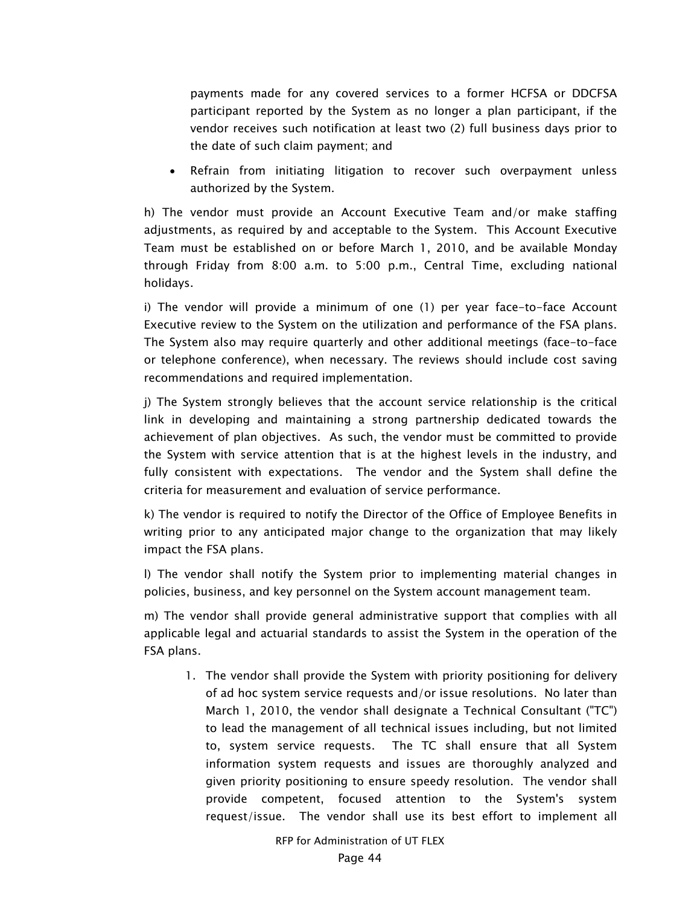payments made for any covered services to a former HCFSA or DDCFSA participant reported by the System as no longer a plan participant, if the vendor receives such notification at least two (2) full business days prior to the date of such claim payment; and

- Refrain from initiating litigation to recover such overpayment unless authorized by the System.

h) The vendor must provide an Account Executive Team and/or make staffing adjustments, as required by and acceptable to the System. This Account Executive Team must be established on or before March 1, 2010, and be available Monday through Friday from 8:00 a.m. to 5:00 p.m., Central Time, excluding national holidays.

i) The vendor will provide a minimum of one (1) per year face-to-face Account Executive review to the System on the utilization and performance of the FSA plans. The System also may require quarterly and other additional meetings (face-to-face or telephone conference), when necessary. The reviews should include cost saving recommendations and required implementation.

j) The System strongly believes that the account service relationship is the critical link in developing and maintaining a strong partnership dedicated towards the achievement of plan objectives. As such, the vendor must be committed to provide the System with service attention that is at the highest levels in the industry, and fully consistent with expectations. The vendor and the System shall define the criteria for measurement and evaluation of service performance.

k) The vendor is required to notify the Director of the Office of Employee Benefits in writing prior to any anticipated major change to the organization that may likely impact the FSA plans.

l) The vendor shall notify the System prior to implementing material changes in policies, business, and key personnel on the System account management team.

m) The vendor shall provide general administrative support that complies with all applicable legal and actuarial standards to assist the System in the operation of the FSA plans.

1. The vendor shall provide the System with priority positioning for delivery of ad hoc system service requests and/or issue resolutions. No later than March 1, 2010, the vendor shall designate a Technical Consultant ("TC") to lead the management of all technical issues including, but not limited to, system service requests. The TC shall ensure that all System information system requests and issues are thoroughly analyzed and given priority positioning to ensure speedy resolution. The vendor shall provide competent, focused attention to the System's system request/issue. The vendor shall use its best effort to implement all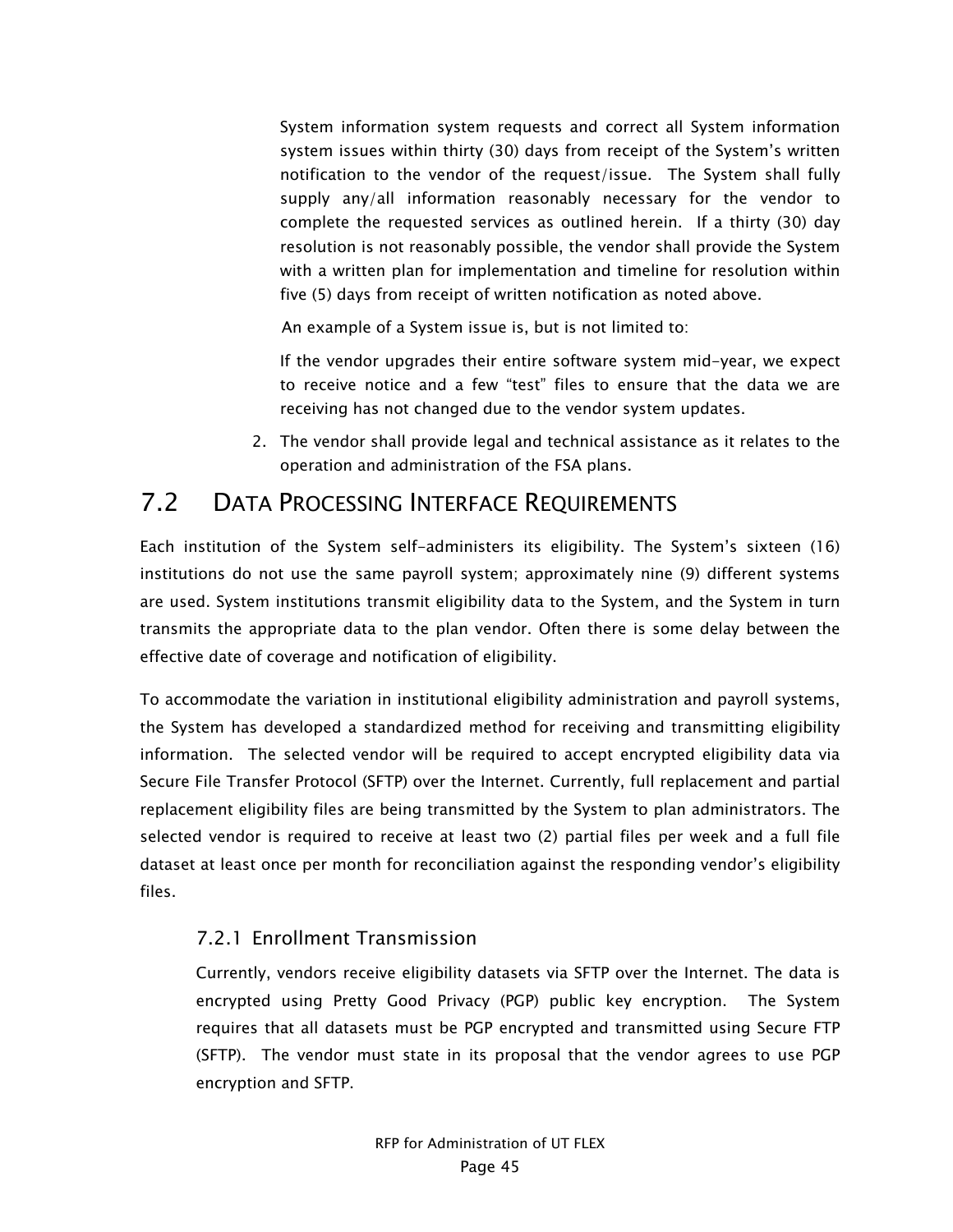System information system requests and correct all System information system issues within thirty (30) days from receipt of the System's written notification to the vendor of the request/issue. The System shall fully supply any/all information reasonably necessary for the vendor to complete the requested services as outlined herein. If a thirty (30) day resolution is not reasonably possible, the vendor shall provide the System with a written plan for implementation and timeline for resolution within five (5) days from receipt of written notification as noted above.

An example of a System issue is, but is not limited to:

If the vendor upgrades their entire software system mid-year, we expect to receive notice and a few "test" files to ensure that the data we are receiving has not changed due to the vendor system updates.

2. The vendor shall provide legal and technical assistance as it relates to the operation and administration of the FSA plans.

## 7.2 Data Processing Interface Requirements

Each institution of the System self-administers its eligibility. The System's sixteen (16) institutions do not use the same payroll system; approximately nine (9) different systems are used. System institutions transmit eligibility data to the System, and the System in turn transmits the appropriate data to the plan vendor. Often there is some delay between the effective date of coverage and notification of eligibility.

To accommodate the variation in institutional eligibility administration and payroll systems, the System has developed a standardized method for receiving and transmitting eligibility information. The selected vendor will be required to accept encrypted eligibility data via Secure File Transfer Protocol (SFTP) over the Internet. Currently, full replacement and partial replacement eligibility files are being transmitted by the System to plan administrators. The selected vendor is required to receive at least two (2) partial files per week and a full file dataset at least once per month for reconciliation against the responding vendor's eligibility files.

### 7.2.1 Enrollment Transmission

Currently, vendors receive eligibility datasets via SFTP over the Internet. The data is encrypted using Pretty Good Privacy (PGP) public key encryption. The System requires that all datasets must be PGP encrypted and transmitted using Secure FTP (SFTP). The vendor must state in its proposal that the vendor agrees to use PGP encryption and SFTP.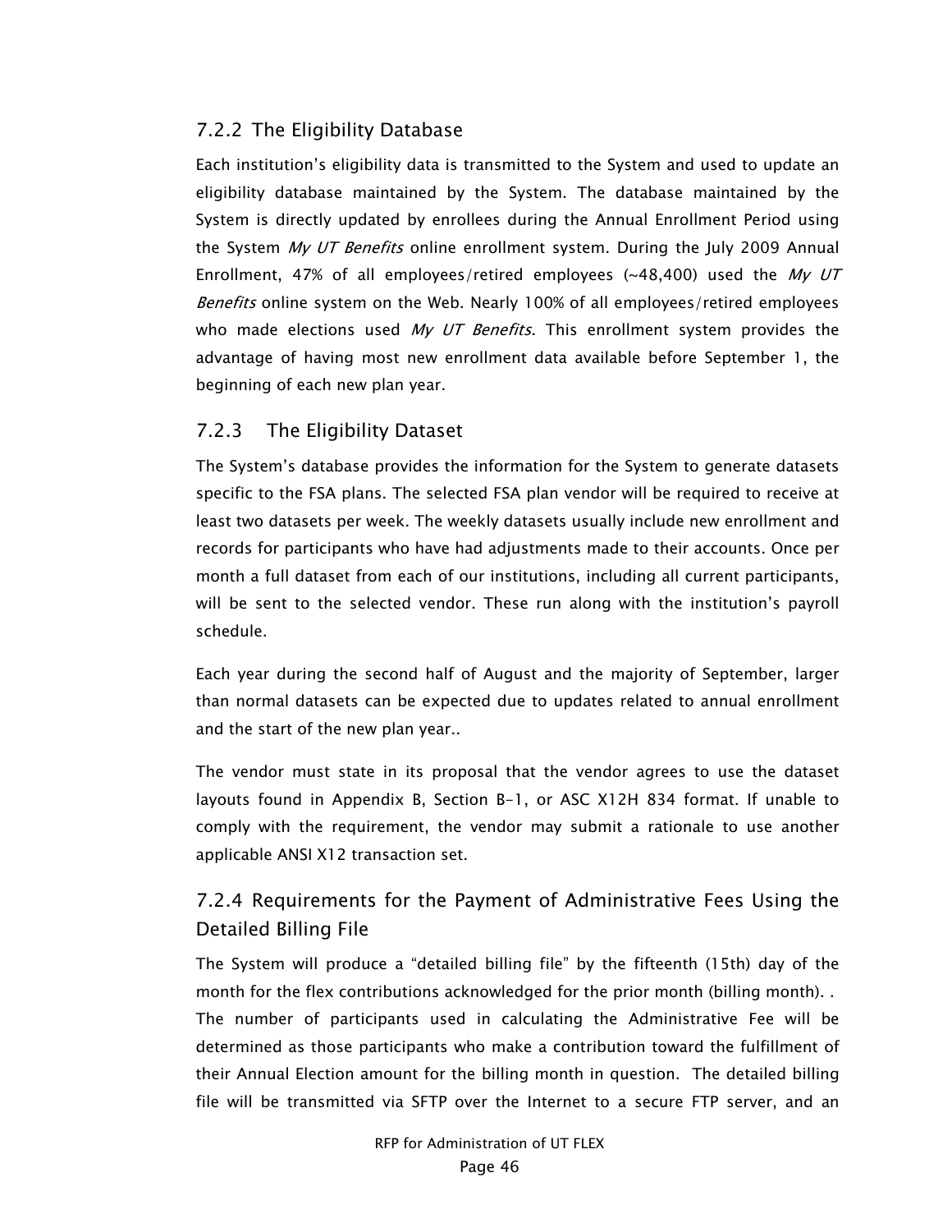### 7.2.2 The Eligibility Database

Each institution's eligibility data is transmitted to the System and used to update an eligibility database maintained by the System. The database maintained by the System is directly updated by enrollees during the Annual Enrollment Period using the System *My UT Benefits* online enrollment system. During the July 2009 Annual Enrollment, 47% of all employees/retired employees (~48,400) used the *My UT Benefits* online system on the Web. Nearly 100% of all employees/retired employees who made elections used *My UT Benefits*. This enrollment system provides the advantage of having most new enrollment data available before September 1, the beginning of each new plan year.

### 7.2.3 The Eligibility Dataset

The System's database provides the information for the System to generate datasets specific to the FSA plans. The selected FSA plan vendor will be required to receive at least two datasets per week. The weekly datasets usually include new enrollment and records for participants who have had adjustments made to their accounts. Once per month a full dataset from each of our institutions, including all current participants, will be sent to the selected vendor. These run along with the institution's payroll schedule.

Each year during the second half of August and the majority of September, larger than normal datasets can be expected due to updates related to annual enrollment and the start of the new plan year..

The vendor must state in its proposal that the vendor agrees to use the dataset layouts found in Appendix B, Section B-1, or ASC X12H 834 format. If unable to comply with the requirement, the vendor may submit a rationale to use another applicable ANSI X12 transaction set.

### 7.2.4 Requirements for the Payment of Administrative Fees Using the Detailed Billing File

The System will produce a "detailed billing file" by the fifteenth (15th) day of the month for the flex contributions acknowledged for the prior month (billing month). . The number of participants used in calculating the Administrative Fee will be determined as those participants who make a contribution toward the fulfillment of their Annual Election amount for the billing month in question. The detailed billing file will be transmitted via SFTP over the Internet to a secure FTP server, and an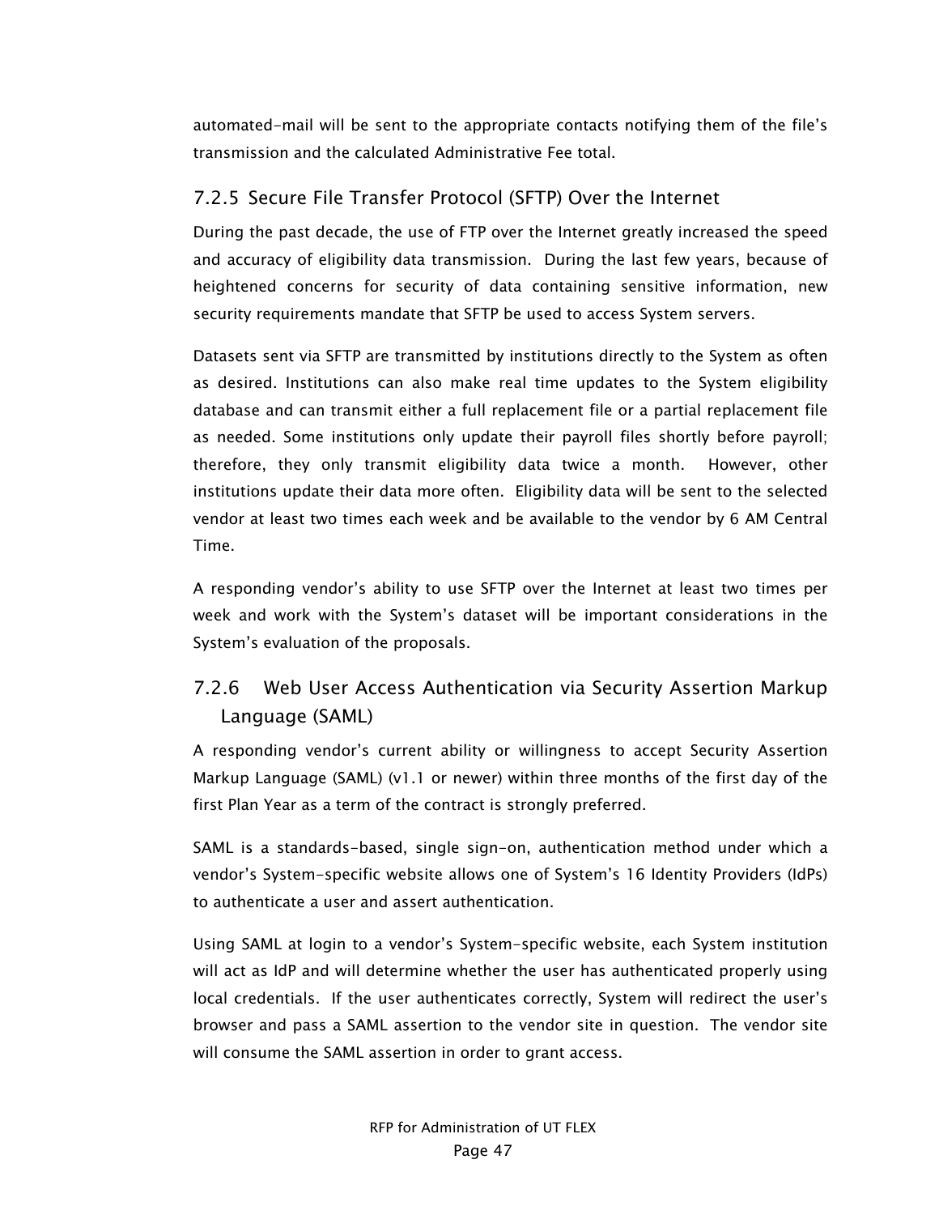automated-mail will be sent to the appropriate contacts notifying them of the file's transmission and the calculated Administrative Fee total.

### 7.2.5 Secure File Transfer Protocol (SFTP) Over the Internet

During the past decade, the use of FTP over the Internet greatly increased the speed and accuracy of eligibility data transmission. During the last few years, because of heightened concerns for security of data containing sensitive information, new security requirements mandate that SFTP be used to access System servers.

Datasets sent via SFTP are transmitted by institutions directly to the System as often as desired. Institutions can also make real time updates to the System eligibility database and can transmit either a full replacement file or a partial replacement file as needed. Some institutions only update their payroll files shortly before payroll; therefore, they only transmit eligibility data twice a month. However, other institutions update their data more often. Eligibility data will be sent to the selected vendor at least two times each week and be available to the vendor by 6 AM Central Time.

A responding vendor's ability to use SFTP over the Internet at least two times per week and work with the System's dataset will be important considerations in the System's evaluation of the proposals.

### 7.2.6 Web User Access Authentication via Security Assertion Markup Language (SAML)

A responding vendor's current ability or willingness to accept Security Assertion Markup Language (SAML) (v1.1 or newer) within three months of the first day of the first Plan Year as a term of the contract is strongly preferred.

SAML is a standards-based, single sign-on, authentication method under which a vendor's System-specific website allows one of System's 16 Identity Providers (IdPs) to authenticate a user and assert authentication.

Using SAML at login to a vendor's System-specific website, each System institution will act as IdP and will determine whether the user has authenticated properly using local credentials. If the user authenticates correctly, System will redirect the user's browser and pass a SAML assertion to the vendor site in question. The vendor site will consume the SAML assertion in order to grant access.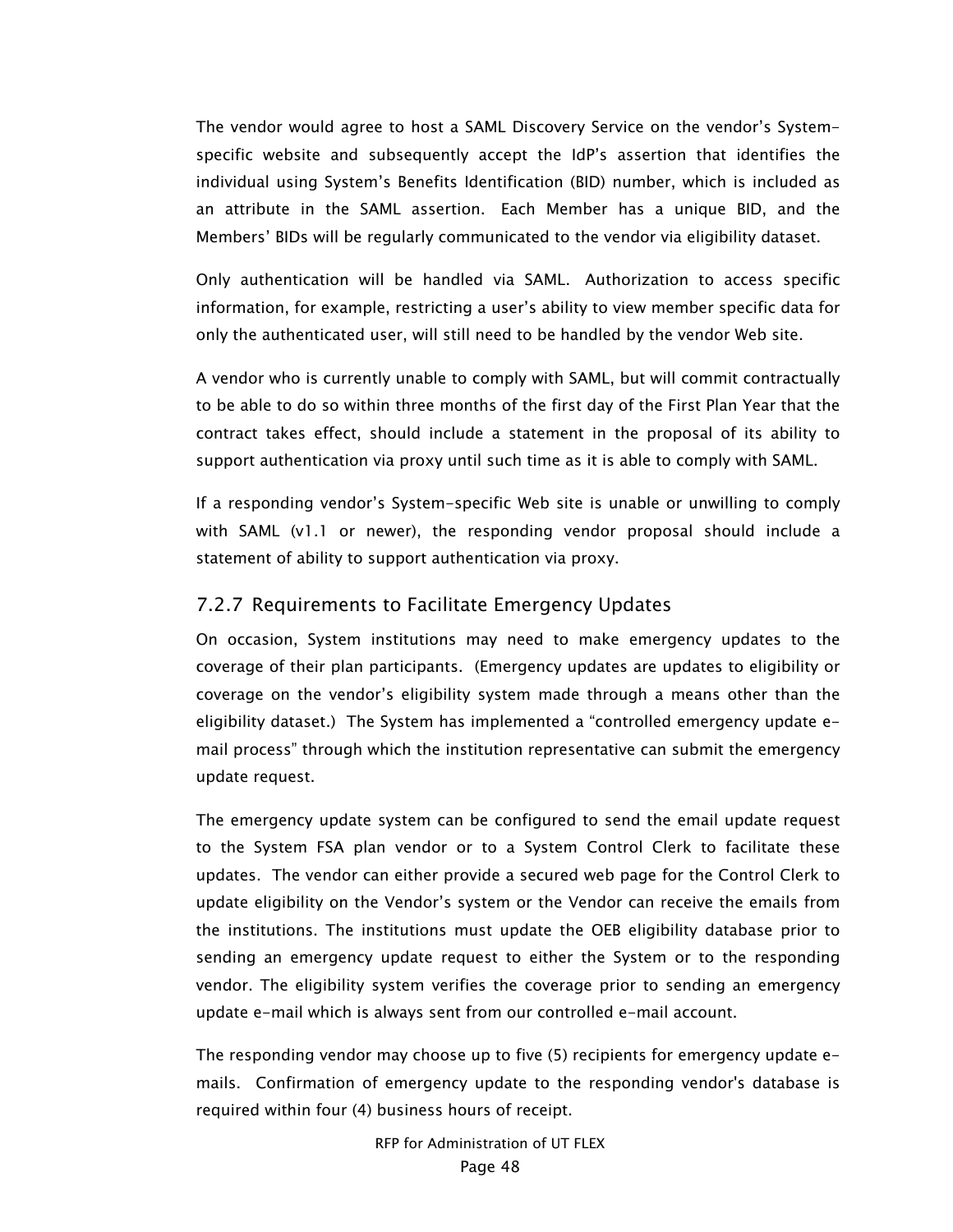The vendor would agree to host a SAML Discovery Service on the vendor's System-specific website and subsequently accept the IdP's assertion that identifies the individual using System's Benefits Identification (BID) number, which is included as an attribute in the SAML assertion. Each Member has a unique BID, and the Members' BIDs will be regularly communicated to the vendor via eligibility dataset.

Only authentication will be handled via SAML. Authorization to access specific information, for example, restricting a user's ability to view member specific data for only the authenticated user, will still need to be handled by the vendor Web site.

A vendor who is currently unable to comply with SAML, but will commit contractually to be able to do so within three months of the first day of the First Plan Year that the contract takes effect, should include a statement in the proposal of its ability to support authentication via proxy until such time as it is able to comply with SAML.

If a responding vendor's System-specific Web site is unable or unwilling to comply with SAML (v1.1 or newer), the responding vendor proposal should include a statement of ability to support authentication via proxy.

### 7.2.7 Requirements to Facilitate Emergency Updates

On occasion, System institutions may need to make emergency updates to the coverage of their plan participants. (Emergency updates are updates to eligibility or coverage on the vendor's eligibility system made through a means other than the eligibility dataset.) The System has implemented a "controlled emergency update e-mail process" through which the institution representative can submit the emergency update request.

The emergency update system can be configured to send the email update request to the System FSA plan vendor or to a System Control Clerk to facilitate these updates. The vendor can either provide a secured web page for the Control Clerk to update eligibility on the Vendor's system or the Vendor can receive the emails from the institutions. The institutions must update the OEB eligibility database prior to sending an emergency update request to either the System or to the responding vendor. The eligibility system verifies the coverage prior to sending an emergency update e-mail which is always sent from our controlled e-mail account.

The responding vendor may choose up to five (5) recipients for emergency update e-mails. Confirmation of emergency update to the responding vendor's database is required within four (4) business hours of receipt.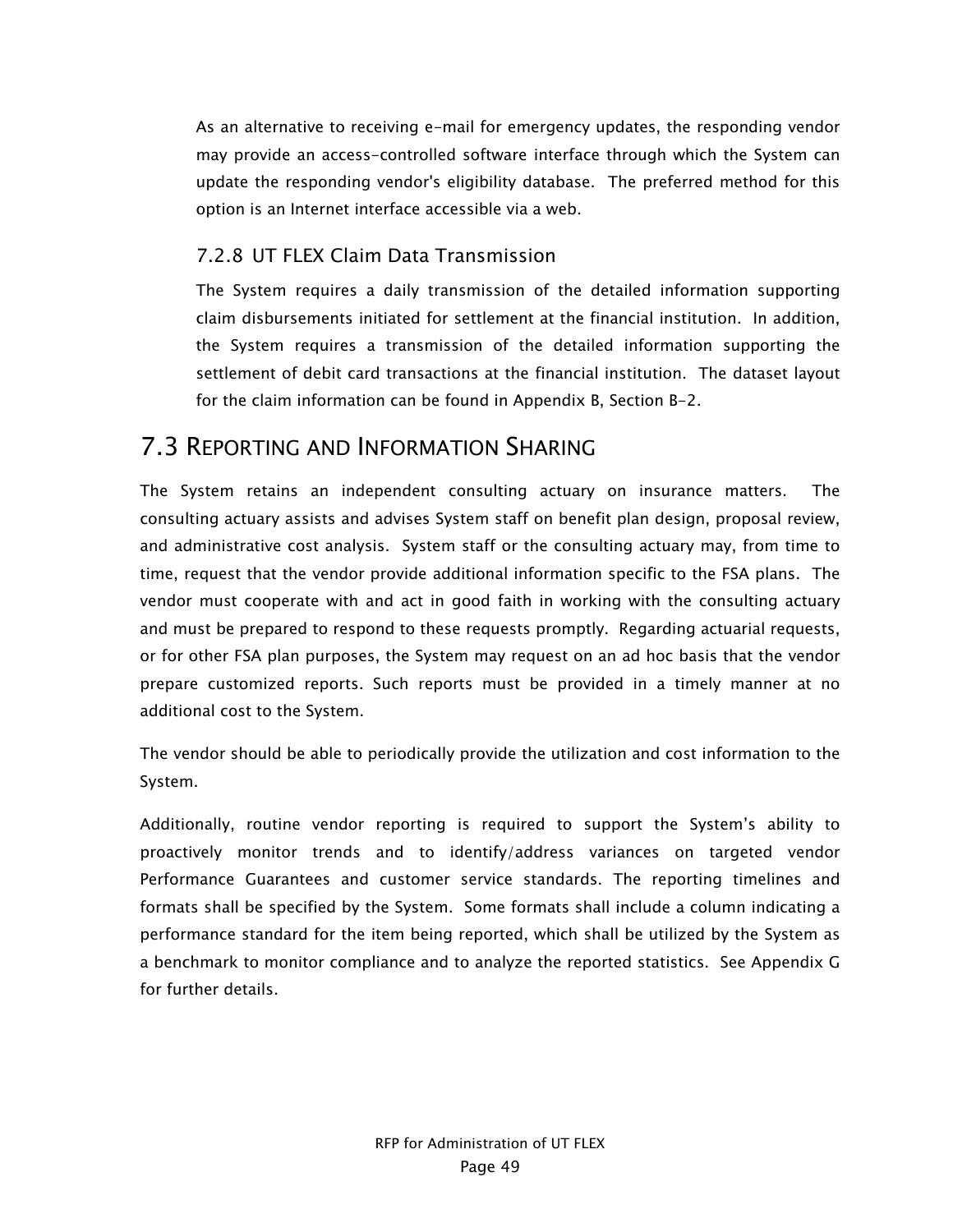As an alternative to receiving e-mail for emergency updates, the responding vendor may provide an access-controlled software interface through which the System can update the responding vendor's eligibility database. The preferred method for this option is an Internet interface accessible via a web.

### 7.2.8 UT FLEX Claim Data Transmission

The System requires a daily transmission of the detailed information supporting claim disbursements initiated for settlement at the financial institution. In addition, the System requires a transmission of the detailed information supporting the settlement of debit card transactions at the financial institution. The dataset layout for the claim information can be found in Appendix B, Section B-2.

## 7.3 Reporting and Information Sharing

The System retains an independent consulting actuary on insurance matters. The consulting actuary assists and advises System staff on benefit plan design, proposal review, and administrative cost analysis. System staff or the consulting actuary may, from time to time, request that the vendor provide additional information specific to the FSA plans. The vendor must cooperate with and act in good faith in working with the consulting actuary and must be prepared to respond to these requests promptly. Regarding actuarial requests, or for other FSA plan purposes, the System may request on an ad hoc basis that the vendor prepare customized reports. Such reports must be provided in a timely manner at no additional cost to the System.

The vendor should be able to periodically provide the utilization and cost information to the System.

Additionally, routine vendor reporting is required to support the System's ability to proactively monitor trends and to identify/address variances on targeted vendor Performance Guarantees and customer service standards. The reporting timelines and formats shall be specified by the System. Some formats shall include a column indicating a performance standard for the item being reported, which shall be utilized by the System as a benchmark to monitor compliance and to analyze the reported statistics. See Appendix G for further details.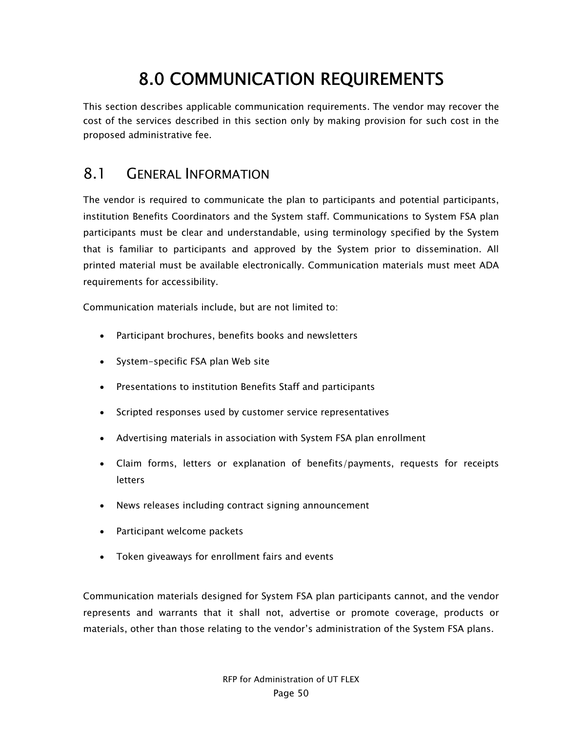# 8.0 COMMUNICATION REQUIREMENTS

This section describes applicable communication requirements. The vendor may recover the cost of the services described in this section only by making provision for such cost in the proposed administrative fee.

## 8.1 GENERAL INFORMATION

The vendor is required to communicate the plan to participants and potential participants, institution Benefits Coordinators and the System staff. Communications to System FSA plan participants must be clear and understandable, using terminology specified by the System that is familiar to participants and approved by the System prior to dissemination. All printed material must be available electronically. Communication materials must meet ADA requirements for accessibility.

Communication materials include, but are not limited to:

- Participant brochures, benefits books and newsletters
- System-specific FSA plan Web site
- Presentations to institution Benefits Staff and participants
- Scripted responses used by customer service representatives
- Advertising materials in association with System FSA plan enrollment
- Claim forms, letters or explanation of benefits/payments, requests for receipts letters
- News releases including contract signing announcement
- Participant welcome packets
- Token giveaways for enrollment fairs and events

Communication materials designed for System FSA plan participants cannot, and the vendor represents and warrants that it shall not, advertise or promote coverage, products or materials, other than those relating to the vendor's administration of the System FSA plans.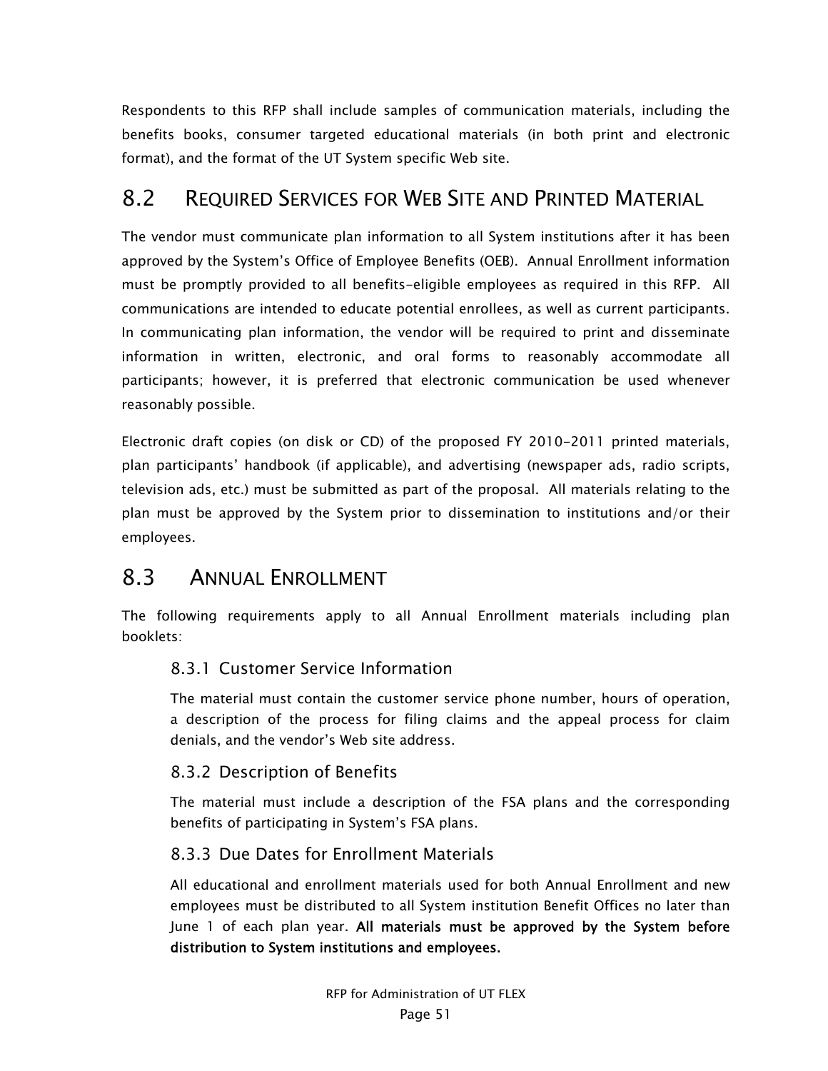Respondents to this RFP shall include samples of communication materials, including the benefits books, consumer targeted educational materials (in both print and electronic format), and the format of the UT System specific Web site.

## 8.2 Required Services for Web Site and Printed Material

The vendor must communicate plan information to all System institutions after it has been approved by the System's Office of Employee Benefits (OEB). Annual Enrollment information must be promptly provided to all benefits-eligible employees as required in this RFP. All communications are intended to educate potential enrollees, as well as current participants. In communicating plan information, the vendor will be required to print and disseminate information in written, electronic, and oral forms to reasonably accommodate all participants; however, it is preferred that electronic communication be used whenever reasonably possible.

Electronic draft copies (on disk or CD) of the proposed FY 2010-2011 printed materials, plan participants' handbook (if applicable), and advertising (newspaper ads, radio scripts, television ads, etc.) must be submitted as part of the proposal. All materials relating to the plan must be approved by the System prior to dissemination to institutions and/or their employees.

## 8.3 Annual Enrollment

The following requirements apply to all Annual Enrollment materials including plan booklets:

### 8.3.1 Customer Service Information

The material must contain the customer service phone number, hours of operation, a description of the process for filing claims and the appeal process for claim denials, and the vendor's Web site address.

### 8.3.2 Description of Benefits

The material must include a description of the FSA plans and the corresponding benefits of participating in System's FSA plans.

### 8.3.3 Due Dates for Enrollment Materials

All educational and enrollment materials used for both Annual Enrollment and new employees must be distributed to all System institution Benefit Offices no later than June 1 of each plan year. **All materials must be approved by the System before distribution to System institutions and employees.**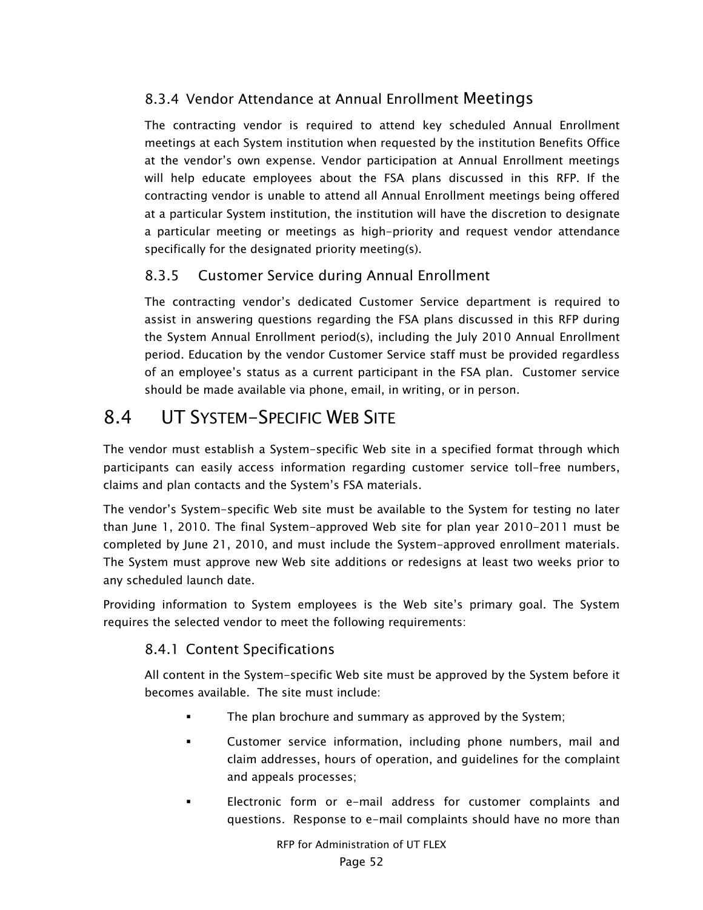### 8.3.4 Vendor Attendance at Annual Enrollment Meetings

The contracting vendor is required to attend key scheduled Annual Enrollment meetings at each System institution when requested by the institution Benefits Office at the vendor's own expense. Vendor participation at Annual Enrollment meetings will help educate employees about the FSA plans discussed in this RFP. If the contracting vendor is unable to attend all Annual Enrollment meetings being offered at a particular System institution, the institution will have the discretion to designate a particular meeting or meetings as high-priority and request vendor attendance specifically for the designated priority meeting(s).

### 8.3.5 Customer Service during Annual Enrollment

The contracting vendor's dedicated Customer Service department is required to assist in answering questions regarding the FSA plans discussed in this RFP during the System Annual Enrollment period(s), including the July 2010 Annual Enrollment period. Education by the vendor Customer Service staff must be provided regardless of an employee's status as a current participant in the FSA plan. Customer service should be made available via phone, email, in writing, or in person.

## 8.4 UT System-Specific Web Site

The vendor must establish a System-specific Web site in a specified format through which participants can easily access information regarding customer service toll-free numbers, claims and plan contacts and the System's FSA materials.

The vendor's System-specific Web site must be available to the System for testing no later than June 1, 2010. The final System-approved Web site for plan year 2010-2011 must be completed by June 21, 2010, and must include the System-approved enrollment materials. The System must approve new Web site additions or redesigns at least two weeks prior to any scheduled launch date.

Providing information to System employees is the Web site's primary goal. The System requires the selected vendor to meet the following requirements:

### 8.4.1 Content Specifications

All content in the System-specific Web site must be approved by the System before it becomes available. The site must include:

- The plan brochure and summary as approved by the System;
- Customer service information, including phone numbers, mail and claim addresses, hours of operation, and guidelines for the complaint and appeals processes;
- Electronic form or e-mail address for customer complaints and questions. Response to e-mail complaints should have no more than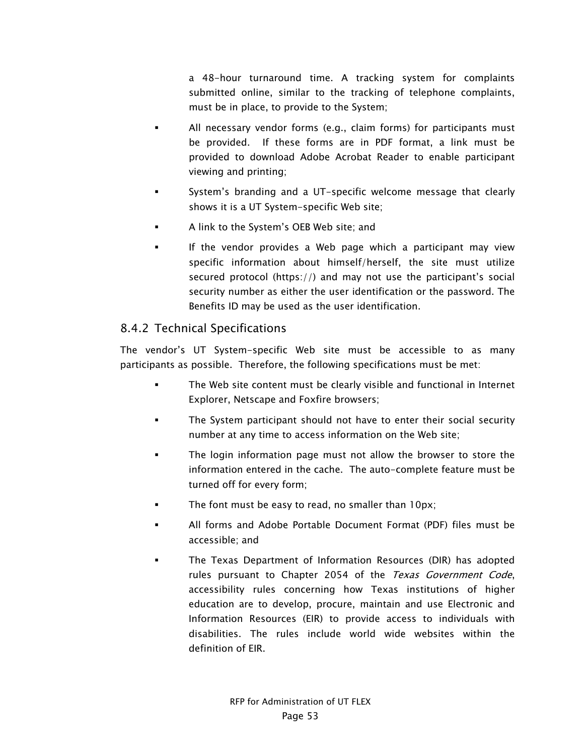a 48-hour turnaround time. A tracking system for complaints submitted online, similar to the tracking of telephone complaints, must be in place, to provide to the System;

- All necessary vendor forms (e.g., claim forms) for participants must be provided. If these forms are in PDF format, a link must be provided to download Adobe Acrobat Reader to enable participant viewing and printing;
- System's branding and a UT-specific welcome message that clearly shows it is a UT System-specific Web site;
- A link to the System's OEB Web site; and
- If the vendor provides a Web page which a participant may view specific information about himself/herself, the site must utilize secured protocol (https://) and may not use the participant's social security number as either the user identification or the password. The Benefits ID may be used as the user identification.

### 8.4.2 Technical Specifications

The vendor's UT System-specific Web site must be accessible to as many participants as possible. Therefore, the following specifications must be met:

- The Web site content must be clearly visible and functional in Internet Explorer, Netscape and Foxfire browsers;
- The System participant should not have to enter their social security number at any time to access information on the Web site;
- The login information page must not allow the browser to store the information entered in the cache. The auto-complete feature must be turned off for every form;
- The font must be easy to read, no smaller than 10px;
- All forms and Adobe Portable Document Format (PDF) files must be accessible; and
- The Texas Department of Information Resources (DIR) has adopted rules pursuant to Chapter 2054 of the *Texas Government Code*, accessibility rules concerning how Texas institutions of higher education are to develop, procure, maintain and use Electronic and Information Resources (EIR) to provide access to individuals with disabilities. The rules include world wide websites within the definition of EIR.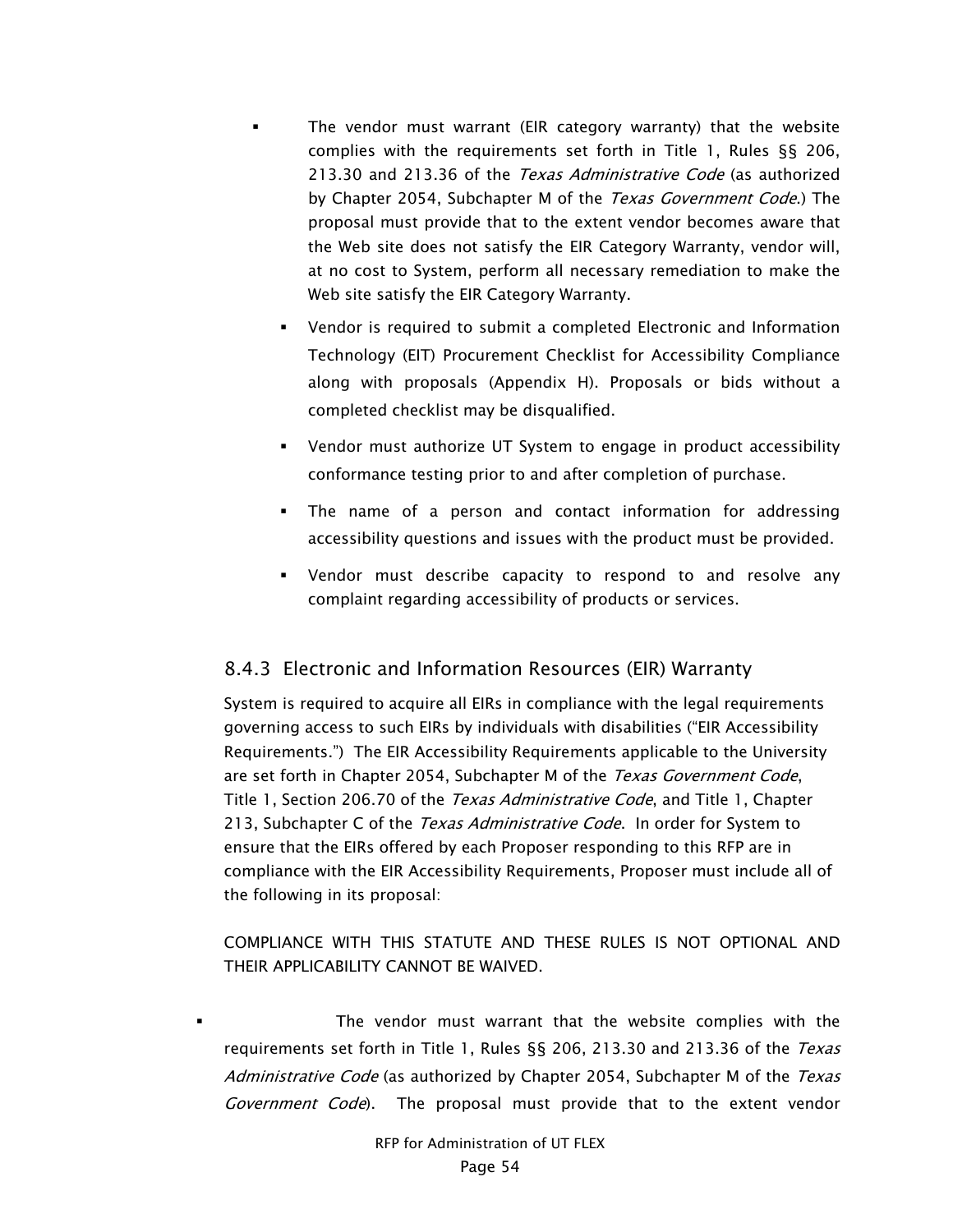- The vendor must warrant (EIR category warranty) that the website complies with the requirements set forth in Title 1, Rules §§ 206, 213.30 and 213.36 of the *Texas Administrative Code* (as authorized by Chapter 2054, Subchapter M of the *Texas Government Code*.) The proposal must provide that to the extent vendor becomes aware that the Web site does not satisfy the EIR Category Warranty, vendor will, at no cost to System, perform all necessary remediation to make the Web site satisfy the EIR Category Warranty.
  - Vendor is required to submit a completed Electronic and Information Technology (EIT) Procurement Checklist for Accessibility Compliance along with proposals (Appendix H). Proposals or bids without a completed checklist may be disqualified.
  - Vendor must authorize UT System to engage in product accessibility conformance testing prior to and after completion of purchase.
  - The name of a person and contact information for addressing accessibility questions and issues with the product must be provided.
  - Vendor must describe capacity to respond to and resolve any complaint regarding accessibility of products or services.

### 8.4.3 Electronic and Information Resources (EIR) Warranty

System is required to acquire all EIRs in compliance with the legal requirements governing access to such EIRs by individuals with disabilities ("EIR Accessibility Requirements.") The EIR Accessibility Requirements applicable to the University are set forth in Chapter 2054, Subchapter M of the *Texas Government Code*, Title 1, Section 206.70 of the *Texas Administrative Code*, and Title 1, Chapter 213, Subchapter C of the *Texas Administrative Code*. In order for System to ensure that the EIRs offered by each Proposer responding to this RFP are in compliance with the EIR Accessibility Requirements, Proposer must include all of the following in its proposal:

COMPLIANCE WITH THIS STATUTE AND THESE RULES IS NOT OPTIONAL AND THEIR APPLICABILITY CANNOT BE WAIVED.

- The vendor must warrant that the website complies with the requirements set forth in Title 1, Rules §§ 206, 213.30 and 213.36 of the *Texas Administrative Code* (as authorized by Chapter 2054, Subchapter M of the *Texas Government Code*). The proposal must provide that to the extent vendor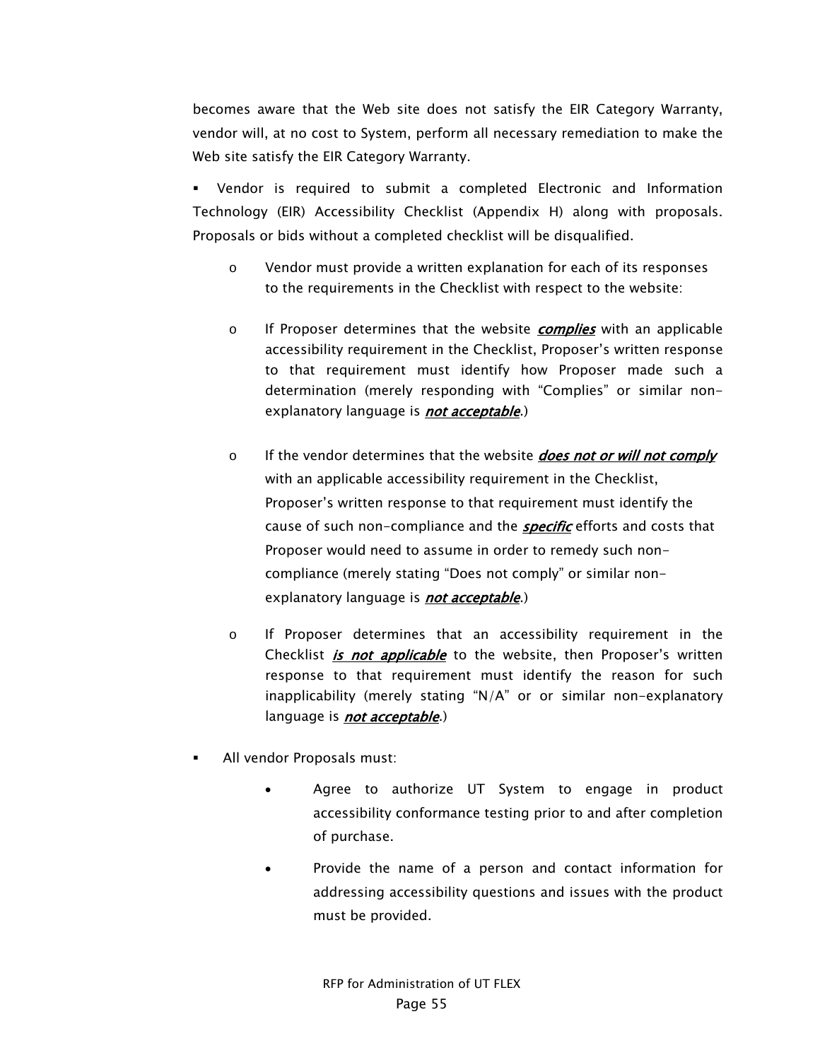becomes aware that the Web site does not satisfy the EIR Category Warranty, vendor will, at no cost to System, perform all necessary remediation to make the Web site satisfy the EIR Category Warranty.

- Vendor is required to submit a completed Electronic and Information Technology (EIR) Accessibility Checklist (Appendix H) along with proposals. Proposals or bids without a completed checklist will be disqualified.

  - Vendor must provide a written explanation for each of its responses to the requirements in the Checklist with respect to the website:

  - If Proposer determines that the website ***complies*** with an applicable accessibility requirement in the Checklist, Proposer's written response to that requirement must identify how Proposer made such a determination (merely responding with "Complies" or similar non-explanatory language is ***not acceptable***.)

  - If the vendor determines that the website ***does not or will not comply*** with an applicable accessibility requirement in the Checklist, Proposer's written response to that requirement must identify the cause of such non-compliance and the ***specific*** efforts and costs that Proposer would need to assume in order to remedy such non-compliance (merely stating "Does not comply" or similar non-explanatory language is ***not acceptable***.)

  - If Proposer determines that an accessibility requirement in the Checklist ***is not applicable*** to the website, then Proposer's written response to that requirement must identify the reason for such inapplicability (merely stating "N/A" or or similar non-explanatory language is ***not acceptable***.)

- All vendor Proposals must:

  - Agree to authorize UT System to engage in product accessibility conformance testing prior to and after completion of purchase.

  - Provide the name of a person and contact information for addressing accessibility questions and issues with the product must be provided.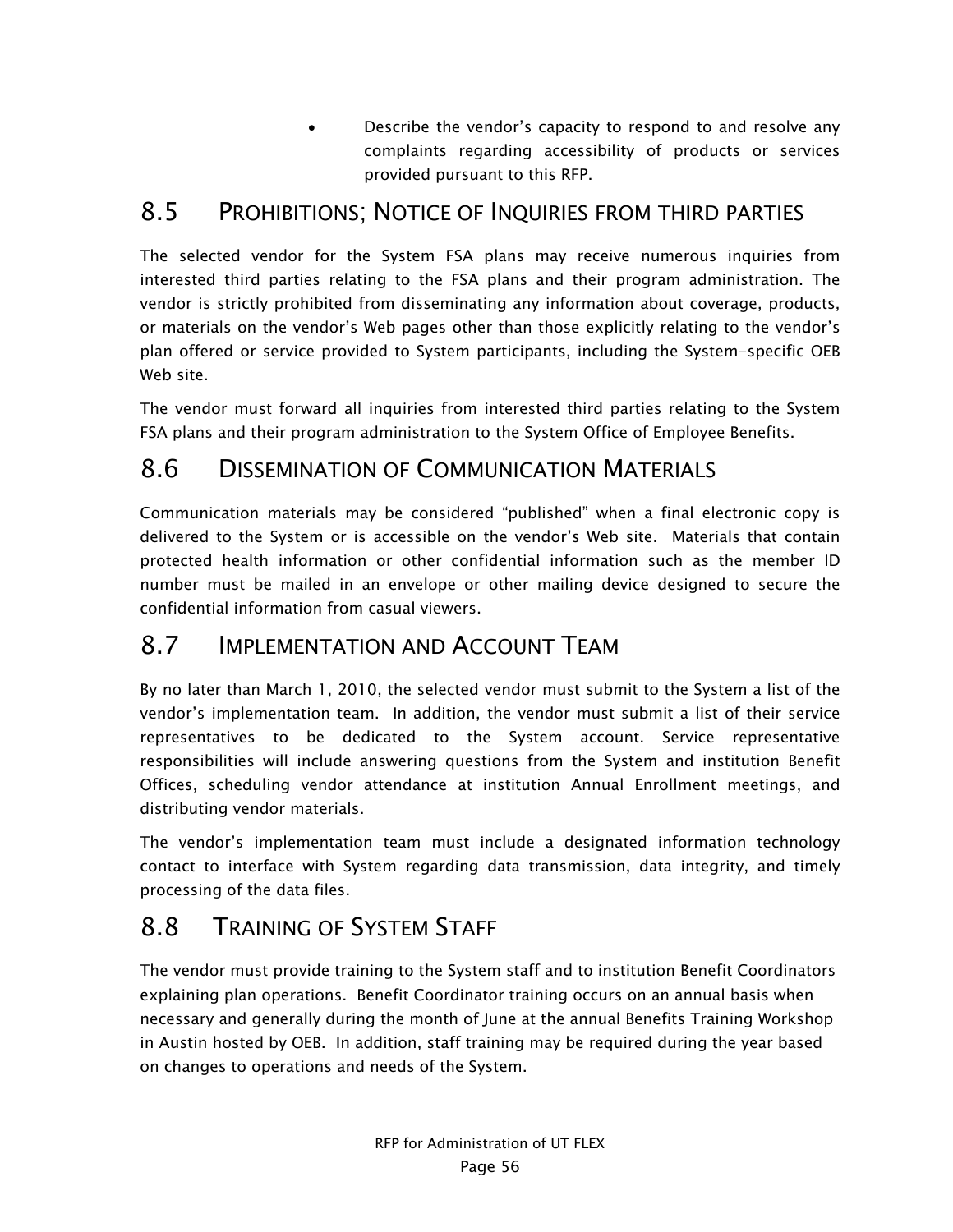- Describe the vendor's capacity to respond to and resolve any complaints regarding accessibility of products or services provided pursuant to this RFP.

## 8.5 Prohibitions; Notice of Inquiries from Third Parties

The selected vendor for the System FSA plans may receive numerous inquiries from interested third parties relating to the FSA plans and their program administration. The vendor is strictly prohibited from disseminating any information about coverage, products, or materials on the vendor's Web pages other than those explicitly relating to the vendor's plan offered or service provided to System participants, including the System-specific OEB Web site.

The vendor must forward all inquiries from interested third parties relating to the System FSA plans and their program administration to the System Office of Employee Benefits.

## 8.6 Dissemination of Communication Materials

Communication materials may be considered "published" when a final electronic copy is delivered to the System or is accessible on the vendor's Web site. Materials that contain protected health information or other confidential information such as the member ID number must be mailed in an envelope or other mailing device designed to secure the confidential information from casual viewers.

## 8.7 Implementation and Account Team

By no later than March 1, 2010, the selected vendor must submit to the System a list of the vendor's implementation team. In addition, the vendor must submit a list of their service representatives to be dedicated to the System account. Service representative responsibilities will include answering questions from the System and institution Benefit Offices, scheduling vendor attendance at institution Annual Enrollment meetings, and distributing vendor materials.

The vendor's implementation team must include a designated information technology contact to interface with System regarding data transmission, data integrity, and timely processing of the data files.

## 8.8 Training of System Staff

The vendor must provide training to the System staff and to institution Benefit Coordinators explaining plan operations. Benefit Coordinator training occurs on an annual basis when necessary and generally during the month of June at the annual Benefits Training Workshop in Austin hosted by OEB. In addition, staff training may be required during the year based on changes to operations and needs of the System.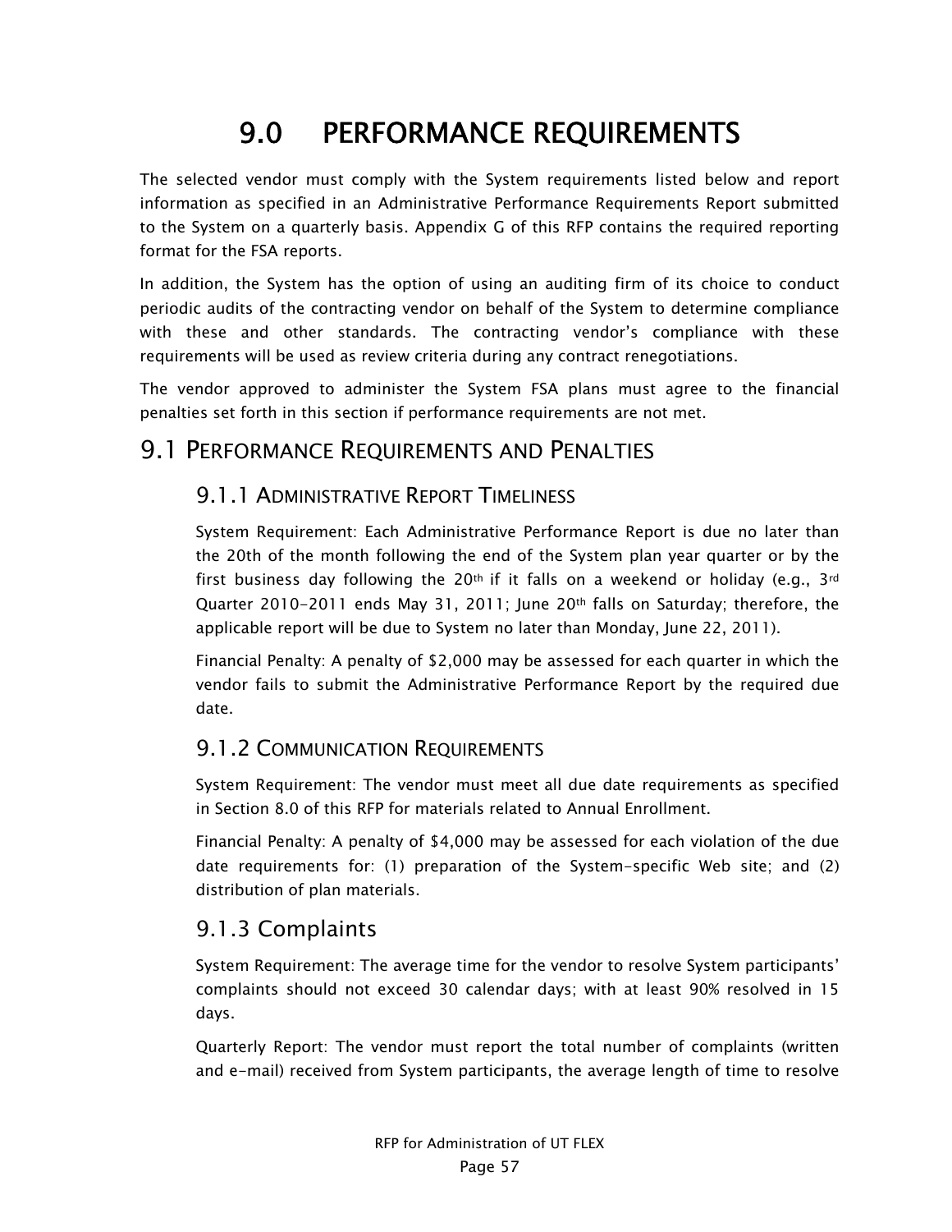# 9.0 PERFORMANCE REQUIREMENTS

The selected vendor must comply with the System requirements listed below and report information as specified in an Administrative Performance Requirements Report submitted to the System on a quarterly basis. Appendix G of this RFP contains the required reporting format for the FSA reports.

In addition, the System has the option of using an auditing firm of its choice to conduct periodic audits of the contracting vendor on behalf of the System to determine compliance with these and other standards. The contracting vendor's compliance with these requirements will be used as review criteria during any contract renegotiations.

The vendor approved to administer the System FSA plans must agree to the financial penalties set forth in this section if performance requirements are not met.

## 9.1 PERFORMANCE REQUIREMENTS AND PENALTIES

### 9.1.1 ADMINISTRATIVE REPORT TIMELINESS

System Requirement: Each Administrative Performance Report is due no later than the 20th of the month following the end of the System plan year quarter or by the first business day following the 20th if it falls on a weekend or holiday (e.g., 3rd Quarter 2010-2011 ends May 31, 2011; June 20th falls on Saturday; therefore, the applicable report will be due to System no later than Monday, June 22, 2011).

Financial Penalty: A penalty of $2,000 may be assessed for each quarter in which the vendor fails to submit the Administrative Performance Report by the required due date.

### 9.1.2 COMMUNICATION REQUIREMENTS

System Requirement: The vendor must meet all due date requirements as specified in Section 8.0 of this RFP for materials related to Annual Enrollment.

Financial Penalty: A penalty of $4,000 may be assessed for each violation of the due date requirements for: (1) preparation of the System-specific Web site; and (2) distribution of plan materials.

### 9.1.3 Complaints

System Requirement: The average time for the vendor to resolve System participants' complaints should not exceed 30 calendar days; with at least 90% resolved in 15 days.

Quarterly Report: The vendor must report the total number of complaints (written and e-mail) received from System participants, the average length of time to resolve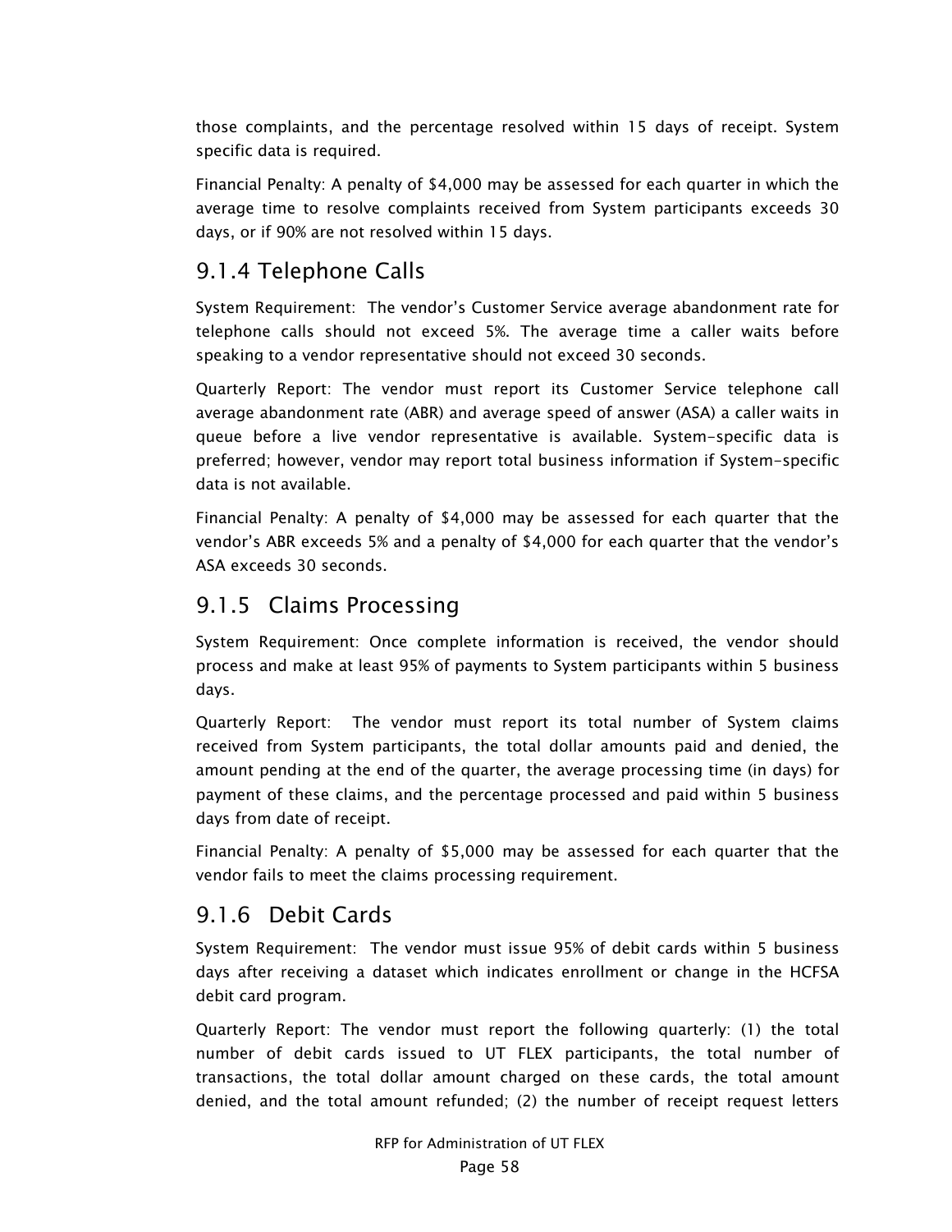those complaints, and the percentage resolved within 15 days of receipt. System specific data is required.

Financial Penalty: A penalty of $4,000 may be assessed for each quarter in which the average time to resolve complaints received from System participants exceeds 30 days, or if 90% are not resolved within 15 days.

### 9.1.4 Telephone Calls

System Requirement: The vendor's Customer Service average abandonment rate for telephone calls should not exceed 5%. The average time a caller waits before speaking to a vendor representative should not exceed 30 seconds.

Quarterly Report: The vendor must report its Customer Service telephone call average abandonment rate (ABR) and average speed of answer (ASA) a caller waits in queue before a live vendor representative is available. System-specific data is preferred; however, vendor may report total business information if System-specific data is not available.

Financial Penalty: A penalty of $4,000 may be assessed for each quarter that the vendor's ABR exceeds 5% and a penalty of $4,000 for each quarter that the vendor's ASA exceeds 30 seconds.

### 9.1.5 Claims Processing

System Requirement: Once complete information is received, the vendor should process and make at least 95% of payments to System participants within 5 business days.

Quarterly Report: The vendor must report its total number of System claims received from System participants, the total dollar amounts paid and denied, the amount pending at the end of the quarter, the average processing time (in days) for payment of these claims, and the percentage processed and paid within 5 business days from date of receipt.

Financial Penalty: A penalty of $5,000 may be assessed for each quarter that the vendor fails to meet the claims processing requirement.

### 9.1.6 Debit Cards

System Requirement: The vendor must issue 95% of debit cards within 5 business days after receiving a dataset which indicates enrollment or change in the HCFSA debit card program.

Quarterly Report: The vendor must report the following quarterly: (1) the total number of debit cards issued to UT FLEX participants, the total number of transactions, the total dollar amount charged on these cards, the total amount denied, and the total amount refunded; (2) the number of receipt request letters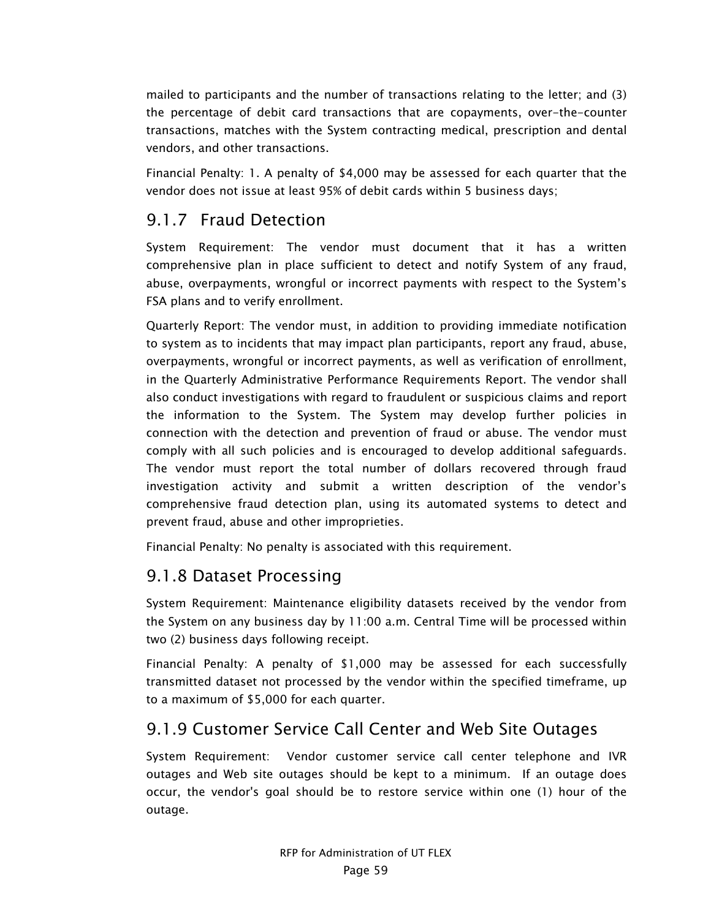mailed to participants and the number of transactions relating to the letter; and (3) the percentage of debit card transactions that are copayments, over-the-counter transactions, matches with the System contracting medical, prescription and dental vendors, and other transactions.

Financial Penalty: 1. A penalty of $4,000 may be assessed for each quarter that the vendor does not issue at least 95% of debit cards within 5 business days;

### 9.1.7 Fraud Detection

System Requirement: The vendor must document that it has a written comprehensive plan in place sufficient to detect and notify System of any fraud, abuse, overpayments, wrongful or incorrect payments with respect to the System's FSA plans and to verify enrollment.

Quarterly Report: The vendor must, in addition to providing immediate notification to system as to incidents that may impact plan participants, report any fraud, abuse, overpayments, wrongful or incorrect payments, as well as verification of enrollment, in the Quarterly Administrative Performance Requirements Report. The vendor shall also conduct investigations with regard to fraudulent or suspicious claims and report the information to the System. The System may develop further policies in connection with the detection and prevention of fraud or abuse. The vendor must comply with all such policies and is encouraged to develop additional safeguards. The vendor must report the total number of dollars recovered through fraud investigation activity and submit a written description of the vendor's comprehensive fraud detection plan, using its automated systems to detect and prevent fraud, abuse and other improprieties.

Financial Penalty: No penalty is associated with this requirement.

### 9.1.8 Dataset Processing

System Requirement: Maintenance eligibility datasets received by the vendor from the System on any business day by 11:00 a.m. Central Time will be processed within two (2) business days following receipt.

Financial Penalty: A penalty of $1,000 may be assessed for each successfully transmitted dataset not processed by the vendor within the specified timeframe, up to a maximum of $5,000 for each quarter.

### 9.1.9 Customer Service Call Center and Web Site Outages

System Requirement: Vendor customer service call center telephone and IVR outages and Web site outages should be kept to a minimum. If an outage does occur, the vendor's goal should be to restore service within one (1) hour of the outage.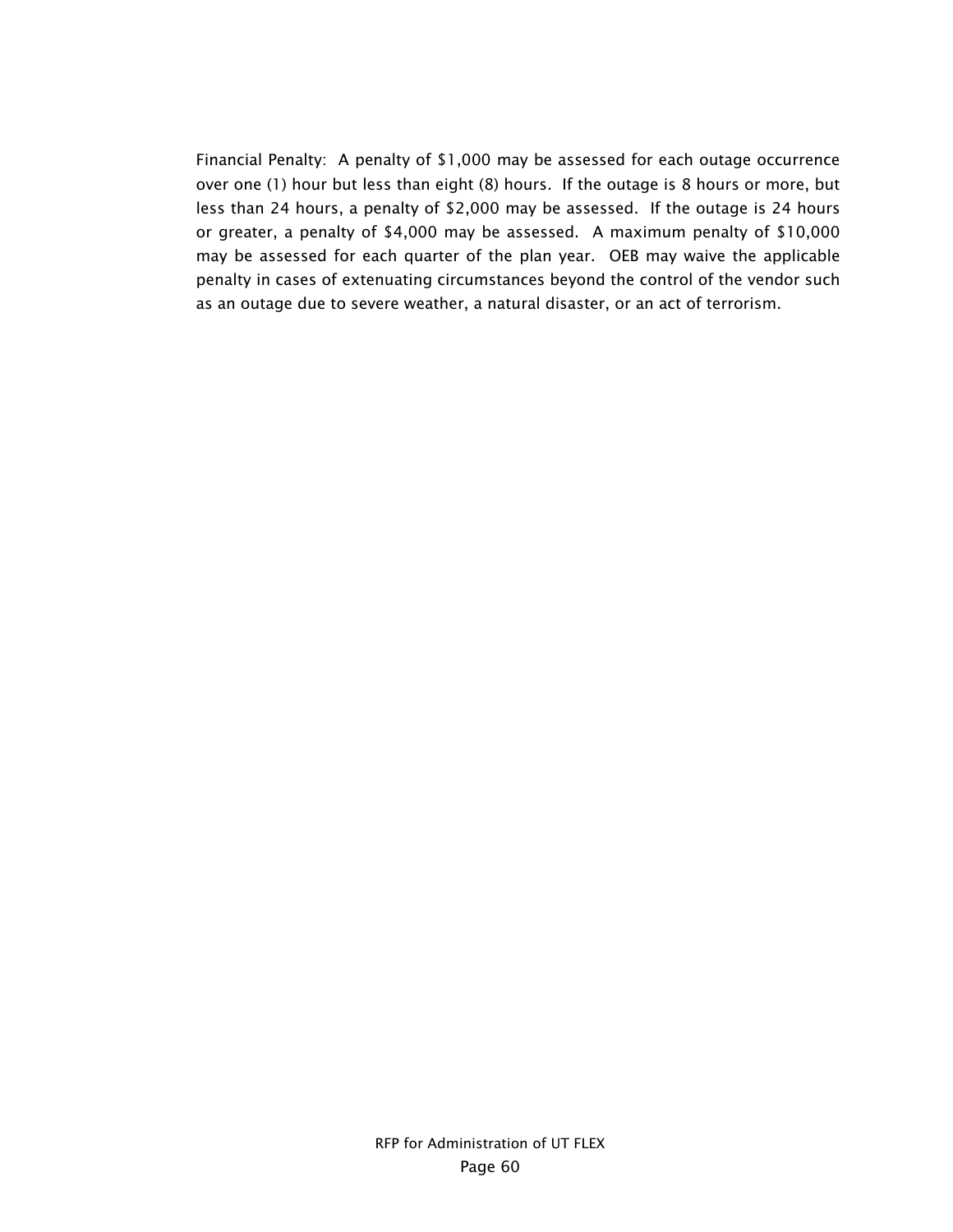Financial Penalty: A penalty of $1,000 may be assessed for each outage occurrence over one (1) hour but less than eight (8) hours. If the outage is 8 hours or more, but less than 24 hours, a penalty of $2,000 may be assessed. If the outage is 24 hours or greater, a penalty of $4,000 may be assessed. A maximum penalty of $10,000 may be assessed for each quarter of the plan year. OEB may waive the applicable penalty in cases of extenuating circumstances beyond the control of the vendor such as an outage due to severe weather, a natural disaster, or an act of terrorism.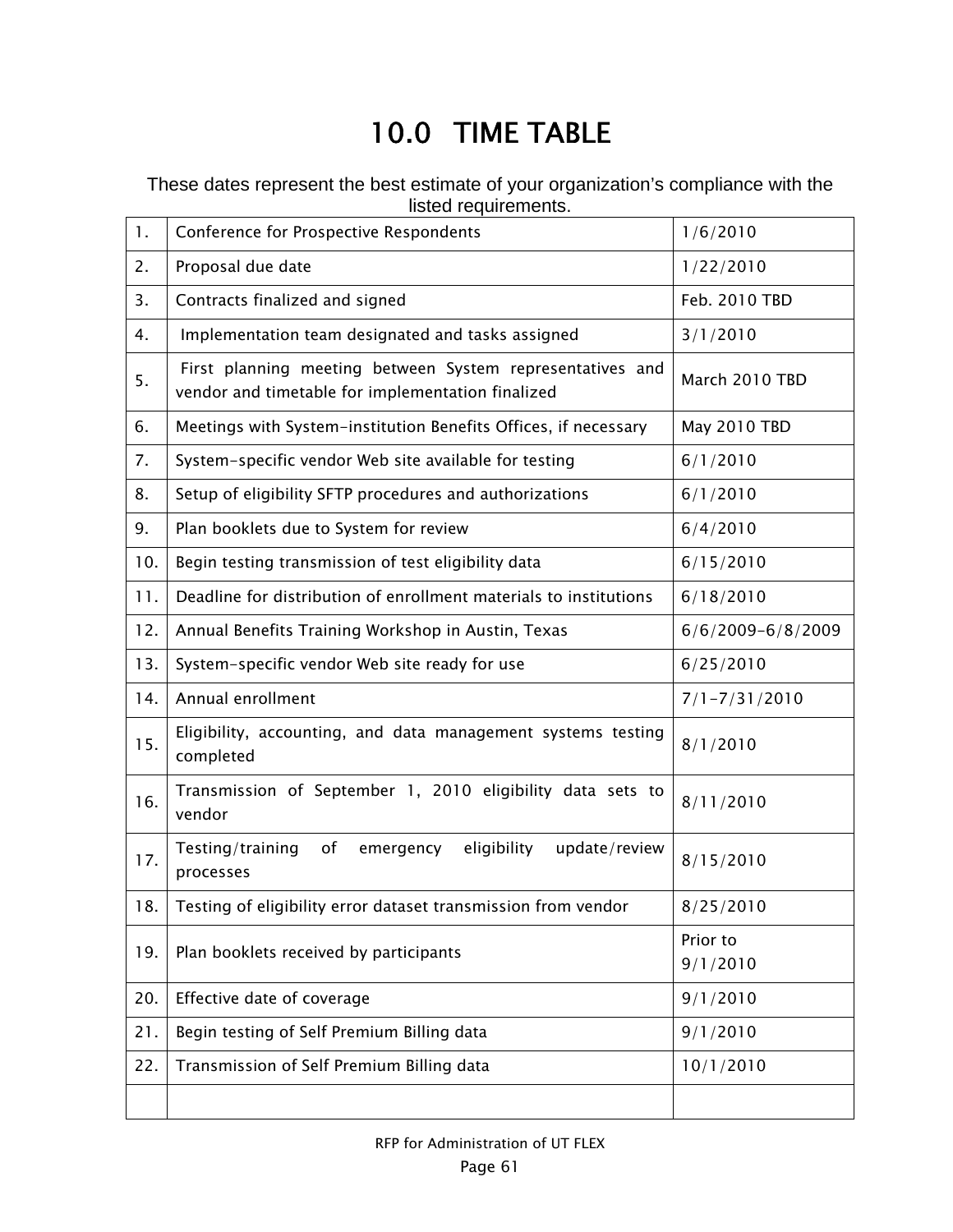# 10.0 TIME TABLE

These dates represent the best estimate of your organization's compliance with the listed requirements.

| | | |
|---|---|---|
| 1. | Conference for Prospective Respondents | 1/6/2010 |
| 2. | Proposal due date | 1/22/2010 |
| 3. | Contracts finalized and signed | Feb. 2010 TBD |
| 4. | Implementation team designated and tasks assigned | 3/1/2010 |
| 5. | First planning meeting between System representatives and vendor and timetable for implementation finalized | March 2010 TBD |
| 6. | Meetings with System-institution Benefits Offices, if necessary | May 2010 TBD |
| 7. | System-specific vendor Web site available for testing | 6/1/2010 |
| 8. | Setup of eligibility SFTP procedures and authorizations | 6/1/2010 |
| 9. | Plan booklets due to System for review | 6/4/2010 |
| 10. | Begin testing transmission of test eligibility data | 6/15/2010 |
| 11. | Deadline for distribution of enrollment materials to institutions | 6/18/2010 |
| 12. | Annual Benefits Training Workshop in Austin, Texas | 6/6/2009-6/8/2009 |
| 13. | System-specific vendor Web site ready for use | 6/25/2010 |
| 14. | Annual enrollment | 7/1-7/31/2010 |
| 15. | Eligibility, accounting, and data management systems testing completed | 8/1/2010 |
| 16. | Transmission of September 1, 2010 eligibility data sets to vendor | 8/11/2010 |
| 17. | Testing/training of emergency eligibility update/review processes | 8/15/2010 |
| 18. | Testing of eligibility error dataset transmission from vendor | 8/25/2010 |
| 19. | Plan booklets received by participants | Prior to 9/1/2010 |
| 20. | Effective date of coverage | 9/1/2010 |
| 21. | Begin testing of Self Premium Billing data | 9/1/2010 |
| 22. | Transmission of Self Premium Billing data | 10/1/2010 |
| | | |

RFP for Administration of UT FLEX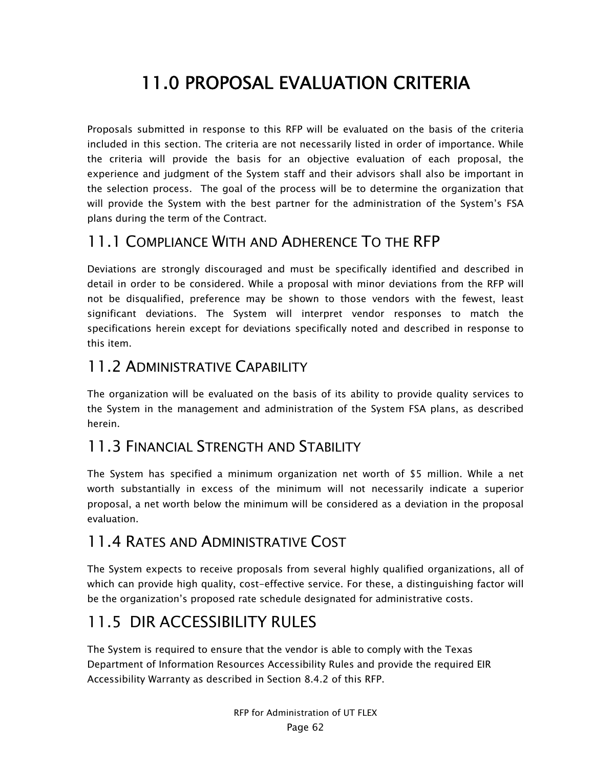# 11.0 PROPOSAL EVALUATION CRITERIA

Proposals submitted in response to this RFP will be evaluated on the basis of the criteria included in this section. The criteria are not necessarily listed in order of importance. While the criteria will provide the basis for an objective evaluation of each proposal, the experience and judgment of the System staff and their advisors shall also be important in the selection process. The goal of the process will be to determine the organization that will provide the System with the best partner for the administration of the System's FSA plans during the term of the Contract.

## 11.1 COMPLIANCE WITH AND ADHERENCE TO THE RFP

Deviations are strongly discouraged and must be specifically identified and described in detail in order to be considered. While a proposal with minor deviations from the RFP will not be disqualified, preference may be shown to those vendors with the fewest, least significant deviations. The System will interpret vendor responses to match the specifications herein except for deviations specifically noted and described in response to this item.

## 11.2 ADMINISTRATIVE CAPABILITY

The organization will be evaluated on the basis of its ability to provide quality services to the System in the management and administration of the System FSA plans, as described herein.

## 11.3 FINANCIAL STRENGTH AND STABILITY

The System has specified a minimum organization net worth of $5 million. While a net worth substantially in excess of the minimum will not necessarily indicate a superior proposal, a net worth below the minimum will be considered as a deviation in the proposal evaluation.

## 11.4 RATES AND ADMINISTRATIVE COST

The System expects to receive proposals from several highly qualified organizations, all of which can provide high quality, cost-effective service. For these, a distinguishing factor will be the organization's proposed rate schedule designated for administrative costs.

## 11.5 DIR ACCESSIBILITY RULES

The System is required to ensure that the vendor is able to comply with the Texas Department of Information Resources Accessibility Rules and provide the required EIR Accessibility Warranty as described in Section 8.4.2 of this RFP.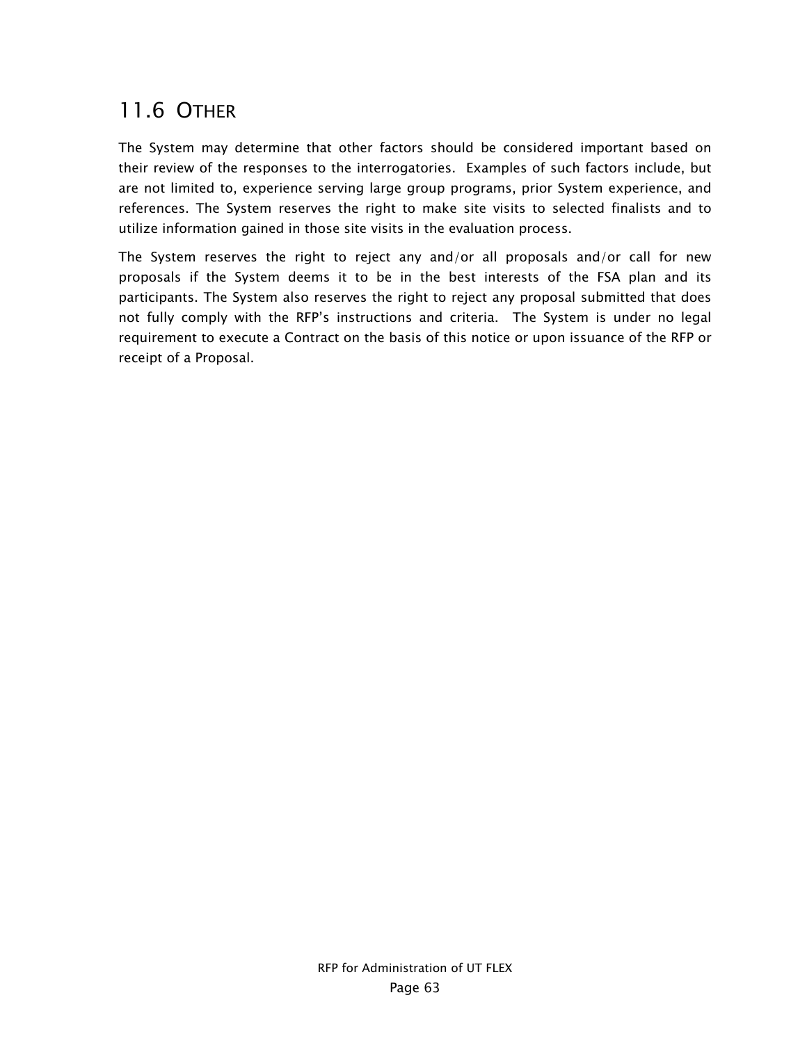## 11.6 OTHER

The System may determine that other factors should be considered important based on their review of the responses to the interrogatories. Examples of such factors include, but are not limited to, experience serving large group programs, prior System experience, and references. The System reserves the right to make site visits to selected finalists and to utilize information gained in those site visits in the evaluation process.

The System reserves the right to reject any and/or all proposals and/or call for new proposals if the System deems it to be in the best interests of the FSA plan and its participants. The System also reserves the right to reject any proposal submitted that does not fully comply with the RFP's instructions and criteria. The System is under no legal requirement to execute a Contract on the basis of this notice or upon issuance of the RFP or receipt of a Proposal.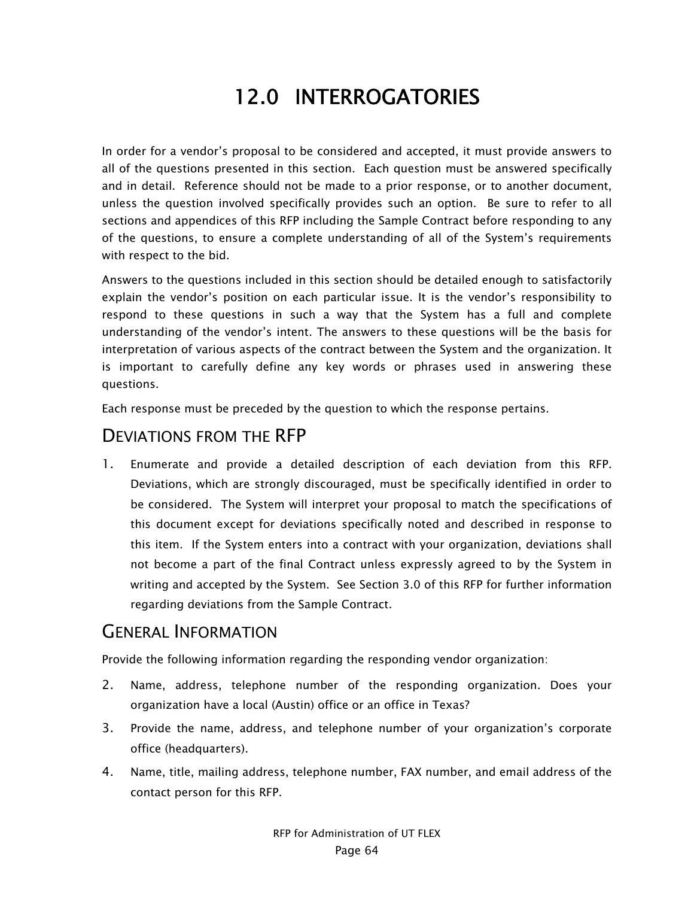# 12.0 INTERROGATORIES

In order for a vendor's proposal to be considered and accepted, it must provide answers to all of the questions presented in this section. Each question must be answered specifically and in detail. Reference should not be made to a prior response, or to another document, unless the question involved specifically provides such an option. Be sure to refer to all sections and appendices of this RFP including the Sample Contract before responding to any of the questions, to ensure a complete understanding of all of the System's requirements with respect to the bid.

Answers to the questions included in this section should be detailed enough to satisfactorily explain the vendor's position on each particular issue. It is the vendor's responsibility to respond to these questions in such a way that the System has a full and complete understanding of the vendor's intent. The answers to these questions will be the basis for interpretation of various aspects of the contract between the System and the organization. It is important to carefully define any key words or phrases used in answering these questions.

Each response must be preceded by the question to which the response pertains.

## DEVIATIONS FROM THE RFP

1. Enumerate and provide a detailed description of each deviation from this RFP. Deviations, which are strongly discouraged, must be specifically identified in order to be considered. The System will interpret your proposal to match the specifications of this document except for deviations specifically noted and described in response to this item. If the System enters into a contract with your organization, deviations shall not become a part of the final Contract unless expressly agreed to by the System in writing and accepted by the System. See Section 3.0 of this RFP for further information regarding deviations from the Sample Contract.

## GENERAL INFORMATION

Provide the following information regarding the responding vendor organization:

2. Name, address, telephone number of the responding organization. Does your organization have a local (Austin) office or an office in Texas?
3. Provide the name, address, and telephone number of your organization's corporate office (headquarters).
4. Name, title, mailing address, telephone number, FAX number, and email address of the contact person for this RFP.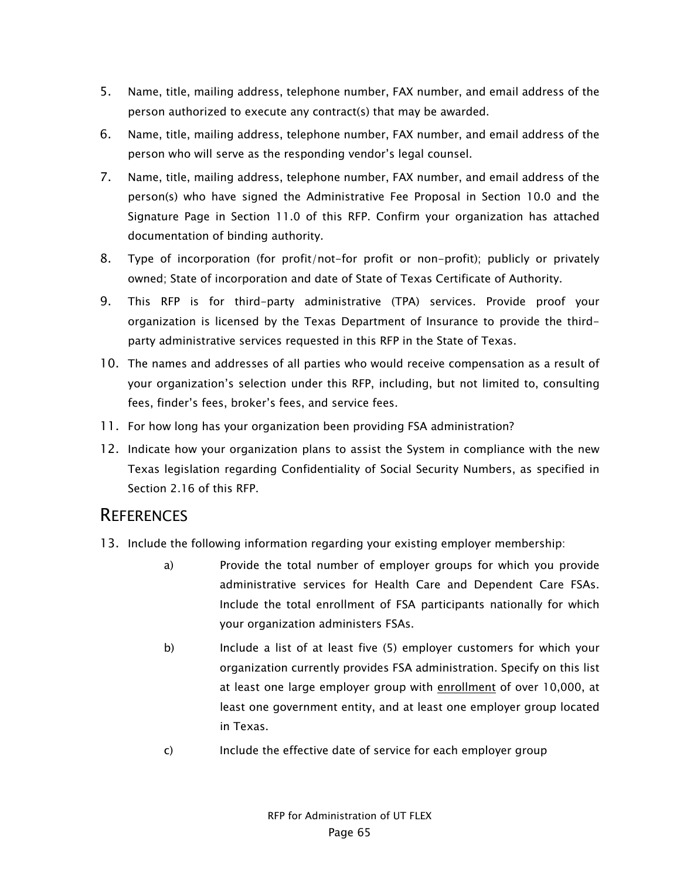5. Name, title, mailing address, telephone number, FAX number, and email address of the person authorized to execute any contract(s) that may be awarded.
6. Name, title, mailing address, telephone number, FAX number, and email address of the person who will serve as the responding vendor's legal counsel.
7. Name, title, mailing address, telephone number, FAX number, and email address of the person(s) who have signed the Administrative Fee Proposal in Section 10.0 and the Signature Page in Section 11.0 of this RFP. Confirm your organization has attached documentation of binding authority.
8. Type of incorporation (for profit/not-for profit or non-profit); publicly or privately owned; State of incorporation and date of State of Texas Certificate of Authority.
9. This RFP is for third-party administrative (TPA) services. Provide proof your organization is licensed by the Texas Department of Insurance to provide the third-party administrative services requested in this RFP in the State of Texas.
10. The names and addresses of all parties who would receive compensation as a result of your organization's selection under this RFP, including, but not limited to, consulting fees, finder's fees, broker's fees, and service fees.
11. For how long has your organization been providing FSA administration?
12. Indicate how your organization plans to assist the System in compliance with the new Texas legislation regarding Confidentiality of Social Security Numbers, as specified in Section 2.16 of this RFP.

## References

13. Include the following information regarding your existing employer membership:
    a) Provide the total number of employer groups for which you provide administrative services for Health Care and Dependent Care FSAs. Include the total enrollment of FSA participants nationally for which your organization administers FSAs.
    b) Include a list of at least five (5) employer customers for which your organization currently provides FSA administration. Specify on this list at least one large employer group with <u>enrollment</u> of over 10,000, at least one government entity, and at least one employer group located in Texas.
    c) Include the effective date of service for each employer group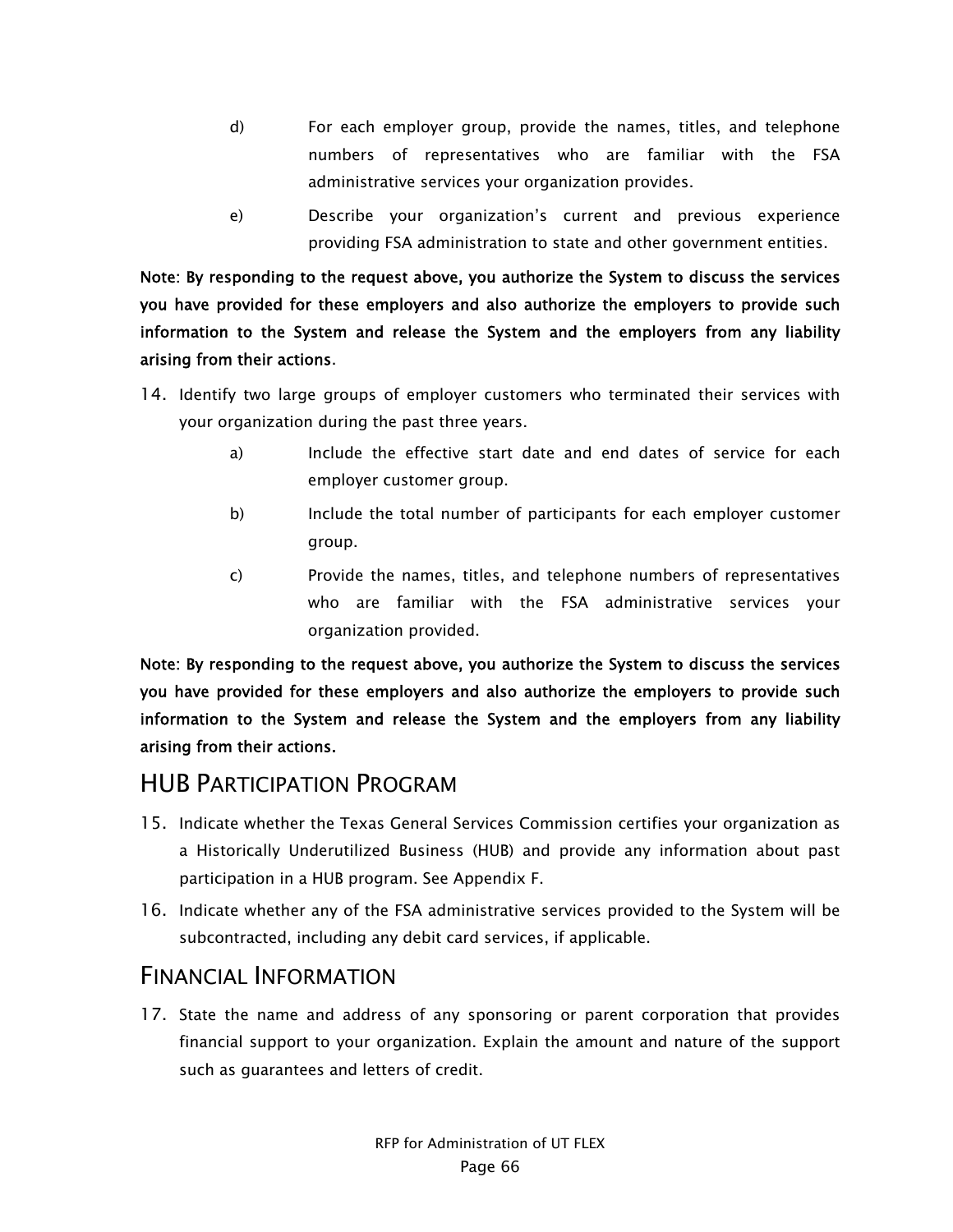d) For each employer group, provide the names, titles, and telephone numbers of representatives who are familiar with the FSA administrative services your organization provides.

e) Describe your organization's current and previous experience providing FSA administration to state and other government entities.

**Note: By responding to the request above, you authorize the System to discuss the services you have provided for these employers and also authorize the employers to provide such information to the System and release the System and the employers from any liability arising from their actions**.

14. Identify two large groups of employer customers who terminated their services with your organization during the past three years.

    a) Include the effective start date and end dates of service for each employer customer group.

    b) Include the total number of participants for each employer customer group.

    c) Provide the names, titles, and telephone numbers of representatives who are familiar with the FSA administrative services your organization provided.

**Note: By responding to the request above, you authorize the System to discuss the services you have provided for these employers and also authorize the employers to provide such information to the System and release the System and the employers from any liability arising from their actions.**

## HUB Participation Program

15. Indicate whether the Texas General Services Commission certifies your organization as a Historically Underutilized Business (HUB) and provide any information about past participation in a HUB program. See Appendix F.

16. Indicate whether any of the FSA administrative services provided to the System will be subcontracted, including any debit card services, if applicable.

## Financial Information

17. State the name and address of any sponsoring or parent corporation that provides financial support to your organization. Explain the amount and nature of the support such as guarantees and letters of credit.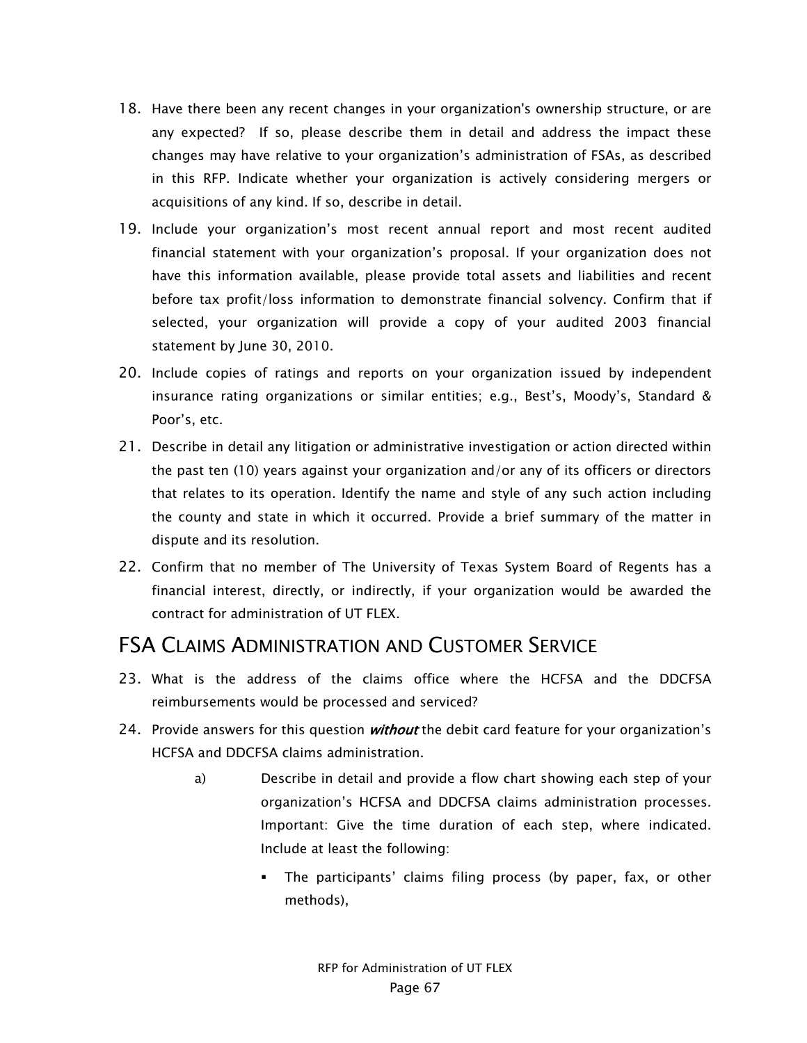18. Have there been any recent changes in your organization's ownership structure, or are any expected? If so, please describe them in detail and address the impact these changes may have relative to your organization's administration of FSAs, as described in this RFP. Indicate whether your organization is actively considering mergers or acquisitions of any kind. If so, describe in detail.

19. Include your organization's most recent annual report and most recent audited financial statement with your organization's proposal. If your organization does not have this information available, please provide total assets and liabilities and recent before tax profit/loss information to demonstrate financial solvency. Confirm that if selected, your organization will provide a copy of your audited 2003 financial statement by June 30, 2010.

20. Include copies of ratings and reports on your organization issued by independent insurance rating organizations or similar entities; e.g., Best's, Moody's, Standard & Poor's, etc.

21. Describe in detail any litigation or administrative investigation or action directed within the past ten (10) years against your organization and/or any of its officers or directors that relates to its operation. Identify the name and style of any such action including the county and state in which it occurred. Provide a brief summary of the matter in dispute and its resolution.

22. Confirm that no member of The University of Texas System Board of Regents has a financial interest, directly, or indirectly, if your organization would be awarded the contract for administration of UT FLEX.

## FSA Claims Administration and Customer Service

23. What is the address of the claims office where the HCFSA and the DDCFSA reimbursements would be processed and serviced?

24. Provide answers for this question ***without*** the debit card feature for your organization's HCFSA and DDCFSA claims administration.

    a) Describe in detail and provide a flow chart showing each step of your organization's HCFSA and DDCFSA claims administration processes. Important: Give the time duration of each step, where indicated. Include at least the following:

       - The participants' claims filing process (by paper, fax, or other methods),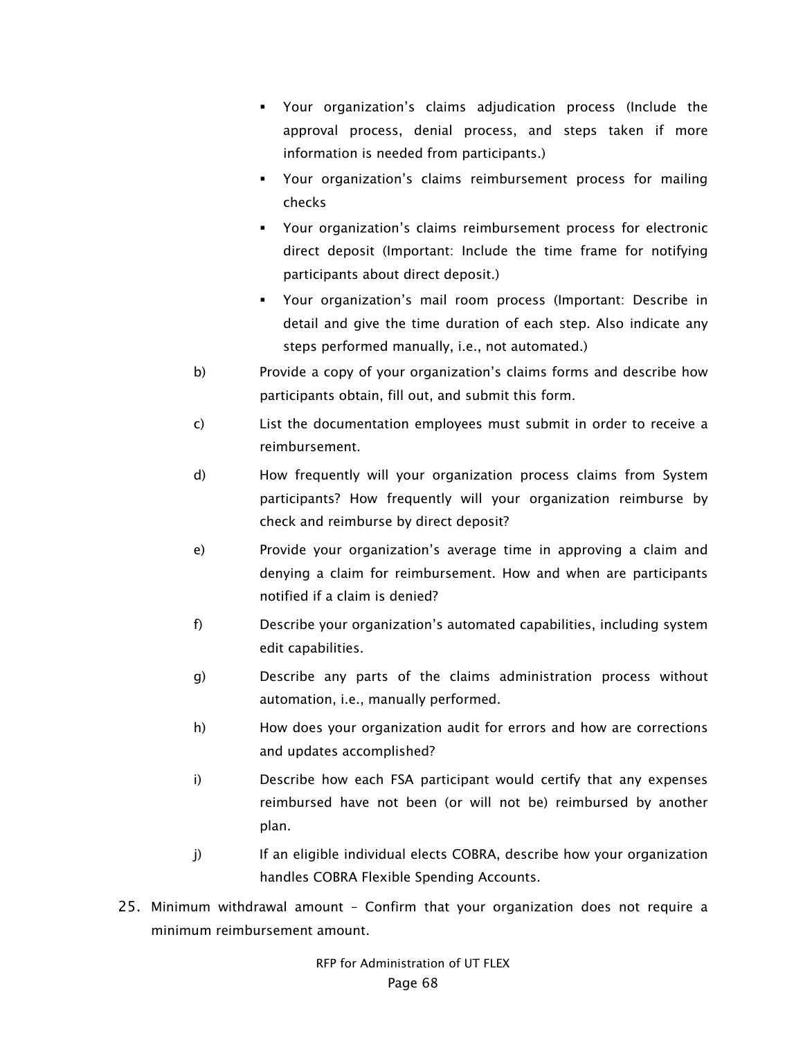- Your organization's claims adjudication process (Include the approval process, denial process, and steps taken if more information is needed from participants.)
- Your organization's claims reimbursement process for mailing checks
- Your organization's claims reimbursement process for electronic direct deposit (Important: Include the time frame for notifying participants about direct deposit.)
- Your organization's mail room process (Important: Describe in detail and give the time duration of each step. Also indicate any steps performed manually, i.e., not automated.)

b) Provide a copy of your organization's claims forms and describe how participants obtain, fill out, and submit this form.

c) List the documentation employees must submit in order to receive a reimbursement.

d) How frequently will your organization process claims from System participants? How frequently will your organization reimburse by check and reimburse by direct deposit?

e) Provide your organization's average time in approving a claim and denying a claim for reimbursement. How and when are participants notified if a claim is denied?

f) Describe your organization's automated capabilities, including system edit capabilities.

g) Describe any parts of the claims administration process without automation, i.e., manually performed.

h) How does your organization audit for errors and how are corrections and updates accomplished?

i) Describe how each FSA participant would certify that any expenses reimbursed have not been (or will not be) reimbursed by another plan.

j) If an eligible individual elects COBRA, describe how your organization handles COBRA Flexible Spending Accounts.

25. Minimum withdrawal amount – Confirm that your organization does not require a minimum reimbursement amount.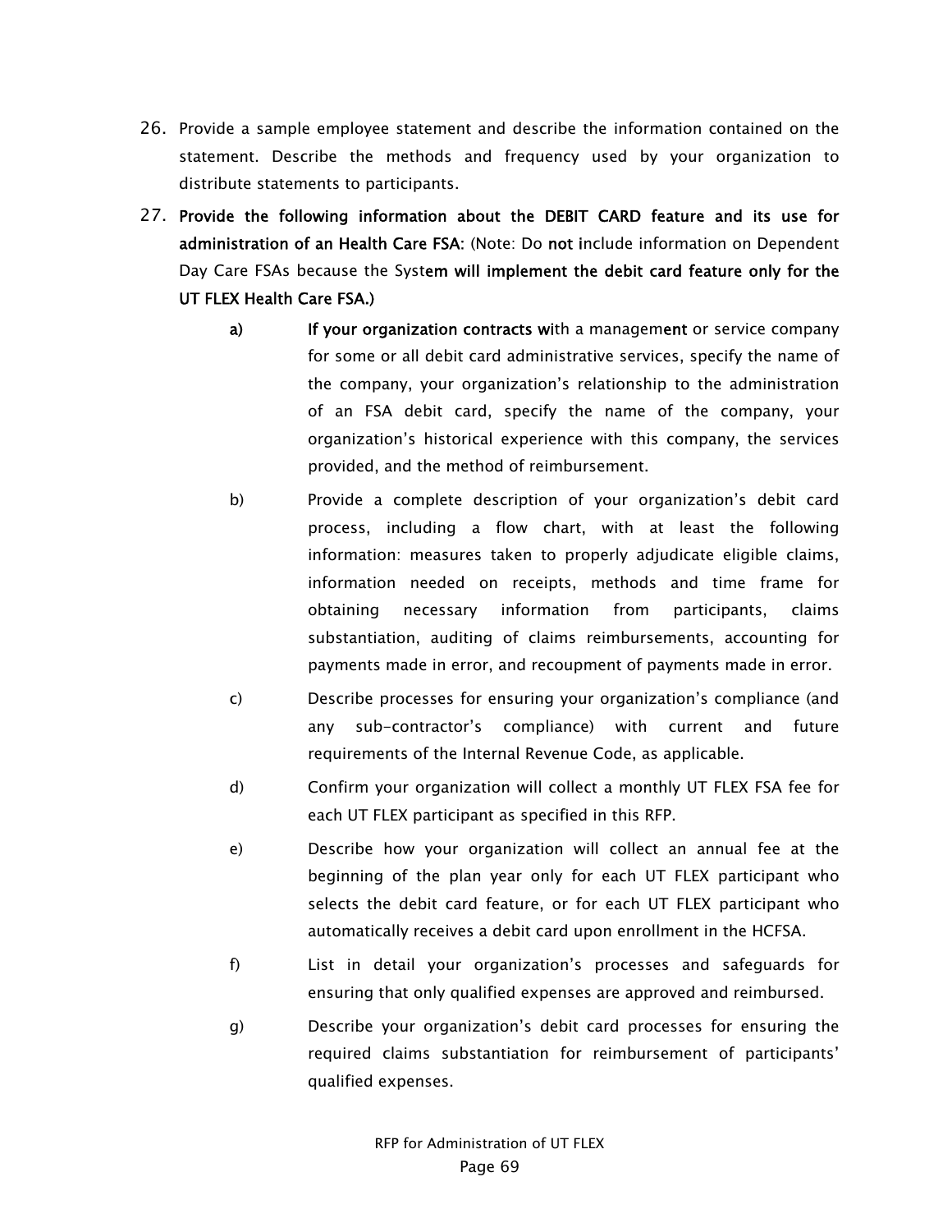26. Provide a sample employee statement and describe the information contained on the statement. Describe the methods and frequency used by your organization to distribute statements to participants.

27. **Provide the following information about the DEBIT CARD feature and its use for administration of an Health Care FSA:** (Note: Do **not** include information on Dependent Day Care FSAs because the System **will implement the debit card feature only for the UT FLEX Health Care FSA.)**

    a) **If your organization contracts wi**th a managem**ent** or service company for some or all debit card administrative services, specify the name of the company, your organization's relationship to the administration of an FSA debit card, specify the name of the company, your organization's historical experience with this company, the services provided, and the method of reimbursement.

    b) Provide a complete description of your organization's debit card process, including a flow chart, with at least the following information: measures taken to properly adjudicate eligible claims, information needed on receipts, methods and time frame for obtaining necessary information from participants, claims substantiation, auditing of claims reimbursements, accounting for payments made in error, and recoupment of payments made in error.

    c) Describe processes for ensuring your organization's compliance (and any sub-contractor's compliance) with current and future requirements of the Internal Revenue Code, as applicable.

    d) Confirm your organization will collect a monthly UT FLEX FSA fee for each UT FLEX participant as specified in this RFP.

    e) Describe how your organization will collect an annual fee at the beginning of the plan year only for each UT FLEX participant who selects the debit card feature, or for each UT FLEX participant who automatically receives a debit card upon enrollment in the HCFSA.

    f) List in detail your organization's processes and safeguards for ensuring that only qualified expenses are approved and reimbursed.

    g) Describe your organization's debit card processes for ensuring the required claims substantiation for reimbursement of participants' qualified expenses.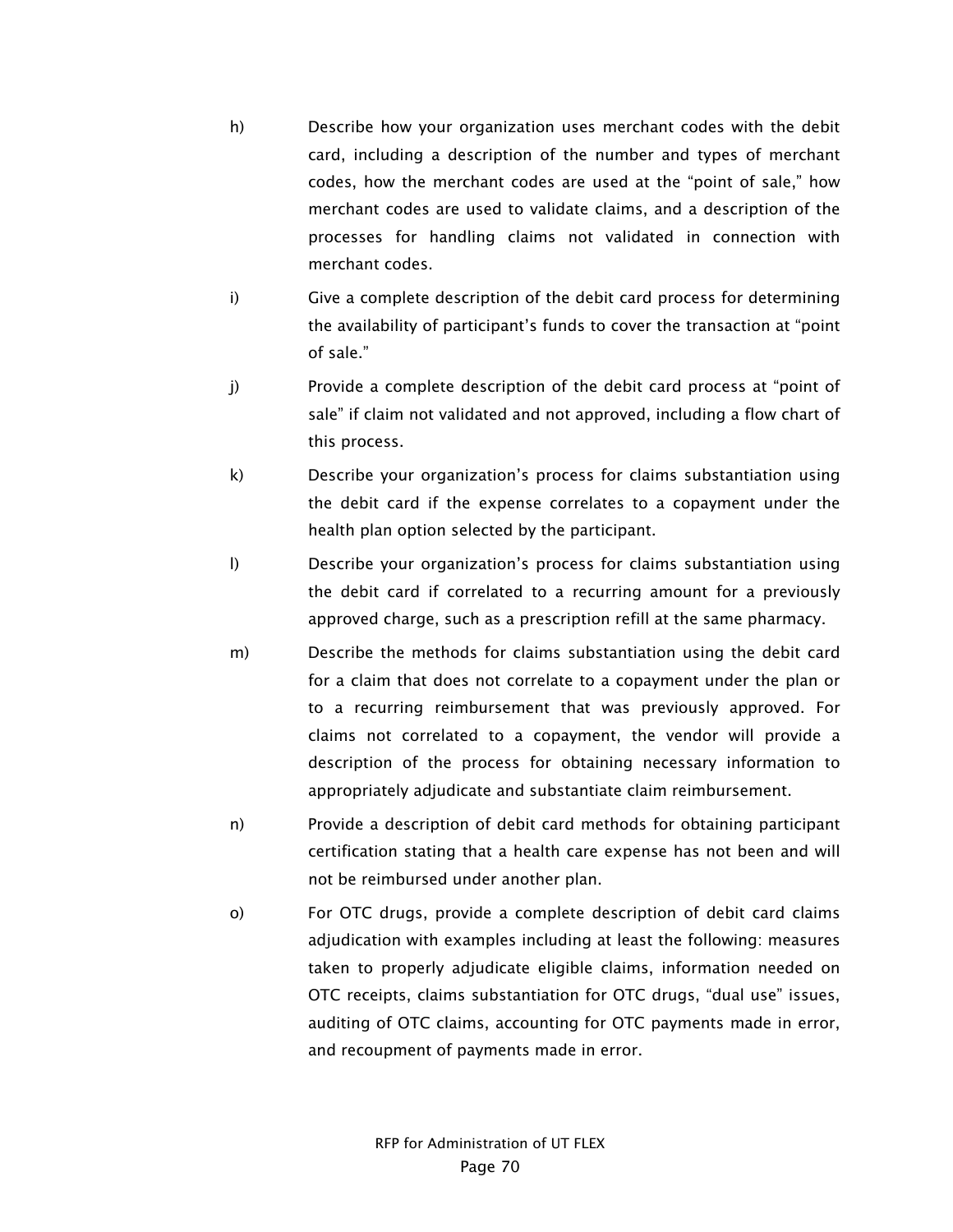h) Describe how your organization uses merchant codes with the debit card, including a description of the number and types of merchant codes, how the merchant codes are used at the "point of sale," how merchant codes are used to validate claims, and a description of the processes for handling claims not validated in connection with merchant codes.

i) Give a complete description of the debit card process for determining the availability of participant's funds to cover the transaction at "point of sale."

j) Provide a complete description of the debit card process at "point of sale" if claim not validated and not approved, including a flow chart of this process.

k) Describe your organization's process for claims substantiation using the debit card if the expense correlates to a copayment under the health plan option selected by the participant.

l) Describe your organization's process for claims substantiation using the debit card if correlated to a recurring amount for a previously approved charge, such as a prescription refill at the same pharmacy.

m) Describe the methods for claims substantiation using the debit card for a claim that does not correlate to a copayment under the plan or to a recurring reimbursement that was previously approved. For claims not correlated to a copayment, the vendor will provide a description of the process for obtaining necessary information to appropriately adjudicate and substantiate claim reimbursement.

n) Provide a description of debit card methods for obtaining participant certification stating that a health care expense has not been and will not be reimbursed under another plan.

o) For OTC drugs, provide a complete description of debit card claims adjudication with examples including at least the following: measures taken to properly adjudicate eligible claims, information needed on OTC receipts, claims substantiation for OTC drugs, "dual use" issues, auditing of OTC claims, accounting for OTC payments made in error, and recoupment of payments made in error.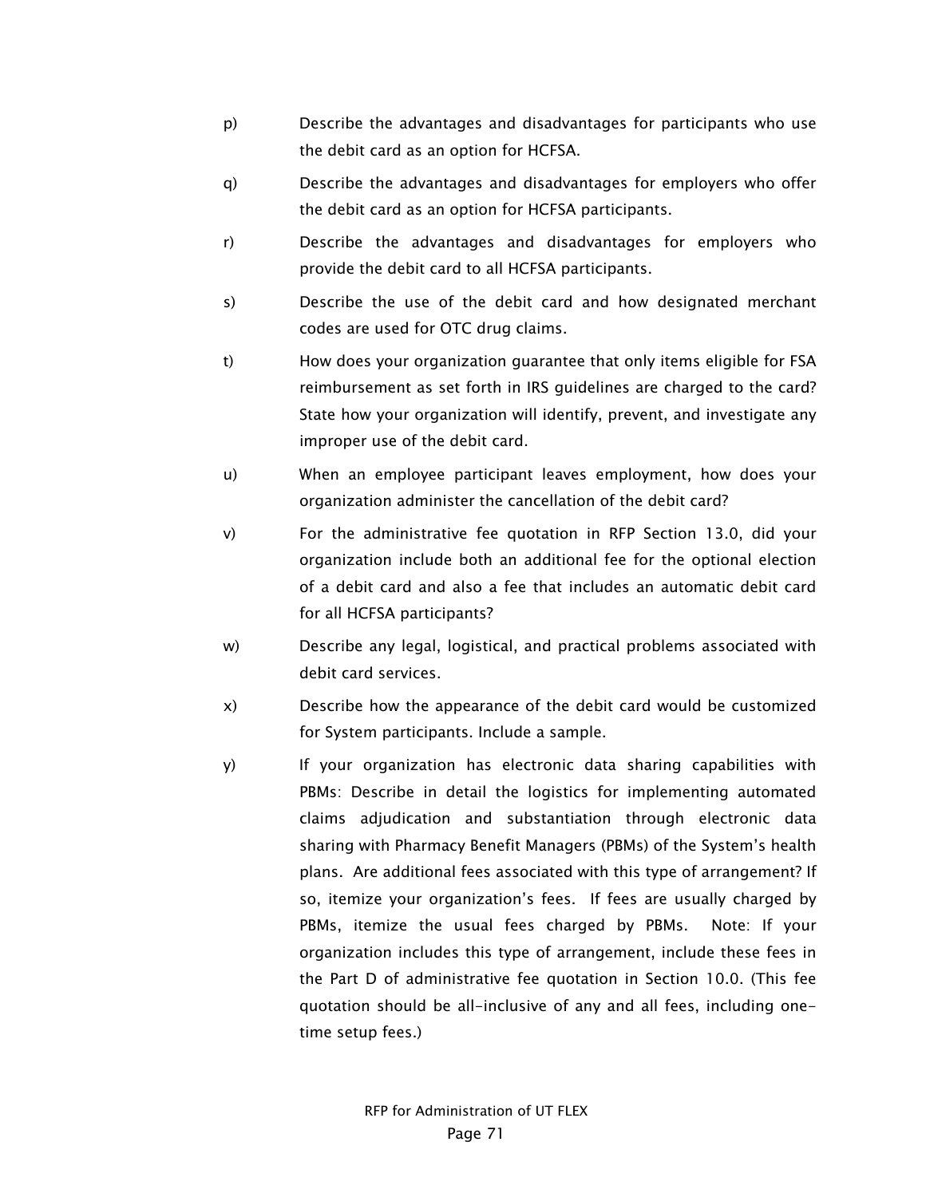p) Describe the advantages and disadvantages for participants who use the debit card as an option for HCFSA.

q) Describe the advantages and disadvantages for employers who offer the debit card as an option for HCFSA participants.

r) Describe the advantages and disadvantages for employers who provide the debit card to all HCFSA participants.

s) Describe the use of the debit card and how designated merchant codes are used for OTC drug claims.

t) How does your organization guarantee that only items eligible for FSA reimbursement as set forth in IRS guidelines are charged to the card? State how your organization will identify, prevent, and investigate any improper use of the debit card.

u) When an employee participant leaves employment, how does your organization administer the cancellation of the debit card?

v) For the administrative fee quotation in RFP Section 13.0, did your organization include both an additional fee for the optional election of a debit card and also a fee that includes an automatic debit card for all HCFSA participants?

w) Describe any legal, logistical, and practical problems associated with debit card services.

x) Describe how the appearance of the debit card would be customized for System participants. Include a sample.

y) If your organization has electronic data sharing capabilities with PBMs: Describe in detail the logistics for implementing automated claims adjudication and substantiation through electronic data sharing with Pharmacy Benefit Managers (PBMs) of the System's health plans. Are additional fees associated with this type of arrangement? If so, itemize your organization's fees. If fees are usually charged by PBMs, itemize the usual fees charged by PBMs. Note: If your organization includes this type of arrangement, include these fees in the Part D of administrative fee quotation in Section 10.0. (This fee quotation should be all-inclusive of any and all fees, including one-time setup fees.)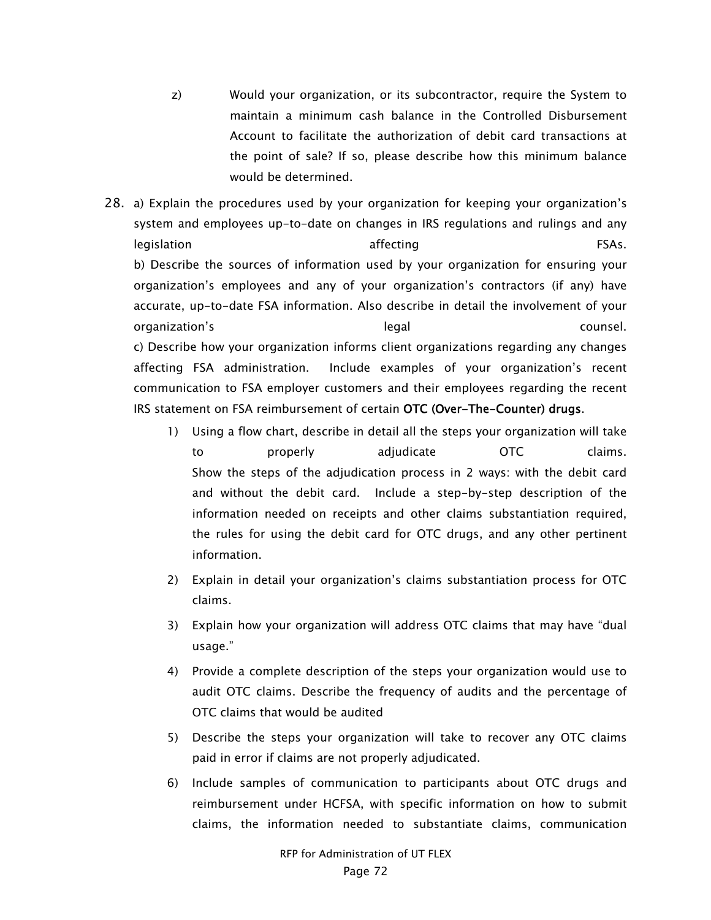z) Would your organization, or its subcontractor, require the System to maintain a minimum cash balance in the Controlled Disbursement Account to facilitate the authorization of debit card transactions at the point of sale? If so, please describe how this minimum balance would be determined.

28. a) Explain the procedures used by your organization for keeping your organization's system and employees up-to-date on changes in IRS regulations and rulings and any legislation affecting FSAs.
b) Describe the sources of information used by your organization for ensuring your organization's employees and any of your organization's contractors (if any) have accurate, up-to-date FSA information. Also describe in detail the involvement of your organization's legal counsel.
c) Describe how your organization informs client organizations regarding any changes affecting FSA administration. Include examples of your organization's recent communication to FSA employer customers and their employees regarding the recent IRS statement on FSA reimbursement of certain **OTC (Over-The-Counter) drugs**.

    1) Using a flow chart, describe in detail all the steps your organization will take to properly adjudicate OTC claims.
    Show the steps of the adjudication process in 2 ways: with the debit card and without the debit card. Include a step-by-step description of the information needed on receipts and other claims substantiation required, the rules for using the debit card for OTC drugs, and any other pertinent information.

    2) Explain in detail your organization's claims substantiation process for OTC claims.

    3) Explain how your organization will address OTC claims that may have "dual usage."

    4) Provide a complete description of the steps your organization would use to audit OTC claims. Describe the frequency of audits and the percentage of OTC claims that would be audited

    5) Describe the steps your organization will take to recover any OTC claims paid in error if claims are not properly adjudicated.

    6) Include samples of communication to participants about OTC drugs and reimbursement under HCFSA, with specific information on how to submit claims, the information needed to substantiate claims, communication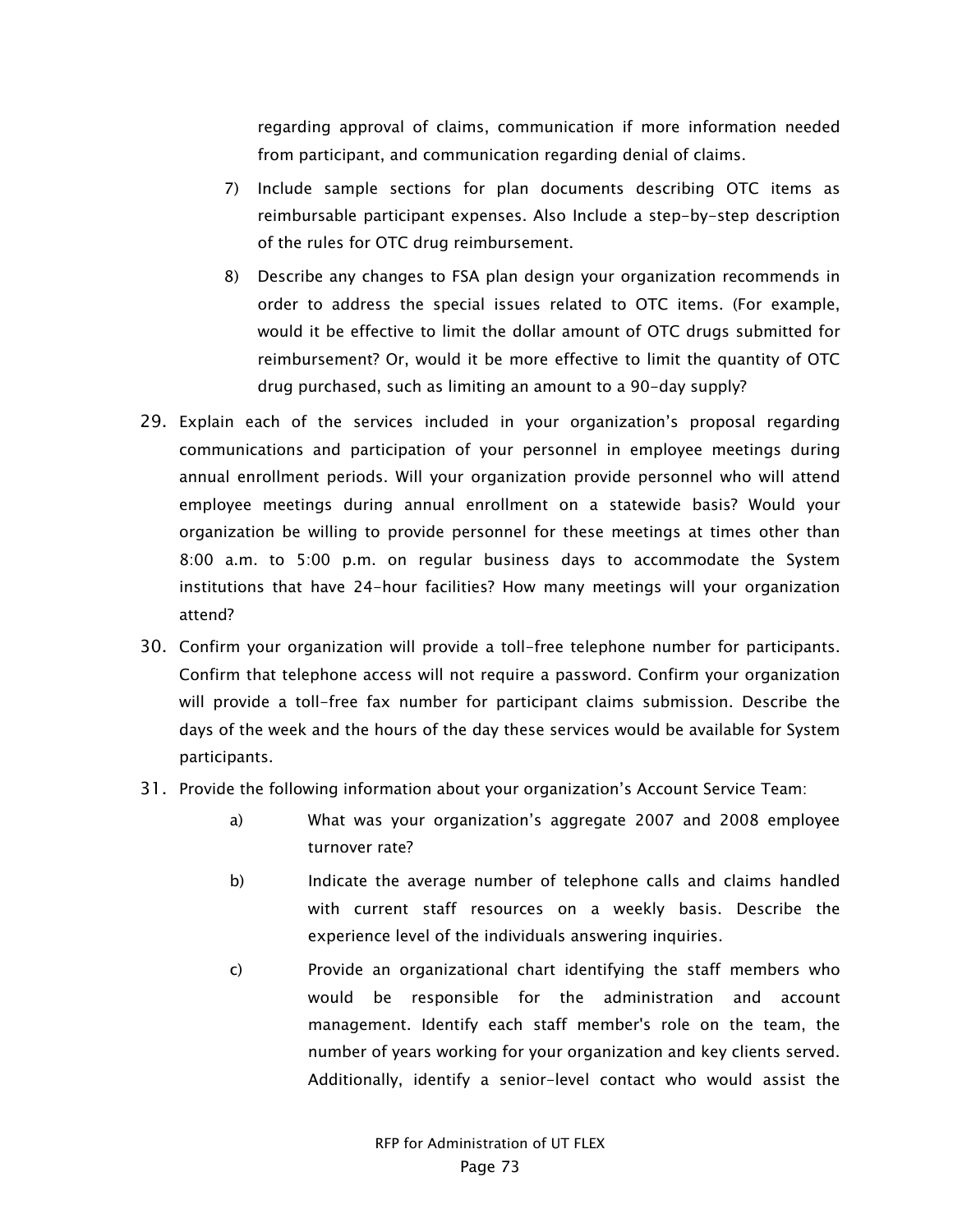regarding approval of claims, communication if more information needed from participant, and communication regarding denial of claims.

7) Include sample sections for plan documents describing OTC items as reimbursable participant expenses. Also Include a step-by-step description of the rules for OTC drug reimbursement.

8) Describe any changes to FSA plan design your organization recommends in order to address the special issues related to OTC items. (For example, would it be effective to limit the dollar amount of OTC drugs submitted for reimbursement? Or, would it be more effective to limit the quantity of OTC drug purchased, such as limiting an amount to a 90-day supply?

29. Explain each of the services included in your organization's proposal regarding communications and participation of your personnel in employee meetings during annual enrollment periods. Will your organization provide personnel who will attend employee meetings during annual enrollment on a statewide basis? Would your organization be willing to provide personnel for these meetings at times other than 8:00 a.m. to 5:00 p.m. on regular business days to accommodate the System institutions that have 24-hour facilities? How many meetings will your organization attend?

30. Confirm your organization will provide a toll-free telephone number for participants. Confirm that telephone access will not require a password. Confirm your organization will provide a toll-free fax number for participant claims submission. Describe the days of the week and the hours of the day these services would be available for System participants.

31. Provide the following information about your organization's Account Service Team:

    a) What was your organization's aggregate 2007 and 2008 employee turnover rate?

    b) Indicate the average number of telephone calls and claims handled with current staff resources on a weekly basis. Describe the experience level of the individuals answering inquiries.

    c) Provide an organizational chart identifying the staff members who would be responsible for the administration and account management. Identify each staff member's role on the team, the number of years working for your organization and key clients served. Additionally, identify a senior-level contact who would assist the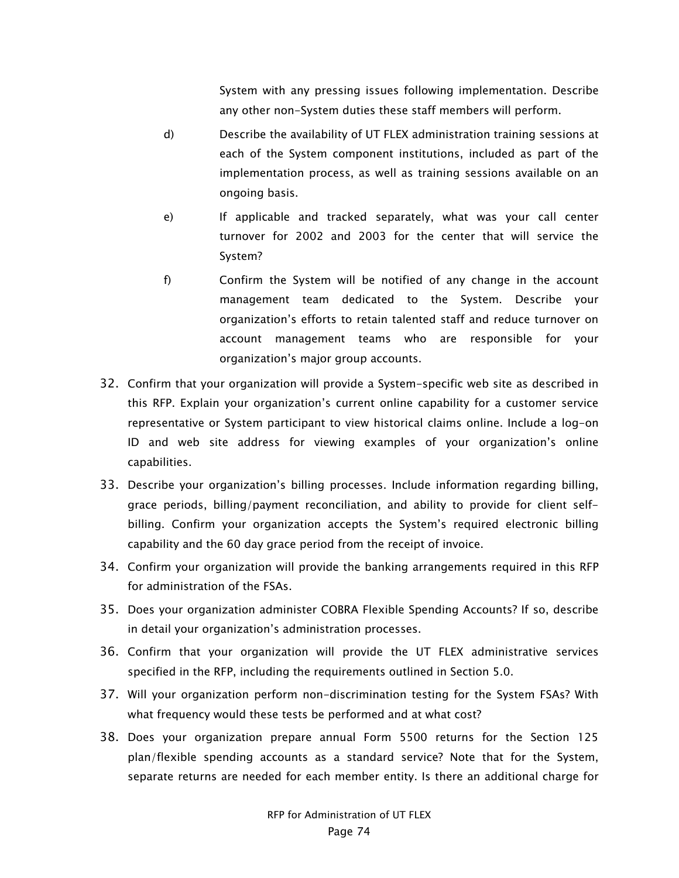System with any pressing issues following implementation. Describe any other non-System duties these staff members will perform.

d) Describe the availability of UT FLEX administration training sessions at each of the System component institutions, included as part of the implementation process, as well as training sessions available on an ongoing basis.

e) If applicable and tracked separately, what was your call center turnover for 2002 and 2003 for the center that will service the System?

f) Confirm the System will be notified of any change in the account management team dedicated to the System. Describe your organization's efforts to retain talented staff and reduce turnover on account management teams who are responsible for your organization's major group accounts.

32. Confirm that your organization will provide a System-specific web site as described in this RFP. Explain your organization's current online capability for a customer service representative or System participant to view historical claims online. Include a log-on ID and web site address for viewing examples of your organization's online capabilities.

33. Describe your organization's billing processes. Include information regarding billing, grace periods, billing/payment reconciliation, and ability to provide for client self-billing. Confirm your organization accepts the System's required electronic billing capability and the 60 day grace period from the receipt of invoice.

34. Confirm your organization will provide the banking arrangements required in this RFP for administration of the FSAs.

35. Does your organization administer COBRA Flexible Spending Accounts? If so, describe in detail your organization's administration processes.

36. Confirm that your organization will provide the UT FLEX administrative services specified in the RFP, including the requirements outlined in Section 5.0.

37. Will your organization perform non-discrimination testing for the System FSAs? With what frequency would these tests be performed and at what cost?

38. Does your organization prepare annual Form 5500 returns for the Section 125 plan/flexible spending accounts as a standard service? Note that for the System, separate returns are needed for each member entity. Is there an additional charge for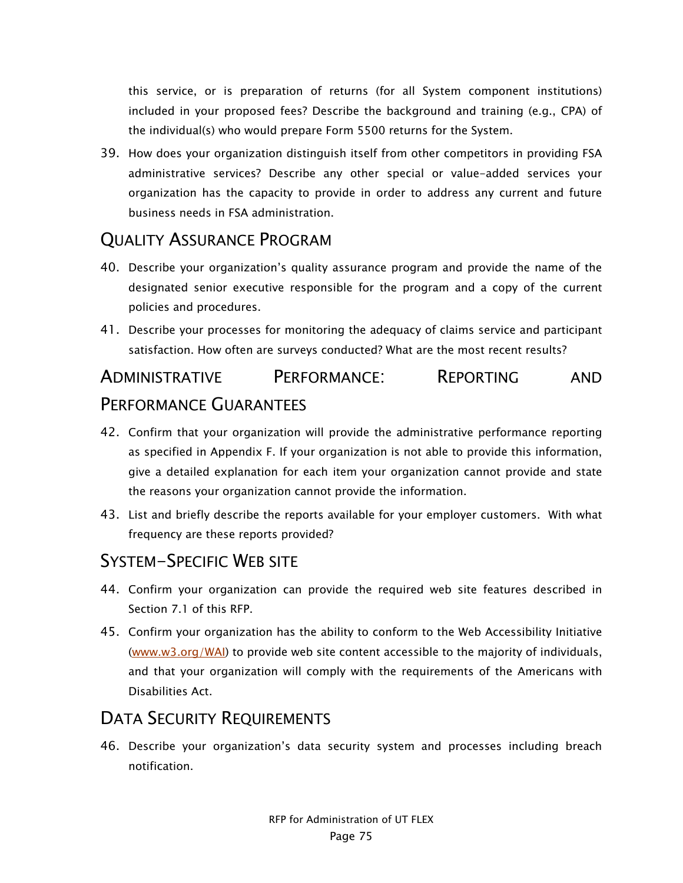this service, or is preparation of returns (for all System component institutions) included in your proposed fees? Describe the background and training (e.g., CPA) of the individual(s) who would prepare Form 5500 returns for the System.

39. How does your organization distinguish itself from other competitors in providing FSA administrative services? Describe any other special or value-added services your organization has the capacity to provide in order to address any current and future business needs in FSA administration.

## Quality Assurance Program

40. Describe your organization's quality assurance program and provide the name of the designated senior executive responsible for the program and a copy of the current policies and procedures.

41. Describe your processes for monitoring the adequacy of claims service and participant satisfaction. How often are surveys conducted? What are the most recent results?

## Administrative Performance: Reporting and Performance Guarantees

42. Confirm that your organization will provide the administrative performance reporting as specified in Appendix F. If your organization is not able to provide this information, give a detailed explanation for each item your organization cannot provide and state the reasons your organization cannot provide the information.

43. List and briefly describe the reports available for your employer customers. With what frequency are these reports provided?

## System-Specific Web Site

44. Confirm your organization can provide the required web site features described in Section 7.1 of this RFP.

45. Confirm your organization has the ability to conform to the Web Accessibility Initiative (www.w3.org/WAI) to provide web site content accessible to the majority of individuals, and that your organization will comply with the requirements of the Americans with Disabilities Act.

## Data Security Requirements

46. Describe your organization's data security system and processes including breach notification.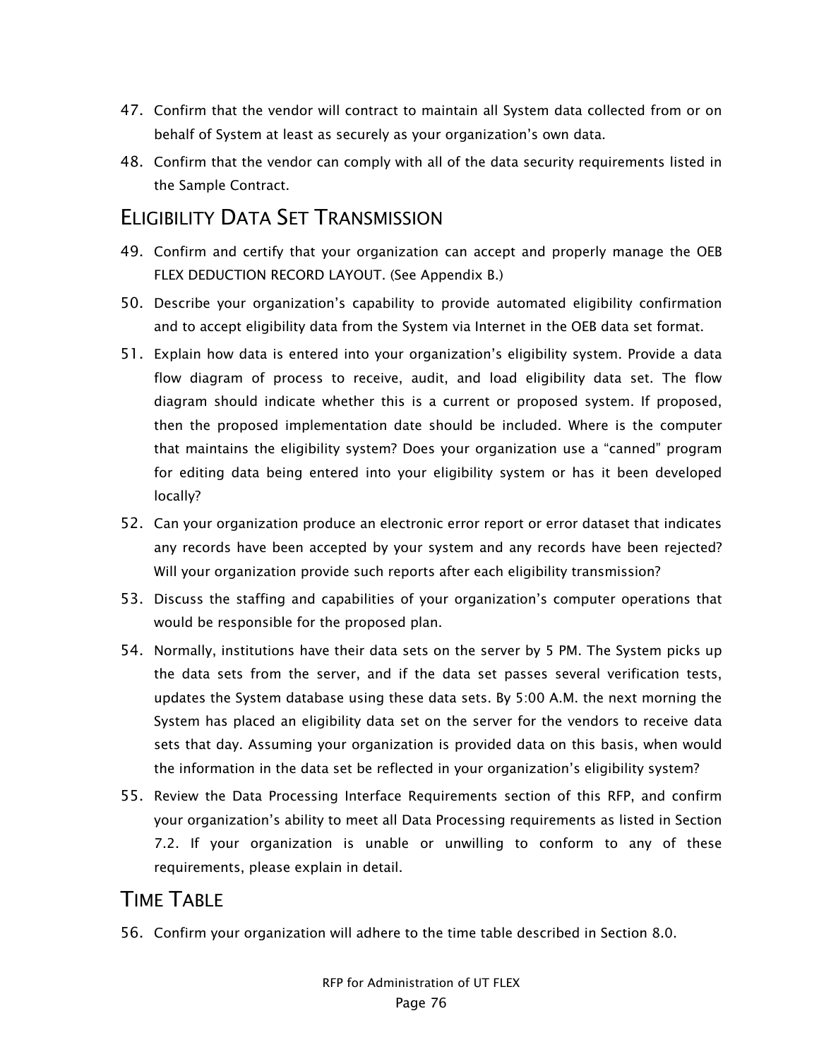47. Confirm that the vendor will contract to maintain all System data collected from or on behalf of System at least as securely as your organization's own data.
48. Confirm that the vendor can comply with all of the data security requirements listed in the Sample Contract.

## ELIGIBILITY DATA SET TRANSMISSION

49. Confirm and certify that your organization can accept and properly manage the OEB FLEX DEDUCTION RECORD LAYOUT. (See Appendix B.)
50. Describe your organization's capability to provide automated eligibility confirmation and to accept eligibility data from the System via Internet in the OEB data set format.
51. Explain how data is entered into your organization's eligibility system. Provide a data flow diagram of process to receive, audit, and load eligibility data set. The flow diagram should indicate whether this is a current or proposed system. If proposed, then the proposed implementation date should be included. Where is the computer that maintains the eligibility system? Does your organization use a "canned" program for editing data being entered into your eligibility system or has it been developed locally?
52. Can your organization produce an electronic error report or error dataset that indicates any records have been accepted by your system and any records have been rejected? Will your organization provide such reports after each eligibility transmission?
53. Discuss the staffing and capabilities of your organization's computer operations that would be responsible for the proposed plan.
54. Normally, institutions have their data sets on the server by 5 PM. The System picks up the data sets from the server, and if the data set passes several verification tests, updates the System database using these data sets. By 5:00 A.M. the next morning the System has placed an eligibility data set on the server for the vendors to receive data sets that day. Assuming your organization is provided data on this basis, when would the information in the data set be reflected in your organization's eligibility system?
55. Review the Data Processing Interface Requirements section of this RFP, and confirm your organization's ability to meet all Data Processing requirements as listed in Section 7.2. If your organization is unable or unwilling to conform to any of these requirements, please explain in detail.

## TIME TABLE

56. Confirm your organization will adhere to the time table described in Section 8.0.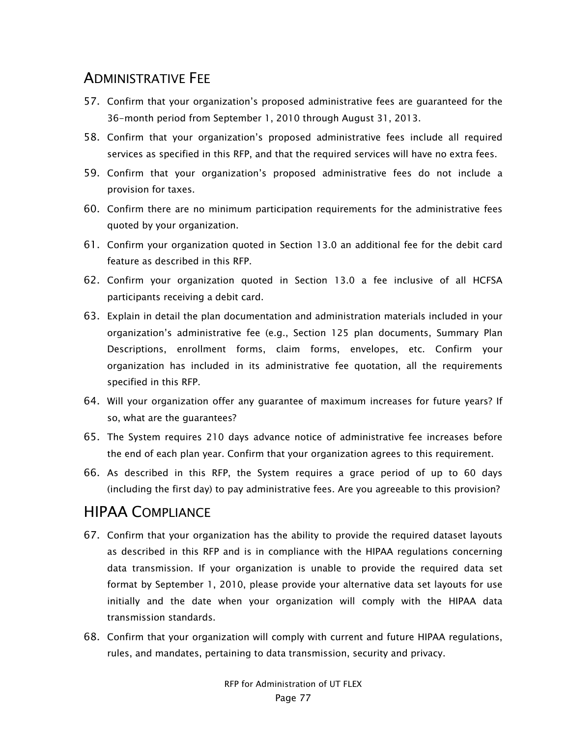## ADMINISTRATIVE FEE

57. Confirm that your organization's proposed administrative fees are guaranteed for the 36-month period from September 1, 2010 through August 31, 2013.
58. Confirm that your organization's proposed administrative fees include all required services as specified in this RFP, and that the required services will have no extra fees.
59. Confirm that your organization's proposed administrative fees do not include a provision for taxes.
60. Confirm there are no minimum participation requirements for the administrative fees quoted by your organization.
61. Confirm your organization quoted in Section 13.0 an additional fee for the debit card feature as described in this RFP.
62. Confirm your organization quoted in Section 13.0 a fee inclusive of all HCFSA participants receiving a debit card.
63. Explain in detail the plan documentation and administration materials included in your organization's administrative fee (e.g., Section 125 plan documents, Summary Plan Descriptions, enrollment forms, claim forms, envelopes, etc. Confirm your organization has included in its administrative fee quotation, all the requirements specified in this RFP.
64. Will your organization offer any guarantee of maximum increases for future years? If so, what are the guarantees?
65. The System requires 210 days advance notice of administrative fee increases before the end of each plan year. Confirm that your organization agrees to this requirement.
66. As described in this RFP, the System requires a grace period of up to 60 days (including the first day) to pay administrative fees. Are you agreeable to this provision?

## HIPAA COMPLIANCE

67. Confirm that your organization has the ability to provide the required dataset layouts as described in this RFP and is in compliance with the HIPAA regulations concerning data transmission. If your organization is unable to provide the required data set format by September 1, 2010, please provide your alternative data set layouts for use initially and the date when your organization will comply with the HIPAA data transmission standards.
68. Confirm that your organization will comply with current and future HIPAA regulations, rules, and mandates, pertaining to data transmission, security and privacy.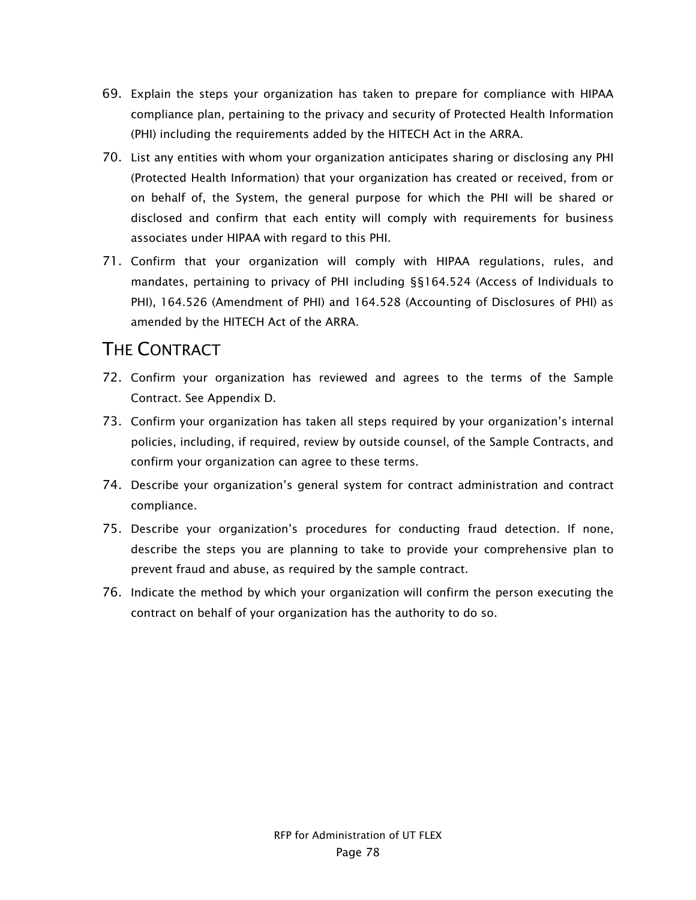69. Explain the steps your organization has taken to prepare for compliance with HIPAA compliance plan, pertaining to the privacy and security of Protected Health Information (PHI) including the requirements added by the HITECH Act in the ARRA.
70. List any entities with whom your organization anticipates sharing or disclosing any PHI (Protected Health Information) that your organization has created or received, from or on behalf of, the System, the general purpose for which the PHI will be shared or disclosed and confirm that each entity will comply with requirements for business associates under HIPAA with regard to this PHI.
71. Confirm that your organization will comply with HIPAA regulations, rules, and mandates, pertaining to privacy of PHI including §§164.524 (Access of Individuals to PHI), 164.526 (Amendment of PHI) and 164.528 (Accounting of Disclosures of PHI) as amended by the HITECH Act of the ARRA.

## THE CONTRACT

72. Confirm your organization has reviewed and agrees to the terms of the Sample Contract. See Appendix D.
73. Confirm your organization has taken all steps required by your organization's internal policies, including, if required, review by outside counsel, of the Sample Contracts, and confirm your organization can agree to these terms.
74. Describe your organization's general system for contract administration and contract compliance.
75. Describe your organization's procedures for conducting fraud detection. If none, describe the steps you are planning to take to provide your comprehensive plan to prevent fraud and abuse, as required by the sample contract.
76. Indicate the method by which your organization will confirm the person executing the contract on behalf of your organization has the authority to do so.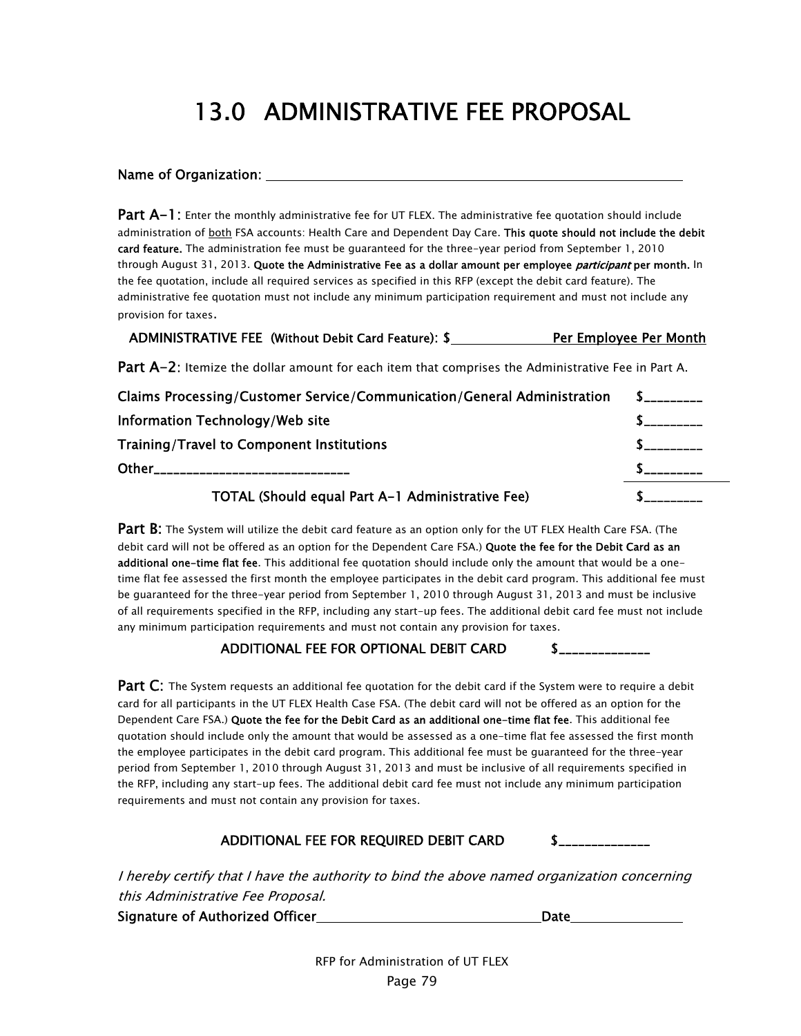# 13.0 ADMINISTRATIVE FEE PROPOSAL

**Name of Organization:** ______________________________________________

**Part A-1:** Enter the monthly administrative fee for UT FLEX. The administrative fee quotation should include administration of both FSA accounts: Health Care and Dependent Day Care. **This quote should not include the debit card feature.** The administration fee must be guaranteed for the three-year period from September 1, 2010 through August 31, 2013. **Quote the Administrative Fee as a dollar amount per employee *participant* per month.** In the fee quotation, include all required services as specified in this RFP (except the debit card feature). The administrative fee quotation must not include any minimum participation requirement and must not include any provision for taxes.

**ADMINISTRATIVE FEE (Without Debit Card Feature): $_______________ Per Employee Per Month**

**Part A-2:** Itemize the dollar amount for each item that comprises the Administrative Fee in Part A.

| | |
|---|---|
| **Claims Processing/Customer Service/Communication/General Administration** | $_________ |
| **Information Technology/Web site** | $_________ |
| **Training/Travel to Component Institutions** | $_________ |
| **Other_____________________________** | $_________ |
| **TOTAL (Should equal Part A-1 Administrative Fee)** | $_________ |

**Part B:** The System will utilize the debit card feature as an option only for the UT FLEX Health Care FSA. (The debit card will not be offered as an option for the Dependent Care FSA.) **Quote the fee for the Debit Card as an additional one-time flat fee**. This additional fee quotation should include only the amount that would be a one-time flat fee assessed the first month the employee participates in the debit card program. This additional fee must be guaranteed for the three-year period from September 1, 2010 through August 31, 2013 and must be inclusive of all requirements specified in the RFP, including any start-up fees. The additional debit card fee must not include any minimum participation requirements and must not contain any provision for taxes.

**ADDITIONAL FEE FOR OPTIONAL DEBIT CARD $______________**

**Part C:** The System requests an additional fee quotation for the debit card if the System were to require a debit card for all participants in the UT FLEX Health Case FSA. (The debit card will not be offered as an option for the Dependent Care FSA.) **Quote the fee for the Debit Card as an additional one-time flat fee**. This additional fee quotation should include only the amount that would be assessed as a one-time flat fee assessed the first month the employee participates in the debit card program. This additional fee must be guaranteed for the three-year period from September 1, 2010 through August 31, 2013 and must be inclusive of all requirements specified in the RFP, including any start-up fees. The additional debit card fee must not include any minimum participation requirements and must not contain any provision for taxes.

**ADDITIONAL FEE FOR REQUIRED DEBIT CARD $______________**

*I hereby certify that I have the authority to bind the above named organization concerning this Administrative Fee Proposal.*

**Signature of Authorized Officer**________________________________**Date**________________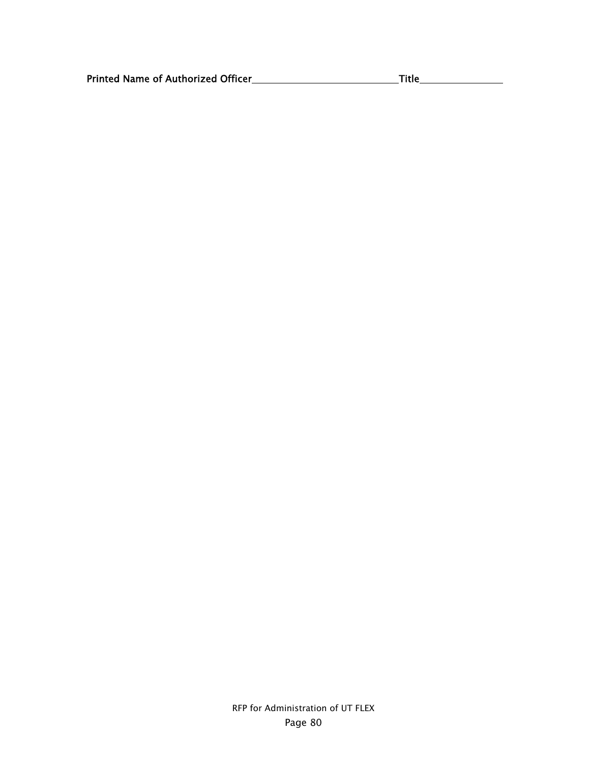**Printed Name of Authorized Officer**\_\_\_\_\_\_\_\_\_\_\_\_\_\_\_\_\_\_\_\_\_\_\_\_\_\_\_\_\_\_**Title**\_\_\_\_\_\_\_\_\_\_\_\_\_\_\_\_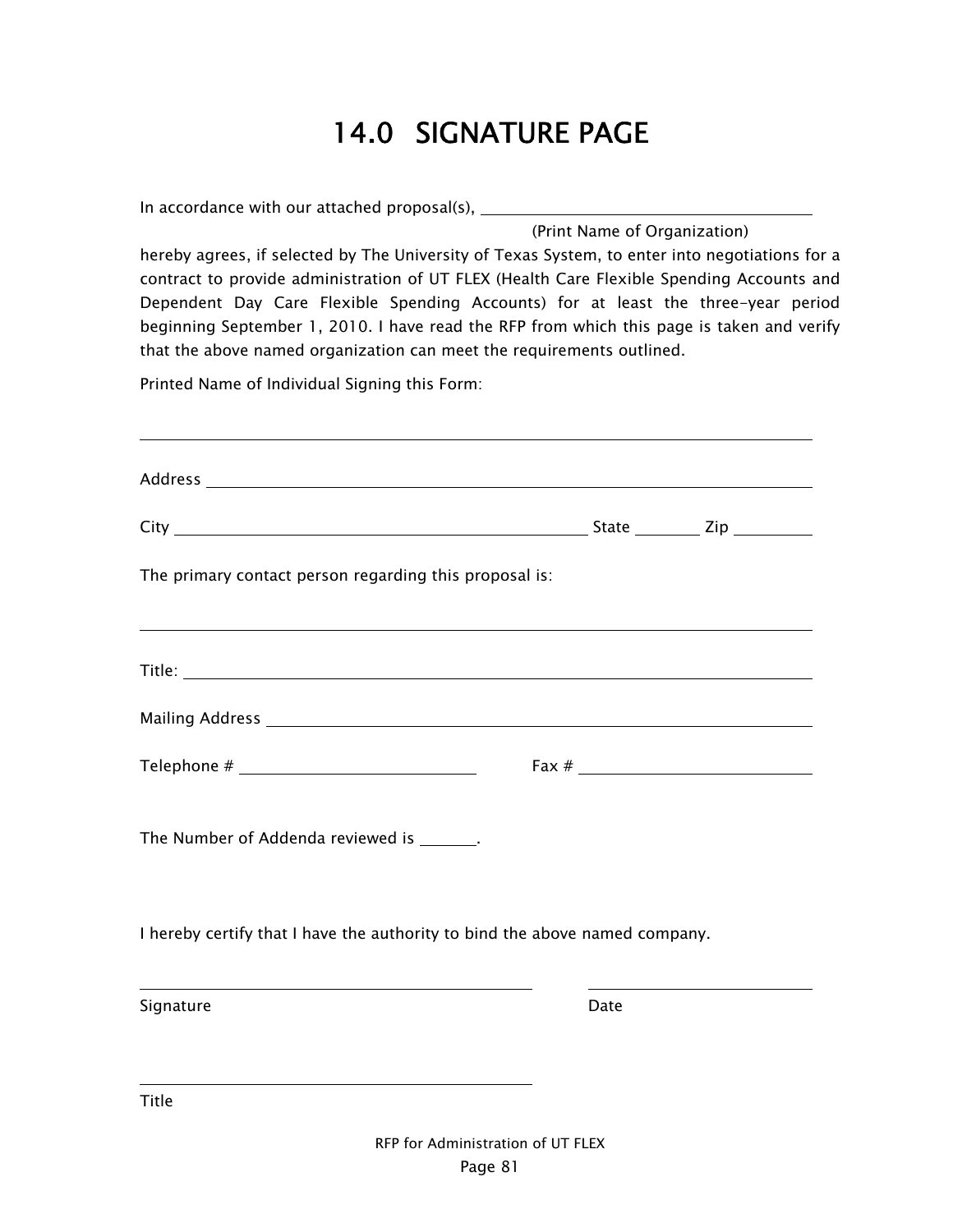# 14.0 SIGNATURE PAGE

In accordance with our attached proposal(s), ______________________________________
(Print Name of Organization)

hereby agrees, if selected by The University of Texas System, to enter into negotiations for a contract to provide administration of UT FLEX (Health Care Flexible Spending Accounts and Dependent Day Care Flexible Spending Accounts) for at least the three-year period beginning September 1, 2010. I have read the RFP from which this page is taken and verify that the above named organization can meet the requirements outlined.

Printed Name of Individual Signing this Form:

______________________________________________________________________

Address ______________________________________________________________

City ________________________________________ State ________ Zip _________

The primary contact person regarding this proposal is:

______________________________________________________________________

Title: ________________________________________________________________

Mailing Address ______________________________________________________

Telephone # ___________________________ Fax # ___________________________

The Number of Addenda reviewed is _______.

I hereby certify that I have the authority to bind the above named company.

______________________________________ ______________________
Signature Date

______________________________________
Title